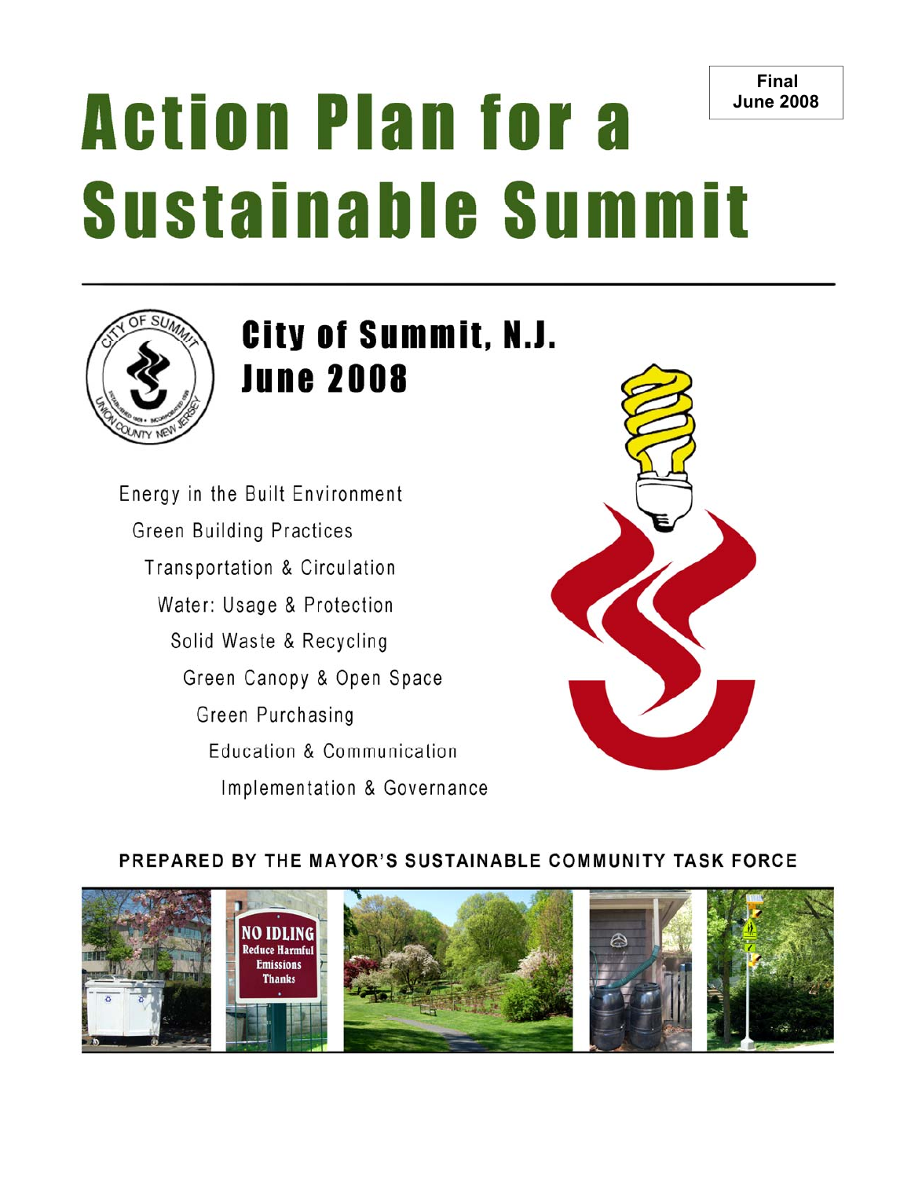**Final**
**June 2008**

# Action Plan for a Sustainable Summit

## City of Summit, N.J.
## June 2008

Energy in the Built Environment
Green Building Practices
Transportation & Circulation
Water: Usage & Protection
Solid Waste & Recycling
Green Canopy & Open Space
Green Purchasing
Education & Communication
Implementation & Governance

**PREPARED BY THE MAYOR'S SUSTAINABLE COMMUNITY TASK FORCE**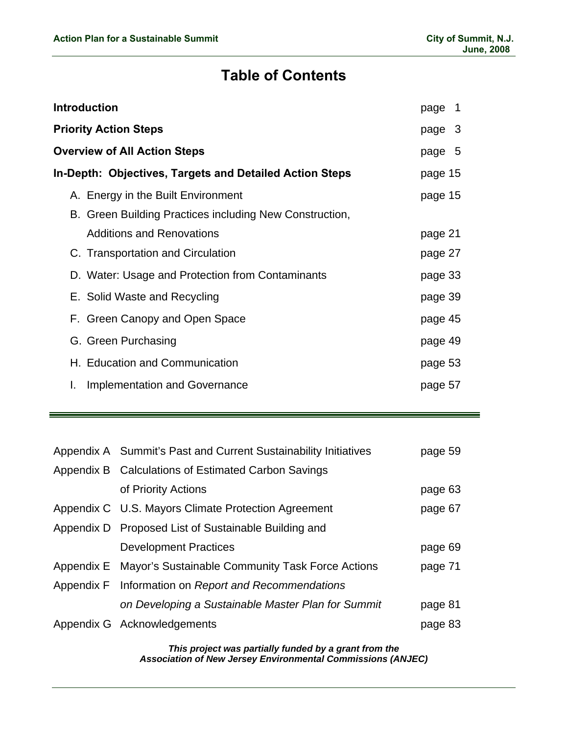# Table of Contents

| | |
|---|---|
| **Introduction** | page 1 |
| **Priority Action Steps** | page 3 |
| **Overview of All Action Steps** | page 5 |
| **In-Depth: Objectives, Targets and Detailed Action Steps** | page 15 |
| A. Energy in the Built Environment | page 15 |
| B. Green Building Practices including New Construction, Additions and Renovations | page 21 |
| C. Transportation and Circulation | page 27 |
| D. Water: Usage and Protection from Contaminants | page 33 |
| E. Solid Waste and Recycling | page 39 |
| F. Green Canopy and Open Space | page 45 |
| G. Green Purchasing | page 49 |
| H. Education and Communication | page 53 |
| I. Implementation and Governance | page 57 |

---

| | | |
|---|---|---|
| Appendix A | Summit's Past and Current Sustainability Initiatives | page 59 |
| Appendix B | Calculations of Estimated Carbon Savings of Priority Actions | page 63 |
| Appendix C | U.S. Mayors Climate Protection Agreement | page 67 |
| Appendix D | Proposed List of Sustainable Building and Development Practices | page 69 |
| Appendix E | Mayor's Sustainable Community Task Force Actions | page 71 |
| Appendix F | Information on *Report and Recommendations on Developing a Sustainable Master Plan for Summit* | page 81 |
| Appendix G | Acknowledgements | page 83 |

***This project was partially funded by a grant from the Association of New Jersey Environmental Commissions (ANJEC)***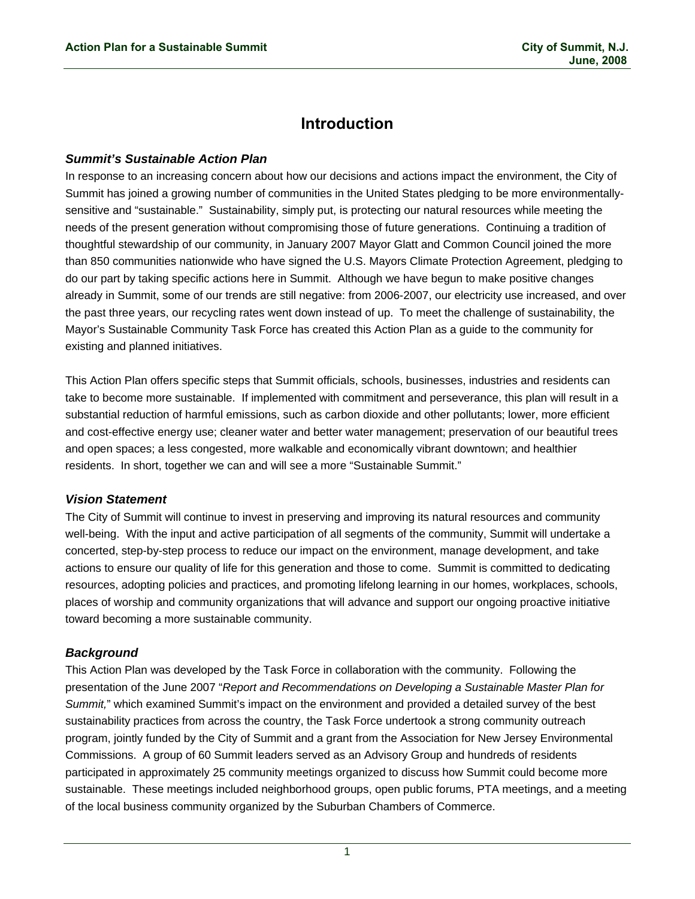# Introduction

### *Summit's Sustainable Action Plan*

In response to an increasing concern about how our decisions and actions impact the environment, the City of Summit has joined a growing number of communities in the United States pledging to be more environmentally-sensitive and "sustainable." Sustainability, simply put, is protecting our natural resources while meeting the needs of the present generation without compromising those of future generations. Continuing a tradition of thoughtful stewardship of our community, in January 2007 Mayor Glatt and Common Council joined the more than 850 communities nationwide who have signed the U.S. Mayors Climate Protection Agreement, pledging to do our part by taking specific actions here in Summit. Although we have begun to make positive changes already in Summit, some of our trends are still negative: from 2006-2007, our electricity use increased, and over the past three years, our recycling rates went down instead of up. To meet the challenge of sustainability, the Mayor's Sustainable Community Task Force has created this Action Plan as a guide to the community for existing and planned initiatives.

This Action Plan offers specific steps that Summit officials, schools, businesses, industries and residents can take to become more sustainable. If implemented with commitment and perseverance, this plan will result in a substantial reduction of harmful emissions, such as carbon dioxide and other pollutants; lower, more efficient and cost-effective energy use; cleaner water and better water management; preservation of our beautiful trees and open spaces; a less congested, more walkable and economically vibrant downtown; and healthier residents. In short, together we can and will see a more "Sustainable Summit."

### *Vision Statement*

The City of Summit will continue to invest in preserving and improving its natural resources and community well-being. With the input and active participation of all segments of the community, Summit will undertake a concerted, step-by-step process to reduce our impact on the environment, manage development, and take actions to ensure our quality of life for this generation and those to come. Summit is committed to dedicating resources, adopting policies and practices, and promoting lifelong learning in our homes, workplaces, schools, places of worship and community organizations that will advance and support our ongoing proactive initiative toward becoming a more sustainable community.

### *Background*

This Action Plan was developed by the Task Force in collaboration with the community. Following the presentation of the June 2007 "*Report and Recommendations on Developing a Sustainable Master Plan for Summit,*" which examined Summit's impact on the environment and provided a detailed survey of the best sustainability practices from across the country, the Task Force undertook a strong community outreach program, jointly funded by the City of Summit and a grant from the Association for New Jersey Environmental Commissions. A group of 60 Summit leaders served as an Advisory Group and hundreds of residents participated in approximately 25 community meetings organized to discuss how Summit could become more sustainable. These meetings included neighborhood groups, open public forums, PTA meetings, and a meeting of the local business community organized by the Suburban Chambers of Commerce.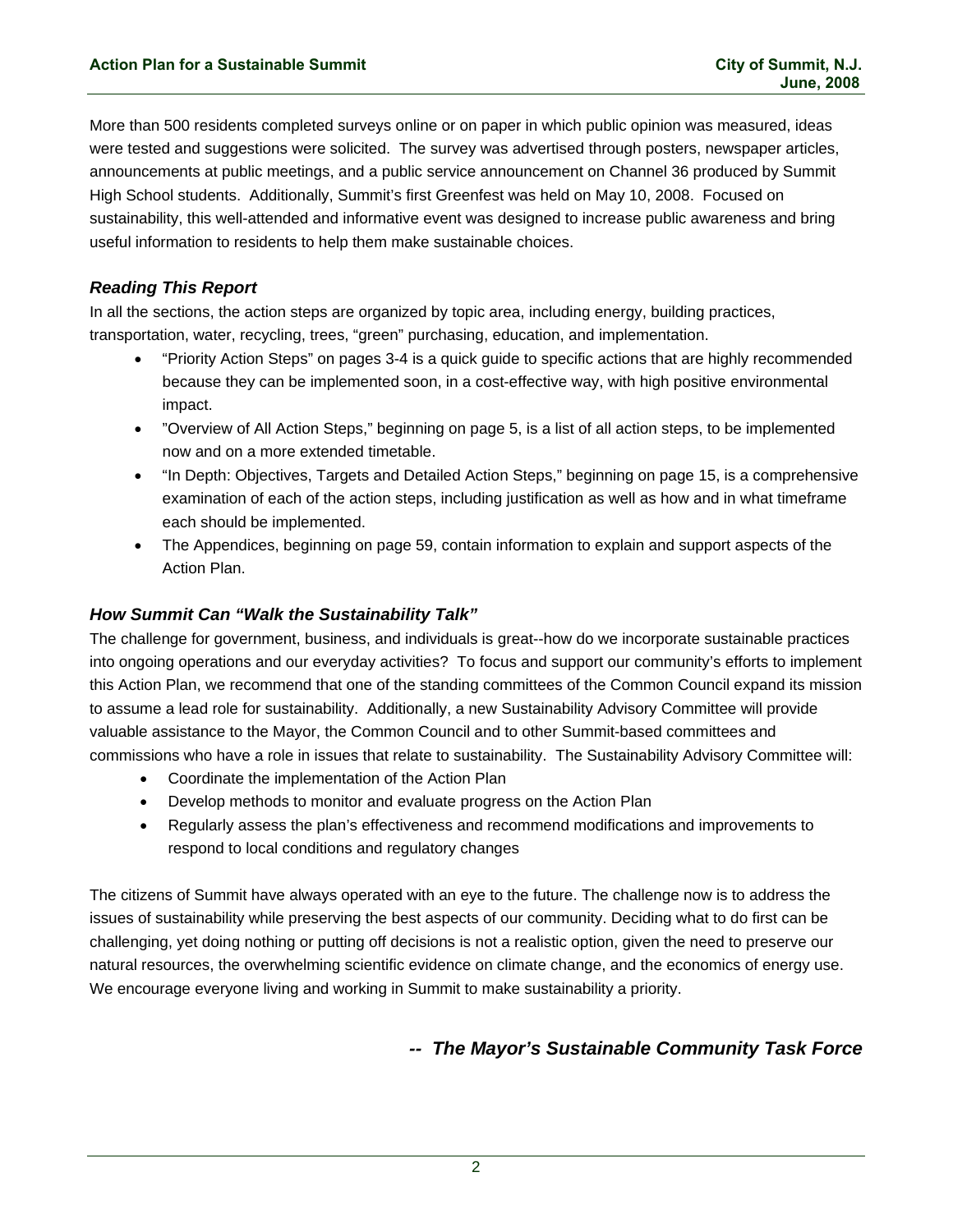More than 500 residents completed surveys online or on paper in which public opinion was measured, ideas were tested and suggestions were solicited. The survey was advertised through posters, newspaper articles, announcements at public meetings, and a public service announcement on Channel 36 produced by Summit High School students. Additionally, Summit's first Greenfest was held on May 10, 2008. Focused on sustainability, this well-attended and informative event was designed to increase public awareness and bring useful information to residents to help them make sustainable choices.

### *Reading This Report*

In all the sections, the action steps are organized by topic area, including energy, building practices, transportation, water, recycling, trees, "green" purchasing, education, and implementation.

- "Priority Action Steps" on pages 3-4 is a quick guide to specific actions that are highly recommended because they can be implemented soon, in a cost-effective way, with high positive environmental impact.
- "Overview of All Action Steps," beginning on page 5, is a list of all action steps, to be implemented now and on a more extended timetable.
- "In Depth: Objectives, Targets and Detailed Action Steps," beginning on page 15, is a comprehensive examination of each of the action steps, including justification as well as how and in what timeframe each should be implemented.
- The Appendices, beginning on page 59, contain information to explain and support aspects of the Action Plan.

### *How Summit Can "Walk the Sustainability Talk"*

The challenge for government, business, and individuals is great--how do we incorporate sustainable practices into ongoing operations and our everyday activities? To focus and support our community's efforts to implement this Action Plan, we recommend that one of the standing committees of the Common Council expand its mission to assume a lead role for sustainability. Additionally, a new Sustainability Advisory Committee will provide valuable assistance to the Mayor, the Common Council and to other Summit-based committees and commissions who have a role in issues that relate to sustainability. The Sustainability Advisory Committee will:

- Coordinate the implementation of the Action Plan
- Develop methods to monitor and evaluate progress on the Action Plan
- Regularly assess the plan's effectiveness and recommend modifications and improvements to respond to local conditions and regulatory changes

The citizens of Summit have always operated with an eye to the future. The challenge now is to address the issues of sustainability while preserving the best aspects of our community. Deciding what to do first can be challenging, yet doing nothing or putting off decisions is not a realistic option, given the need to preserve our natural resources, the overwhelming scientific evidence on climate change, and the economics of energy use. We encourage everyone living and working in Summit to make sustainability a priority.

***-- The Mayor's Sustainable Community Task Force***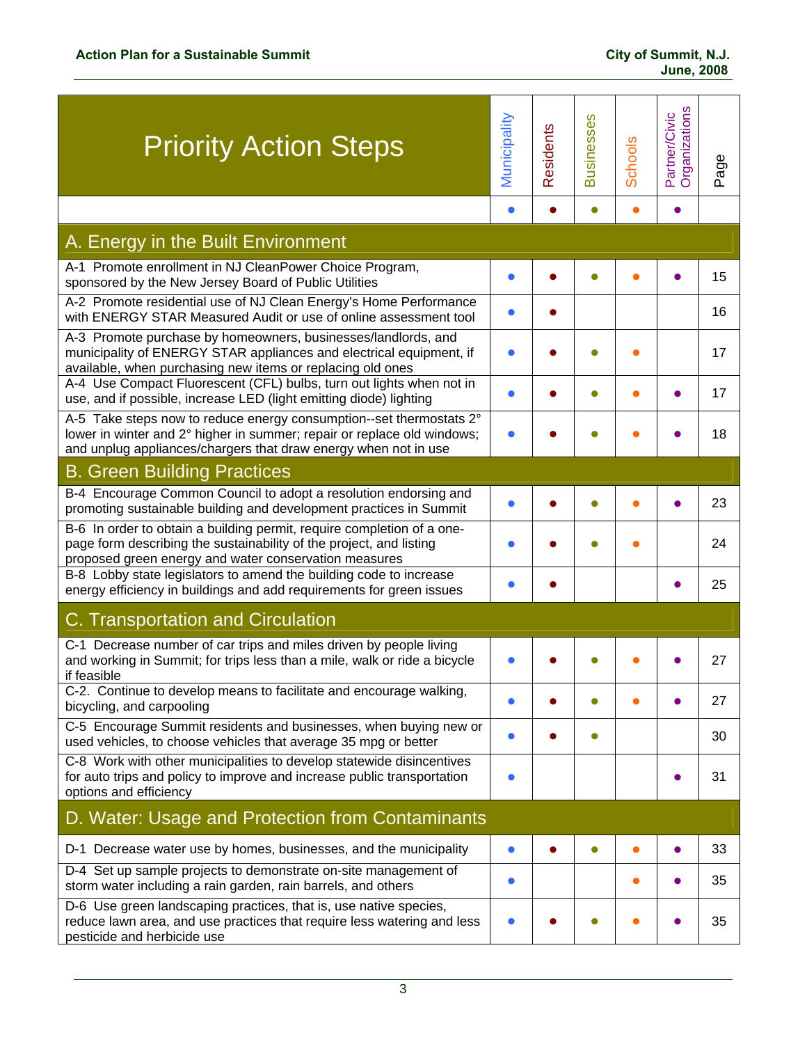| Priority Action Steps | Municipality | Residents | Businesses | Schools | Partner/Civic Organizations | Page |
|---|---|---|---|---|---|---|
| | ● | ● | ● | ● | ● | |
| **A. Energy in the Built Environment** | | | | | | |
| A-1 Promote enrollment in NJ CleanPower Choice Program, sponsored by the New Jersey Board of Public Utilities | ● | ● | ● | ● | ● | 15 |
| A-2 Promote residential use of NJ Clean Energy's Home Performance with ENERGY STAR Measured Audit or use of online assessment tool | ● | ● | | | | 16 |
| A-3 Promote purchase by homeowners, businesses/landlords, and municipality of ENERGY STAR appliances and electrical equipment, if available, when purchasing new items or replacing old ones | ● | ● | ● | ● | | 17 |
| A-4 Use Compact Fluorescent (CFL) bulbs, turn out lights when not in use, and if possible, increase LED (light emitting diode) lighting | ● | ● | ● | ● | ● | 17 |
| A-5 Take steps now to reduce energy consumption--set thermostats 2° lower in winter and 2° higher in summer; repair or replace old windows; and unplug appliances/chargers that draw energy when not in use | ● | ● | ● | ● | ● | 18 |
| **B. Green Building Practices** | | | | | | |
| B-4 Encourage Common Council to adopt a resolution endorsing and promoting sustainable building and development practices in Summit | ● | ● | ● | ● | ● | 23 |
| B-6 In order to obtain a building permit, require completion of a one-page form describing the sustainability of the project, and listing proposed green energy and water conservation measures | ● | ● | ● | ● | | 24 |
| B-8 Lobby state legislators to amend the building code to increase energy efficiency in buildings and add requirements for green issues | ● | ● | | | ● | 25 |
| **C. Transportation and Circulation** | | | | | | |
| C-1 Decrease number of car trips and miles driven by people living and working in Summit; for trips less than a mile, walk or ride a bicycle if feasible | ● | ● | ● | ● | ● | 27 |
| C-2. Continue to develop means to facilitate and encourage walking, bicycling, and carpooling | ● | ● | ● | ● | ● | 27 |
| C-5 Encourage Summit residents and businesses, when buying new or used vehicles, to choose vehicles that average 35 mpg or better | ● | ● | ● | | | 30 |
| C-8 Work with other municipalities to develop statewide disincentives for auto trips and policy to improve and increase public transportation options and efficiency | ● | | | | ● | 31 |
| **D. Water: Usage and Protection from Contaminants** | | | | | | |
| D-1 Decrease water use by homes, businesses, and the municipality | ● | ● | ● | ● | ● | 33 |
| D-4 Set up sample projects to demonstrate on-site management of storm water including a rain garden, rain barrels, and others | ● | | | ● | ● | 35 |
| D-6 Use green landscaping practices, that is, use native species, reduce lawn area, and use practices that require less watering and less pesticide and herbicide use | ● | ● | ● | ● | ● | 35 |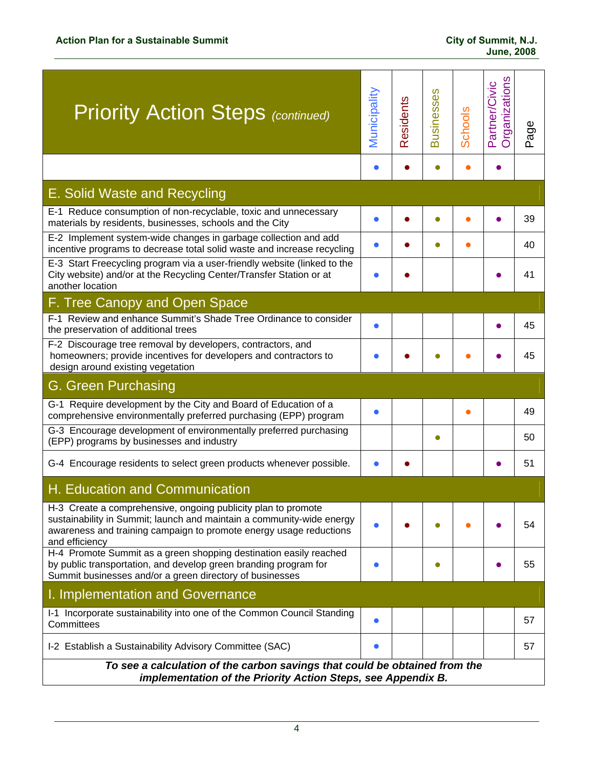| Priority Action Steps *(continued)* | Municipality | Residents | Businesses | Schools | Partner/Civic Organizations | Page |
|---|---|---|---|---|---|---|
| | ● | ● | ● | ● | ● | |
| **E. Solid Waste and Recycling** | | | | | | |
| E-1 Reduce consumption of non-recyclable, toxic and unnecessary materials by residents, businesses, schools and the City | ● | ● | ● | ● | ● | 39 |
| E-2 Implement system-wide changes in garbage collection and add incentive programs to decrease total solid waste and increase recycling | ● | ● | ● | ● | | 40 |
| E-3 Start Freecycling program via a user-friendly website (linked to the City website) and/or at the Recycling Center/Transfer Station or at another location | ● | ● | | | ● | 41 |
| **F. Tree Canopy and Open Space** | | | | | | |
| F-1 Review and enhance Summit's Shade Tree Ordinance to consider the preservation of additional trees | ● | | | | ● | 45 |
| F-2 Discourage tree removal by developers, contractors, and homeowners; provide incentives for developers and contractors to design around existing vegetation | ● | ● | ● | ● | ● | 45 |
| **G. Green Purchasing** | | | | | | |
| G-1 Require development by the City and Board of Education of a comprehensive environmentally preferred purchasing (EPP) program | ● | | | ● | | 49 |
| G-3 Encourage development of environmentally preferred purchasing (EPP) programs by businesses and industry | | | ● | | | 50 |
| G-4 Encourage residents to select green products whenever possible. | ● | ● | | | ● | 51 |
| **H. Education and Communication** | | | | | | |
| H-3 Create a comprehensive, ongoing publicity plan to promote sustainability in Summit; launch and maintain a community-wide energy awareness and training campaign to promote energy usage reductions and efficiency | ● | ● | ● | ● | ● | 54 |
| H-4 Promote Summit as a green shopping destination easily reached by public transportation, and develop green branding program for Summit businesses and/or a green directory of businesses | ● | | ● | | ● | 55 |
| **I. Implementation and Governance** | | | | | | |
| I-1 Incorporate sustainability into one of the Common Council Standing Committees | ● | | | | | 57 |
| I-2 Establish a Sustainability Advisory Committee (SAC) | ● | | | | | 57 |

***To see a calculation of the carbon savings that could be obtained from the implementation of the Priority Action Steps, see Appendix B.***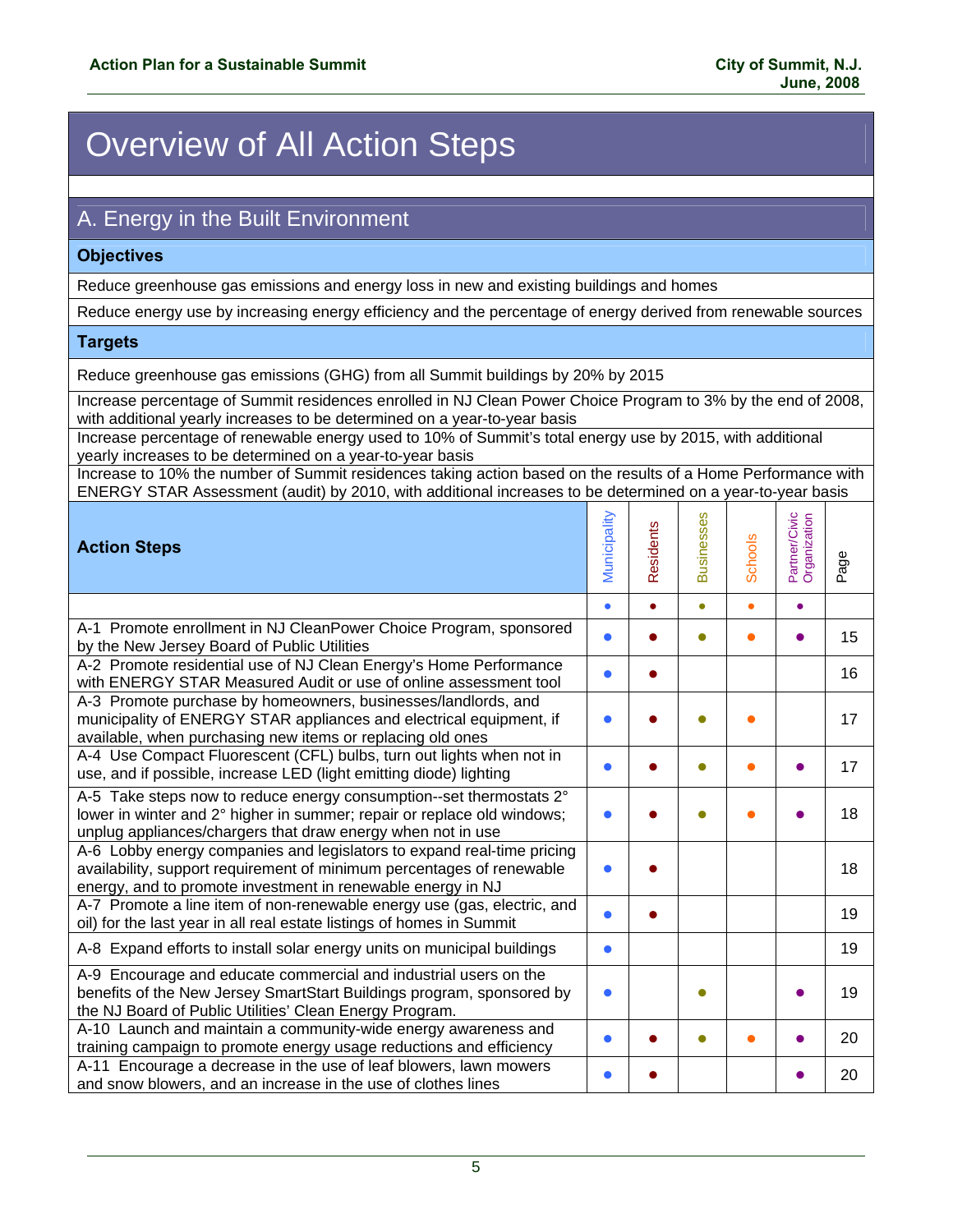# Overview of All Action Steps

## A. Energy in the Built Environment

### Objectives

Reduce greenhouse gas emissions and energy loss in new and existing buildings and homes

Reduce energy use by increasing energy efficiency and the percentage of energy derived from renewable sources

### Targets

Reduce greenhouse gas emissions (GHG) from all Summit buildings by 20% by 2015

Increase percentage of Summit residences enrolled in NJ Clean Power Choice Program to 3% by the end of 2008, with additional yearly increases to be determined on a year-to-year basis

Increase percentage of renewable energy used to 10% of Summit's total energy use by 2015, with additional yearly increases to be determined on a year-to-year basis

Increase to 10% the number of Summit residences taking action based on the results of a Home Performance with ENERGY STAR Assessment (audit) by 2010, with additional increases to be determined on a year-to-year basis

| Action Steps | Municipality | Residents | Businesses | Schools | Partner/Civic Organization | Page |
|---|---|---|---|---|---|---|
| | • | • | • | • | • | |
| A-1 Promote enrollment in NJ CleanPower Choice Program, sponsored by the New Jersey Board of Public Utilities | • | • | • | • | • | 15 |
| A-2 Promote residential use of NJ Clean Energy's Home Performance with ENERGY STAR Measured Audit or use of online assessment tool | • | • | | | | 16 |
| A-3 Promote purchase by homeowners, businesses/landlords, and municipality of ENERGY STAR appliances and electrical equipment, if available, when purchasing new items or replacing old ones | • | • | • | • | | 17 |
| A-4 Use Compact Fluorescent (CFL) bulbs, turn out lights when not in use, and if possible, increase LED (light emitting diode) lighting | • | • | • | • | • | 17 |
| A-5 Take steps now to reduce energy consumption--set thermostats 2° lower in winter and 2° higher in summer; repair or replace old windows; unplug appliances/chargers that draw energy when not in use | • | • | • | • | • | 18 |
| A-6 Lobby energy companies and legislators to expand real-time pricing availability, support requirement of minimum percentages of renewable energy, and to promote investment in renewable energy in NJ | • | • | | | | 18 |
| A-7 Promote a line item of non-renewable energy use (gas, electric, and oil) for the last year in all real estate listings of homes in Summit | • | • | | | | 19 |
| A-8 Expand efforts to install solar energy units on municipal buildings | • | | | | | 19 |
| A-9 Encourage and educate commercial and industrial users on the benefits of the New Jersey SmartStart Buildings program, sponsored by the NJ Board of Public Utilities' Clean Energy Program. | • | | • | | • | 19 |
| A-10 Launch and maintain a community-wide energy awareness and training campaign to promote energy usage reductions and efficiency | • | • | • | • | • | 20 |
| A-11 Encourage a decrease in the use of leaf blowers, lawn mowers and snow blowers, and an increase in the use of clothes lines | • | • | | | • | 20 |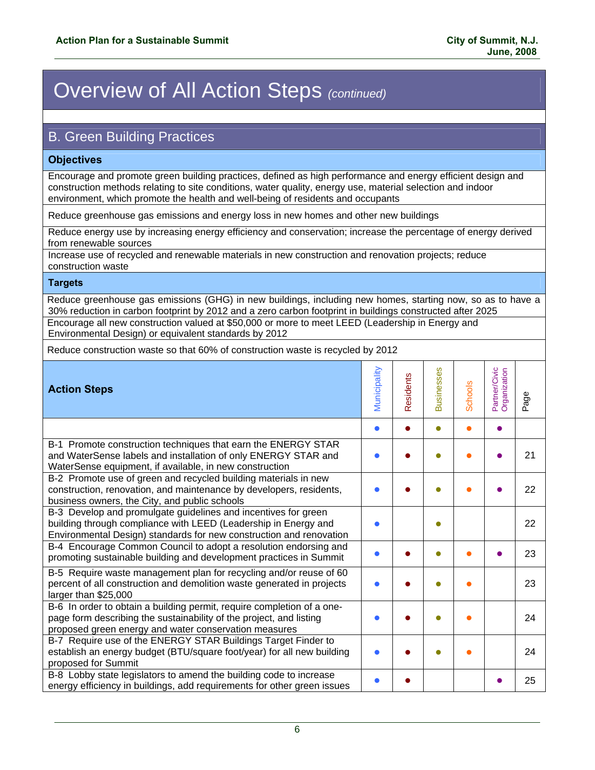# Overview of All Action Steps *(continued)*

## B. Green Building Practices

### Objectives

Encourage and promote green building practices, defined as high performance and energy efficient design and construction methods relating to site conditions, water quality, energy use, material selection and indoor environment, which promote the health and well-being of residents and occupants

Reduce greenhouse gas emissions and energy loss in new homes and other new buildings

Reduce energy use by increasing energy efficiency and conservation; increase the percentage of energy derived from renewable sources

Increase use of recycled and renewable materials in new construction and renovation projects; reduce construction waste

### Targets

Reduce greenhouse gas emissions (GHG) in new buildings, including new homes, starting now, so as to have a 30% reduction in carbon footprint by 2012 and a zero carbon footprint in buildings constructed after 2025

Encourage all new construction valued at $50,000 or more to meet LEED (Leadership in Energy and Environmental Design) or equivalent standards by 2012

Reduce construction waste so that 60% of construction waste is recycled by 2012

| Action Steps | Municipality | Residents | Businesses | Schools | Partner/Civic Organization | Page |
|---|---|---|---|---|---|---|
| | ● | ● | ● | ● | ● | |
| B-1 Promote construction techniques that earn the ENERGY STAR and WaterSense labels and installation of only ENERGY STAR and WaterSense equipment, if available, in new construction | ● | ● | ● | ● | ● | 21 |
| B-2 Promote use of green and recycled building materials in new construction, renovation, and maintenance by developers, residents, business owners, the City, and public schools | ● | ● | ● | ● | ● | 22 |
| B-3 Develop and promulgate guidelines and incentives for green building through compliance with LEED (Leadership in Energy and Environmental Design) standards for new construction and renovation | ● | | ● | | | 22 |
| B-4 Encourage Common Council to adopt a resolution endorsing and promoting sustainable building and development practices in Summit | ● | ● | ● | ● | ● | 23 |
| B-5 Require waste management plan for recycling and/or reuse of 60 percent of all construction and demolition waste generated in projects larger than $25,000 | ● | ● | ● | ● | | 23 |
| B-6 In order to obtain a building permit, require completion of a one-page form describing the sustainability of the project, and listing proposed green energy and water conservation measures | ● | ● | ● | ● | | 24 |
| B-7 Require use of the ENERGY STAR Buildings Target Finder to establish an energy budget (BTU/square foot/year) for all new building proposed for Summit | ● | ● | ● | ● | | 24 |
| B-8 Lobby state legislators to amend the building code to increase energy efficiency in buildings, add requirements for other green issues | ● | ● | | | ● | 25 |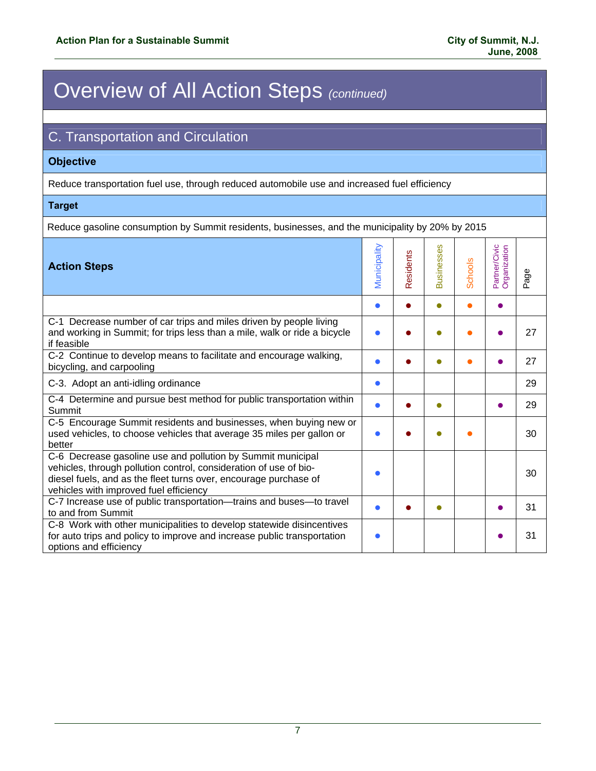# Overview of All Action Steps *(continued)*

## C. Transportation and Circulation

**Objective**

Reduce transportation fuel use, through reduced automobile use and increased fuel efficiency

**Target**

Reduce gasoline consumption by Summit residents, businesses, and the municipality by 20% by 2015

| Action Steps | Municipality | Residents | Businesses | Schools | Partner/Civic Organization | Page |
|---|---|---|---|---|---|---|
| | ● | ● | ● | ● | ● | |
| C-1 Decrease number of car trips and miles driven by people living and working in Summit; for trips less than a mile, walk or ride a bicycle if feasible | ● | ● | ● | ● | ● | 27 |
| C-2 Continue to develop means to facilitate and encourage walking, bicycling, and carpooling | ● | ● | ● | ● | ● | 27 |
| C-3. Adopt an anti-idling ordinance | ● | | | | | 29 |
| C-4 Determine and pursue best method for public transportation within Summit | ● | ● | ● | | ● | 29 |
| C-5 Encourage Summit residents and businesses, when buying new or used vehicles, to choose vehicles that average 35 miles per gallon or better | ● | ● | ● | ● | | 30 |
| C-6 Decrease gasoline use and pollution by Summit municipal vehicles, through pollution control, consideration of use of bio-diesel fuels, and as the fleet turns over, encourage purchase of vehicles with improved fuel efficiency | ● | | | | | 30 |
| C-7 Increase use of public transportation—trains and buses—to travel to and from Summit | ● | ● | ● | | ● | 31 |
| C-8 Work with other municipalities to develop statewide disincentives for auto trips and policy to improve and increase public transportation options and efficiency | ● | | | | ● | 31 |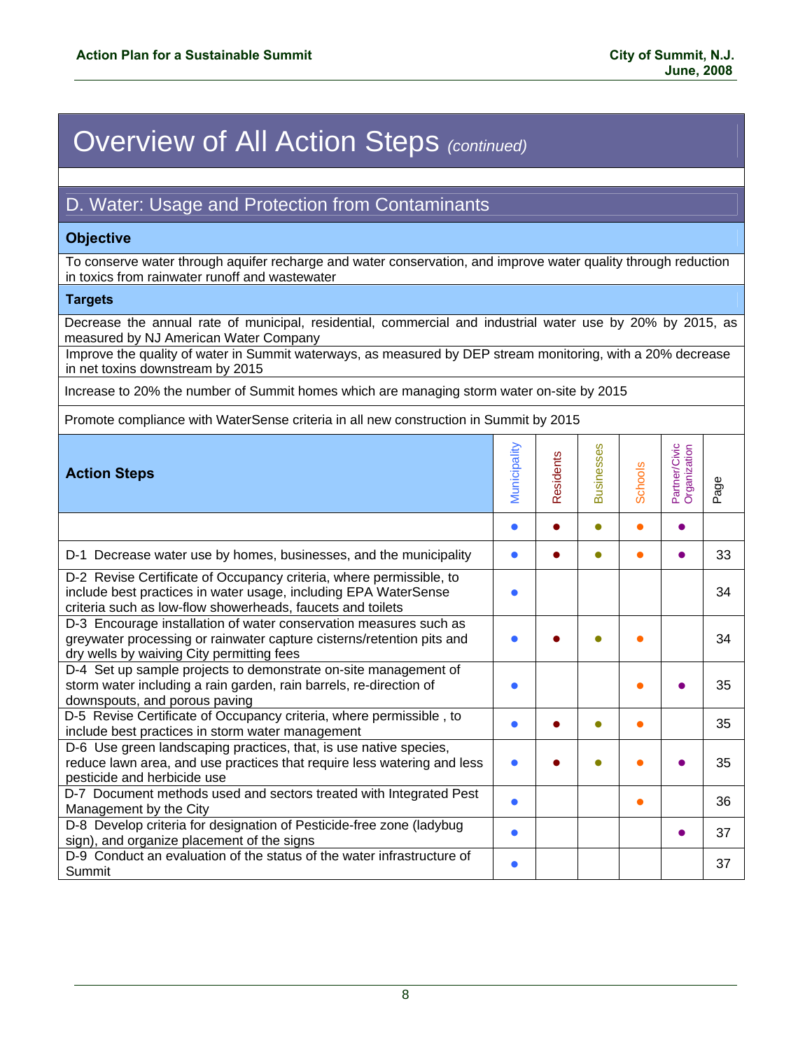# Overview of All Action Steps *(continued)*

## D. Water: Usage and Protection from Contaminants

### Objective

To conserve water through aquifer recharge and water conservation, and improve water quality through reduction in toxics from rainwater runoff and wastewater

### Targets

Decrease the annual rate of municipal, residential, commercial and industrial water use by 20% by 2015, as measured by NJ American Water Company

Improve the quality of water in Summit waterways, as measured by DEP stream monitoring, with a 20% decrease in net toxins downstream by 2015

Increase to 20% the number of Summit homes which are managing storm water on-site by 2015

Promote compliance with WaterSense criteria in all new construction in Summit by 2015

| Action Steps | Municipality | Residents | Businesses | Schools | Partner/Civic Organization | Page |
|---|---|---|---|---|---|---|
| | ● | ● | ● | ● | ● | |
| D-1 Decrease water use by homes, businesses, and the municipality | ● | ● | ● | ● | ● | 33 |
| D-2 Revise Certificate of Occupancy criteria, where permissible, to include best practices in water usage, including EPA WaterSense criteria such as low-flow showerheads, faucets and toilets | ● | | | | | 34 |
| D-3 Encourage installation of water conservation measures such as greywater processing or rainwater capture cisterns/retention pits and dry wells by waiving City permitting fees | ● | ● | ● | ● | | 34 |
| D-4 Set up sample projects to demonstrate on-site management of storm water including a rain garden, rain barrels, re-direction of downspouts, and porous paving | ● | | | ● | ● | 35 |
| D-5 Revise Certificate of Occupancy criteria, where permissible , to include best practices in storm water management | ● | ● | ● | ● | | 35 |
| D-6 Use green landscaping practices, that, is use native species, reduce lawn area, and use practices that require less watering and less pesticide and herbicide use | ● | ● | ● | ● | ● | 35 |
| D-7 Document methods used and sectors treated with Integrated Pest Management by the City | ● | | | ● | | 36 |
| D-8 Develop criteria for designation of Pesticide-free zone (ladybug sign), and organize placement of the signs | ● | | | | ● | 37 |
| D-9 Conduct an evaluation of the status of the water infrastructure of Summit | ● | | | | | 37 |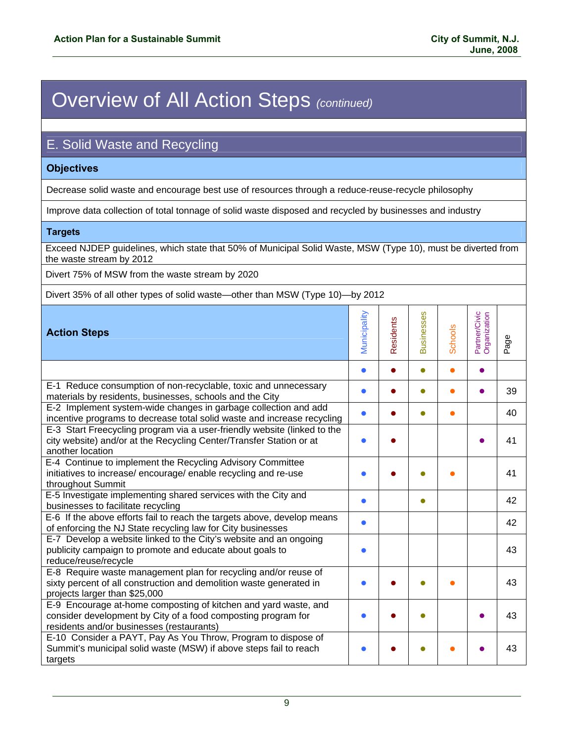# Overview of All Action Steps *(continued)*

## E. Solid Waste and Recycling

**Objectives**

Decrease solid waste and encourage best use of resources through a reduce-reuse-recycle philosophy

Improve data collection of total tonnage of solid waste disposed and recycled by businesses and industry

**Targets**

Exceed NJDEP guidelines, which state that 50% of Municipal Solid Waste, MSW (Type 10), must be diverted from the waste stream by 2012

Divert 75% of MSW from the waste stream by 2020

Divert 35% of all other types of solid waste—other than MSW (Type 10)—by 2012

| Action Steps | Municipality | Residents | Businesses | Schools | Partner/Civic Organization | Page |
|---|---|---|---|---|---|---|
| | ● | ● | ● | ● | ● | |
| E-1 Reduce consumption of non-recyclable, toxic and unnecessary materials by residents, businesses, schools and the City | ● | ● | ● | ● | ● | 39 |
| E-2 Implement system-wide changes in garbage collection and add incentive programs to decrease total solid waste and increase recycling | ● | ● | ● | ● | | 40 |
| E-3 Start Freecycling program via a user-friendly website (linked to the city website) and/or at the Recycling Center/Transfer Station or at another location | ● | ● | | | ● | 41 |
| E-4 Continue to implement the Recycling Advisory Committee initiatives to increase/ encourage/ enable recycling and re-use throughout Summit | ● | ● | ● | ● | | 41 |
| E-5 Investigate implementing shared services with the City and businesses to facilitate recycling | ● | | ● | | | 42 |
| E-6 If the above efforts fail to reach the targets above, develop means of enforcing the NJ State recycling law for City businesses | ● | | | | | 42 |
| E-7 Develop a website linked to the City's website and an ongoing publicity campaign to promote and educate about goals to reduce/reuse/recycle | ● | | | | | 43 |
| E-8 Require waste management plan for recycling and/or reuse of sixty percent of all construction and demolition waste generated in projects larger than $25,000 | ● | ● | ● | ● | | 43 |
| E-9 Encourage at-home composting of kitchen and yard waste, and consider development by City of a food composting program for residents and/or businesses (restaurants) | ● | ● | ● | | ● | 43 |
| E-10 Consider a PAYT, Pay As You Throw, Program to dispose of Summit's municipal solid waste (MSW) if above steps fail to reach targets | ● | ● | ● | ● | ● | 43 |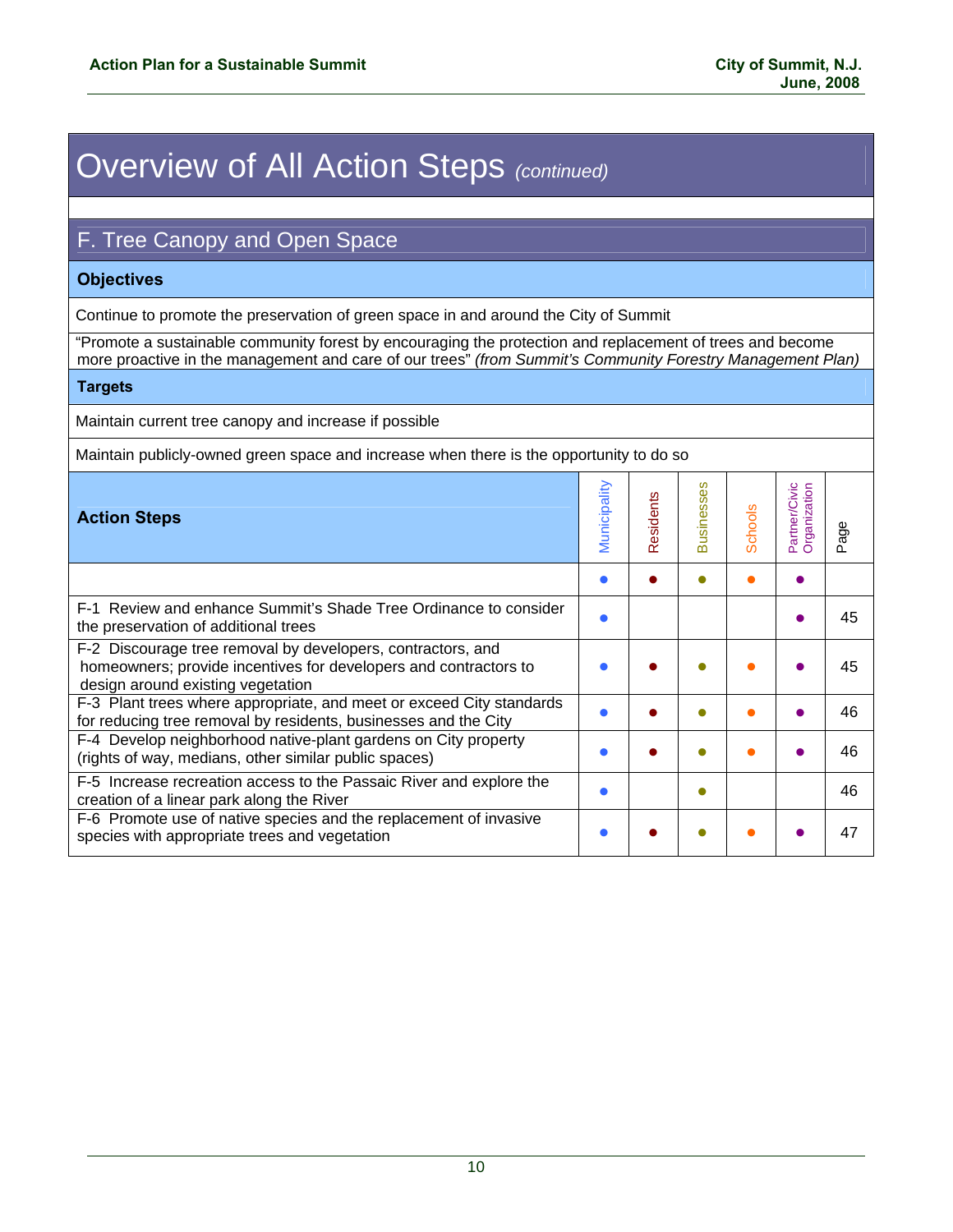# Overview of All Action Steps *(continued)*

## F. Tree Canopy and Open Space

### Objectives

Continue to promote the preservation of green space in and around the City of Summit

"Promote a sustainable community forest by encouraging the protection and replacement of trees and become more proactive in the management and care of our trees" *(from Summit's Community Forestry Management Plan)*

### Targets

Maintain current tree canopy and increase if possible

Maintain publicly-owned green space and increase when there is the opportunity to do so

| Action Steps | Municipality | Residents | Businesses | Schools | Partner/Civic Organization | Page |
|---|---|---|---|---|---|---|
| | ● | ● | ● | ● | ● | |
| F-1 Review and enhance Summit's Shade Tree Ordinance to consider the preservation of additional trees | ● | | | | ● | 45 |
| F-2 Discourage tree removal by developers, contractors, and homeowners; provide incentives for developers and contractors to design around existing vegetation | ● | ● | ● | ● | ● | 45 |
| F-3 Plant trees where appropriate, and meet or exceed City standards for reducing tree removal by residents, businesses and the City | ● | ● | ● | ● | ● | 46 |
| F-4 Develop neighborhood native-plant gardens on City property (rights of way, medians, other similar public spaces) | ● | ● | ● | ● | ● | 46 |
| F-5 Increase recreation access to the Passaic River and explore the creation of a linear park along the River | ● | | ● | | | 46 |
| F-6 Promote use of native species and the replacement of invasive species with appropriate trees and vegetation | ● | ● | ● | ● | ● | 47 |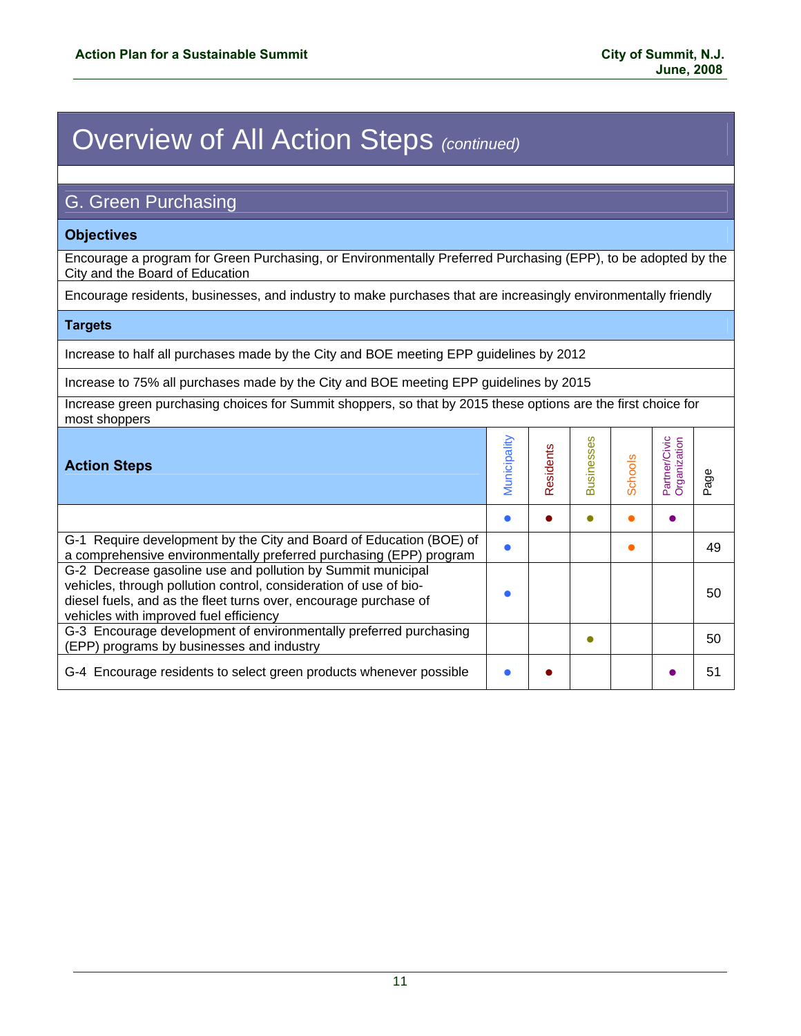# Overview of All Action Steps *(continued)*

## G. Green Purchasing

### Objectives

Encourage a program for Green Purchasing, or Environmentally Preferred Purchasing (EPP), to be adopted by the City and the Board of Education

Encourage residents, businesses, and industry to make purchases that are increasingly environmentally friendly

### Targets

Increase to half all purchases made by the City and BOE meeting EPP guidelines by 2012

Increase to 75% all purchases made by the City and BOE meeting EPP guidelines by 2015

Increase green purchasing choices for Summit shoppers, so that by 2015 these options are the first choice for most shoppers

| Action Steps | Municipality | Residents | Businesses | Schools | Partner/Civic Organization | Page |
|---|---|---|---|---|---|---|
| | ● | ● | ● | ● | ● | |
| G-1 Require development by the City and Board of Education (BOE) of a comprehensive environmentally preferred purchasing (EPP) program | ● | | | ● | | 49 |
| G-2 Decrease gasoline use and pollution by Summit municipal vehicles, through pollution control, consideration of use of bio-diesel fuels, and as the fleet turns over, encourage purchase of vehicles with improved fuel efficiency | ● | | | | | 50 |
| G-3 Encourage development of environmentally preferred purchasing (EPP) programs by businesses and industry | | | ● | | | 50 |
| G-4 Encourage residents to select green products whenever possible | ● | ● | | | ● | 51 |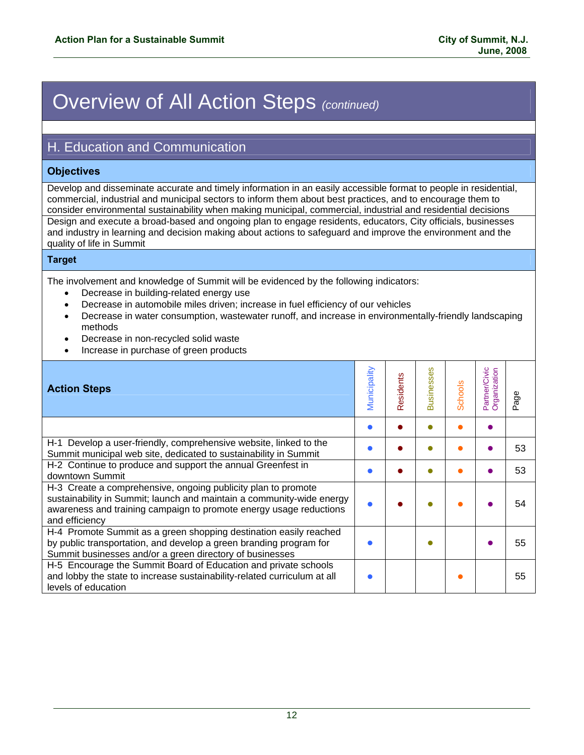# Overview of All Action Steps *(continued)*

## H. Education and Communication

### Objectives

Develop and disseminate accurate and timely information in an easily accessible format to people in residential, commercial, industrial and municipal sectors to inform them about best practices, and to encourage them to consider environmental sustainability when making municipal, commercial, industrial and residential decisions

Design and execute a broad-based and ongoing plan to engage residents, educators, City officials, businesses and industry in learning and decision making about actions to safeguard and improve the environment and the quality of life in Summit

### Target

The involvement and knowledge of Summit will be evidenced by the following indicators:

- Decrease in building-related energy use
- Decrease in automobile miles driven; increase in fuel efficiency of our vehicles
- Decrease in water consumption, wastewater runoff, and increase in environmentally-friendly landscaping methods
- Decrease in non-recycled solid waste
- Increase in purchase of green products

| Action Steps | Municipality | Residents | Businesses | Schools | Partner/Civic Organization | Page |
|---|---|---|---|---|---|---|
| | ● | ● | ● | ● | ● | |
| H-1 Develop a user-friendly, comprehensive website, linked to the Summit municipal web site, dedicated to sustainability in Summit | ● | ● | ● | ● | ● | 53 |
| H-2 Continue to produce and support the annual Greenfest in downtown Summit | ● | ● | ● | ● | ● | 53 |
| H-3 Create a comprehensive, ongoing publicity plan to promote sustainability in Summit; launch and maintain a community-wide energy awareness and training campaign to promote energy usage reductions and efficiency | ● | ● | ● | ● | ● | 54 |
| H-4 Promote Summit as a green shopping destination easily reached by public transportation, and develop a green branding program for Summit businesses and/or a green directory of businesses | ● | | ● | | ● | 55 |
| H-5 Encourage the Summit Board of Education and private schools and lobby the state to increase sustainability-related curriculum at all levels of education | ● | | | ● | | 55 |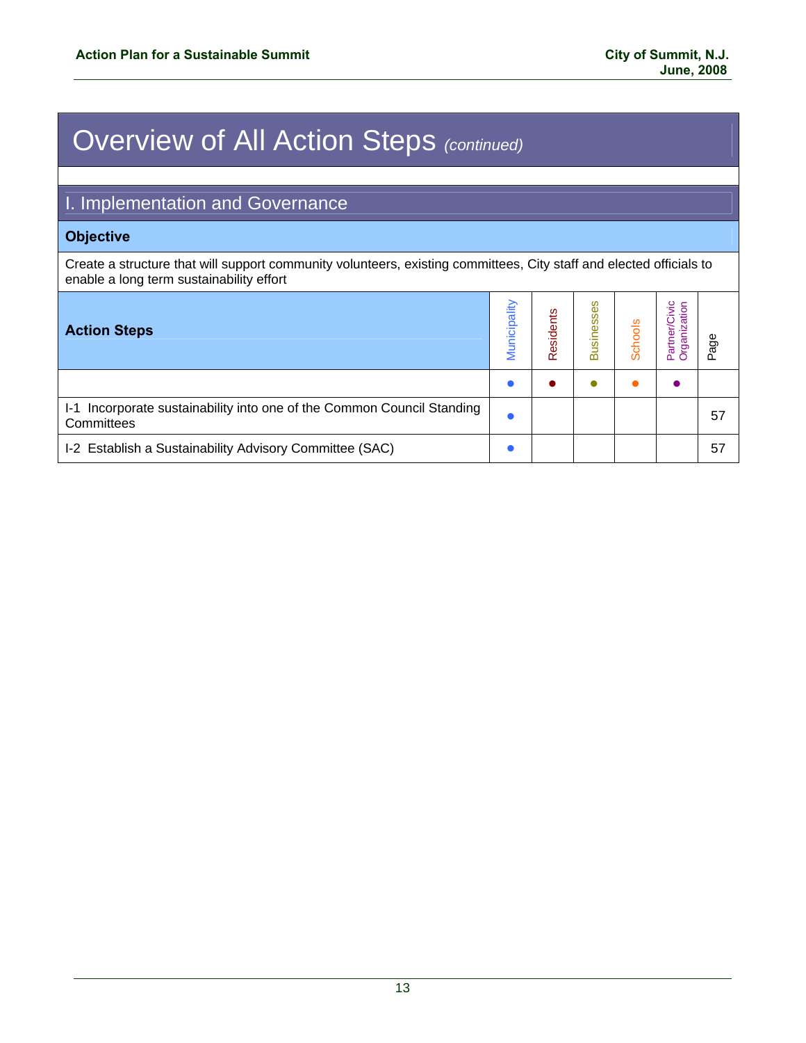# Overview of All Action Steps *(continued)*

## I. Implementation and Governance

**Objective**

Create a structure that will support community volunteers, existing committees, City staff and elected officials to enable a long term sustainability effort

| **Action Steps** | Municipality | Residents | Businesses | Schools | Partner/Civic Organization | Page |
|---|---|---|---|---|---|---|
| | ● | ● | ● | ● | ● | |
| I-1 Incorporate sustainability into one of the Common Council Standing Committees | ● | | | | | 57 |
| I-2 Establish a Sustainability Advisory Committee (SAC) | ● | | | | | 57 |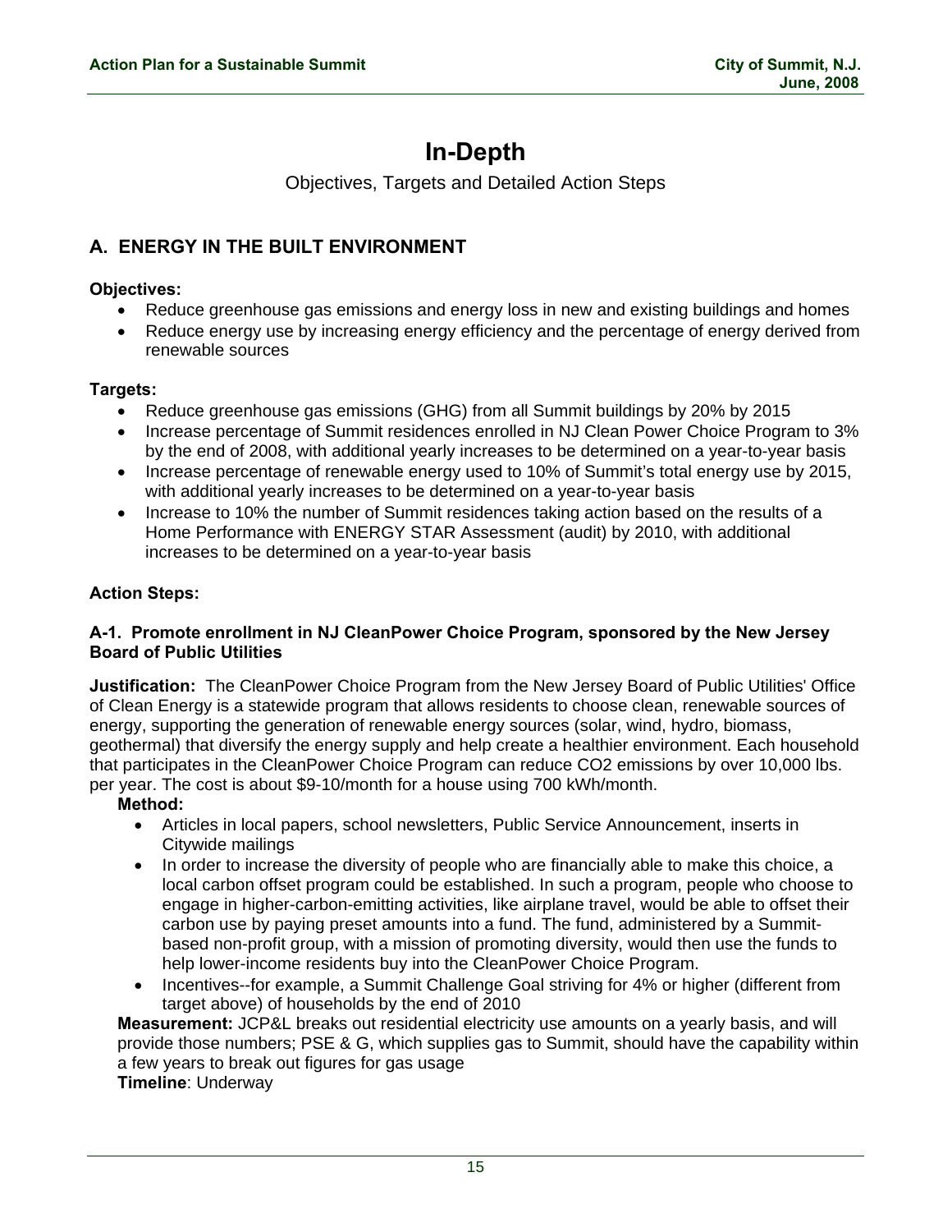# In-Depth

Objectives, Targets and Detailed Action Steps

## A. ENERGY IN THE BUILT ENVIRONMENT

**Objectives:**

- Reduce greenhouse gas emissions and energy loss in new and existing buildings and homes
- Reduce energy use by increasing energy efficiency and the percentage of energy derived from renewable sources

**Targets:**

- Reduce greenhouse gas emissions (GHG) from all Summit buildings by 20% by 2015
- Increase percentage of Summit residences enrolled in NJ Clean Power Choice Program to 3% by the end of 2008, with additional yearly increases to be determined on a year-to-year basis
- Increase percentage of renewable energy used to 10% of Summit's total energy use by 2015, with additional yearly increases to be determined on a year-to-year basis
- Increase to 10% the number of Summit residences taking action based on the results of a Home Performance with ENERGY STAR Assessment (audit) by 2010, with additional increases to be determined on a year-to-year basis

**Action Steps:**

**A-1. Promote enrollment in NJ CleanPower Choice Program, sponsored by the New Jersey Board of Public Utilities**

**Justification:** The CleanPower Choice Program from the New Jersey Board of Public Utilities' Office of Clean Energy is a statewide program that allows residents to choose clean, renewable sources of energy, supporting the generation of renewable energy sources (solar, wind, hydro, biomass, geothermal) that diversify the energy supply and help create a healthier environment. Each household that participates in the CleanPower Choice Program can reduce $CO_2$ emissions by over 10,000 lbs. per year. The cost is about $9-10/month for a house using 700 kWh/month.

**Method:**

- Articles in local papers, school newsletters, Public Service Announcement, inserts in Citywide mailings
- In order to increase the diversity of people who are financially able to make this choice, a local carbon offset program could be established. In such a program, people who choose to engage in higher-carbon-emitting activities, like airplane travel, would be able to offset their carbon use by paying preset amounts into a fund. The fund, administered by a Summit-based non-profit group, with a mission of promoting diversity, would then use the funds to help lower-income residents buy into the CleanPower Choice Program.
- Incentives--for example, a Summit Challenge Goal striving for 4% or higher (different from target above) of households by the end of 2010

**Measurement:** JCP&L breaks out residential electricity use amounts on a yearly basis, and will provide those numbers; PSE & G, which supplies gas to Summit, should have the capability within a few years to break out figures for gas usage

**Timeline**: Underway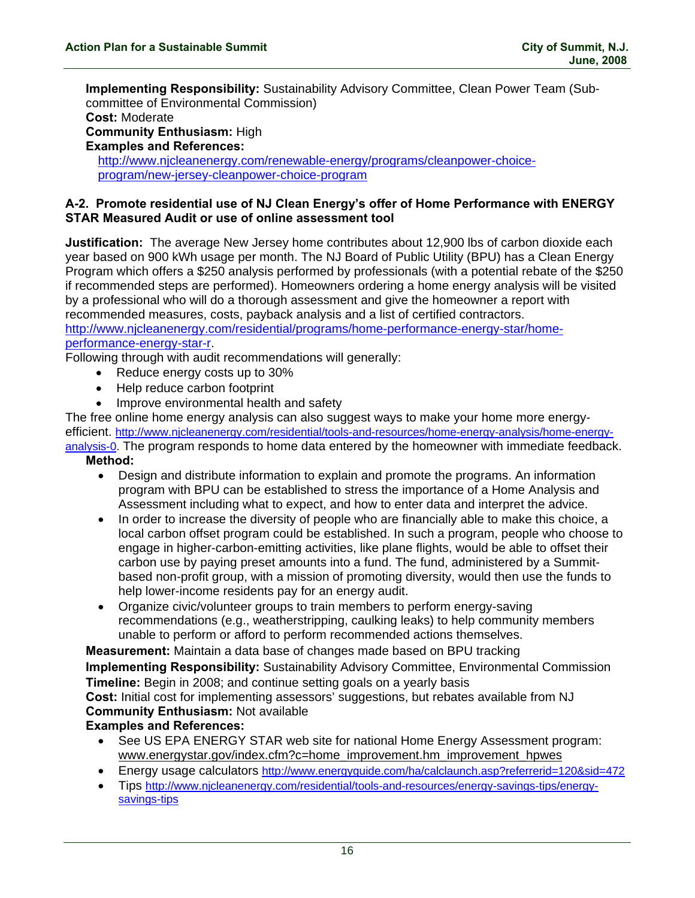**Implementing Responsibility:** Sustainability Advisory Committee, Clean Power Team (Sub-committee of Environmental Commission)
**Cost:** Moderate
**Community Enthusiasm:** High
**Examples and References:**
http://www.njcleanenergy.com/renewable-energy/programs/cleanpower-choice-program/new-jersey-cleanpower-choice-program

### A-2. Promote residential use of NJ Clean Energy's offer of Home Performance with ENERGY STAR Measured Audit or use of online assessment tool

**Justification:** The average New Jersey home contributes about 12,900 lbs of carbon dioxide each year based on 900 kWh usage per month. The NJ Board of Public Utility (BPU) has a Clean Energy Program which offers a $250 analysis performed by professionals (with a potential rebate of the $250 if recommended steps are performed). Homeowners ordering a home energy analysis will be visited by a professional who will do a thorough assessment and give the homeowner a report with recommended measures, costs, payback analysis and a list of certified contractors. http://www.njcleanenergy.com/residential/programs/home-performance-energy-star/home-performance-energy-star-r.

Following through with audit recommendations will generally:

- Reduce energy costs up to 30%
- Help reduce carbon footprint
- Improve environmental health and safety

The free online home energy analysis can also suggest ways to make your home more energy-efficient. http://www.njcleanenergy.com/residential/tools-and-resources/home-energy-analysis/home-energy-analysis-0. The program responds to home data entered by the homeowner with immediate feedback.

**Method:**

- Design and distribute information to explain and promote the programs. An information program with BPU can be established to stress the importance of a Home Analysis and Assessment including what to expect, and how to enter data and interpret the advice.
- In order to increase the diversity of people who are financially able to make this choice, a local carbon offset program could be established. In such a program, people who choose to engage in higher-carbon-emitting activities, like plane flights, would be able to offset their carbon use by paying preset amounts into a fund. The fund, administered by a Summit-based non-profit group, with a mission of promoting diversity, would then use the funds to help lower-income residents pay for an energy audit.
- Organize civic/volunteer groups to train members to perform energy-saving recommendations (e.g., weatherstripping, caulking leaks) to help community members unable to perform or afford to perform recommended actions themselves.

**Measurement:** Maintain a data base of changes made based on BPU tracking
**Implementing Responsibility:** Sustainability Advisory Committee, Environmental Commission
**Timeline:** Begin in 2008; and continue setting goals on a yearly basis
**Cost:** Initial cost for implementing assessors' suggestions, but rebates available from NJ
**Community Enthusiasm:** Not available
**Examples and References:**

- See US EPA ENERGY STAR web site for national Home Energy Assessment program: www.energystar.gov/index.cfm?c=home_improvement.hm_improvement_hpwes
- Energy usage calculators http://www.energyguide.com/ha/calclaunch.asp?referrerid=120&sid=472
- Tips http://www.njcleanenergy.com/residential/tools-and-resources/energy-savings-tips/energy-savings-tips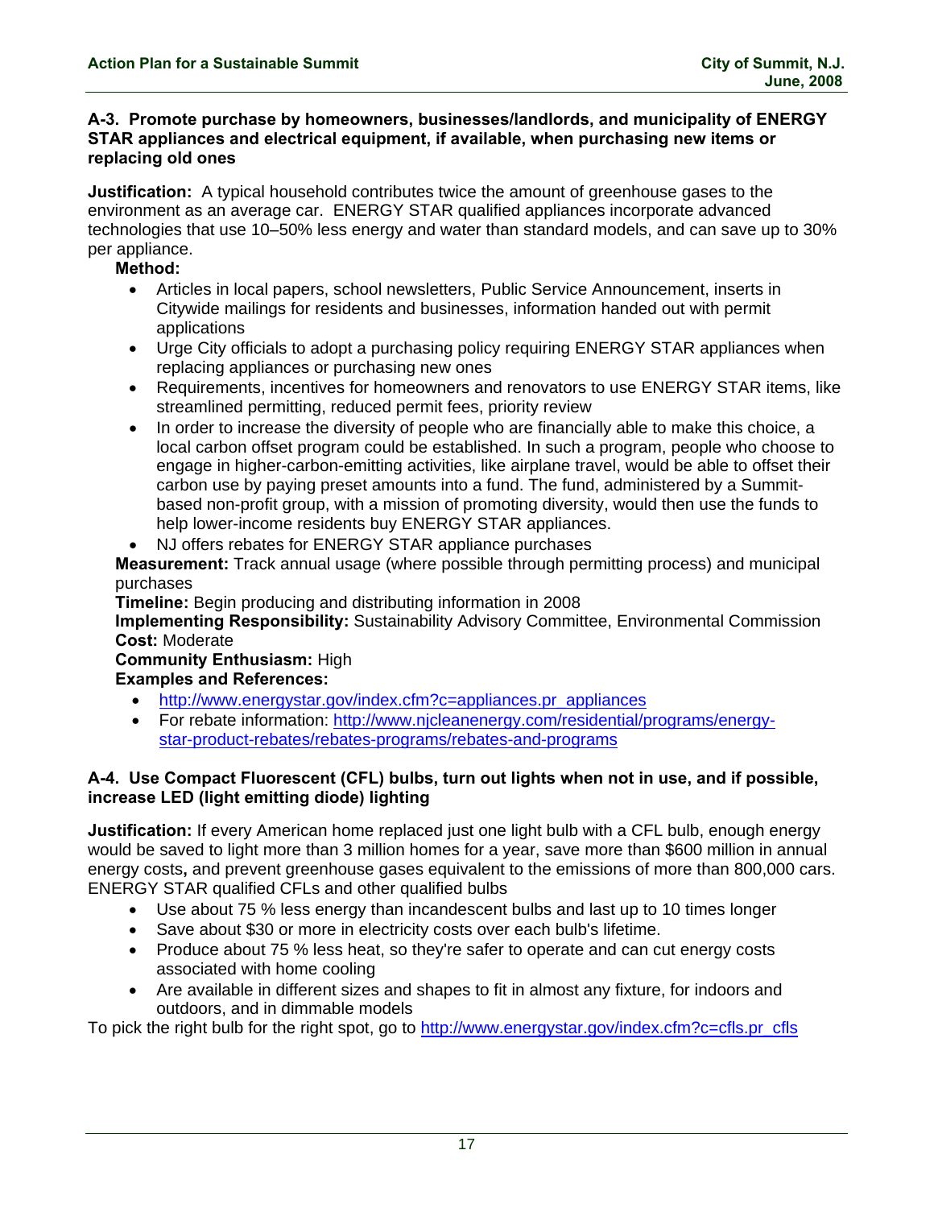### A-3. Promote purchase by homeowners, businesses/landlords, and municipality of ENERGY STAR appliances and electrical equipment, if available, when purchasing new items or replacing old ones

**Justification:** A typical household contributes twice the amount of greenhouse gases to the environment as an average car. ENERGY STAR qualified appliances incorporate advanced technologies that use 10–50% less energy and water than standard models, and can save up to 30% per appliance.

**Method:**

- Articles in local papers, school newsletters, Public Service Announcement, inserts in Citywide mailings for residents and businesses, information handed out with permit applications
- Urge City officials to adopt a purchasing policy requiring ENERGY STAR appliances when replacing appliances or purchasing new ones
- Requirements, incentives for homeowners and renovators to use ENERGY STAR items, like streamlined permitting, reduced permit fees, priority review
- In order to increase the diversity of people who are financially able to make this choice, a local carbon offset program could be established. In such a program, people who choose to engage in higher-carbon-emitting activities, like airplane travel, would be able to offset their carbon use by paying preset amounts into a fund. The fund, administered by a Summit-based non-profit group, with a mission of promoting diversity, would then use the funds to help lower-income residents buy ENERGY STAR appliances.
- NJ offers rebates for ENERGY STAR appliance purchases

**Measurement:** Track annual usage (where possible through permitting process) and municipal purchases

**Timeline:** Begin producing and distributing information in 2008

**Implementing Responsibility:** Sustainability Advisory Committee, Environmental Commission

**Cost:** Moderate

**Community Enthusiasm:** High

**Examples and References:**

- http://www.energystar.gov/index.cfm?c=appliances.pr_appliances
- For rebate information: http://www.njcleanenergy.com/residential/programs/energy-star-product-rebates/rebates-programs/rebates-and-programs

### A-4. Use Compact Fluorescent (CFL) bulbs, turn out lights when not in use, and if possible, increase LED (light emitting diode) lighting

**Justification:** If every American home replaced just one light bulb with a CFL bulb, enough energy would be saved to light more than 3 million homes for a year, save more than $600 million in annual energy costs, and prevent greenhouse gases equivalent to the emissions of more than 800,000 cars. ENERGY STAR qualified CFLs and other qualified bulbs

- Use about 75 % less energy than incandescent bulbs and last up to 10 times longer
- Save about $30 or more in electricity costs over each bulb's lifetime.
- Produce about 75 % less heat, so they're safer to operate and can cut energy costs associated with home cooling
- Are available in different sizes and shapes to fit in almost any fixture, for indoors and outdoors, and in dimmable models

To pick the right bulb for the right spot, go to http://www.energystar.gov/index.cfm?c=cfls.pr_cfls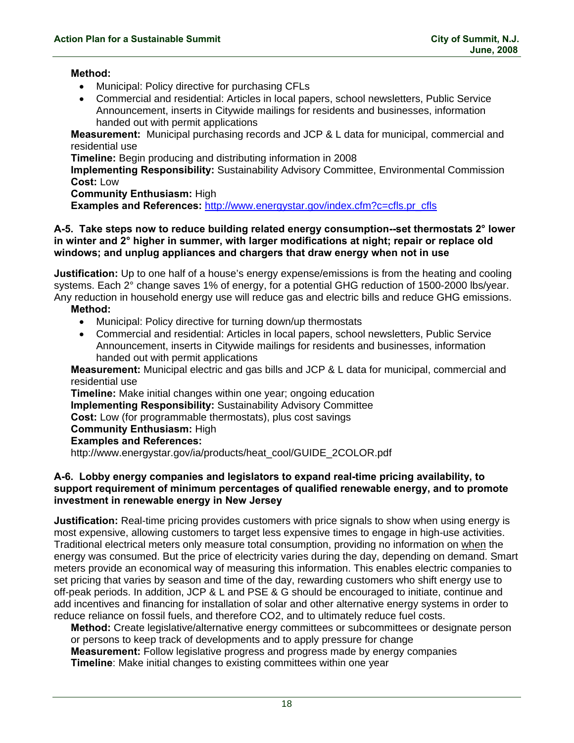**Method:**

- Municipal: Policy directive for purchasing CFLs
- Commercial and residential: Articles in local papers, school newsletters, Public Service Announcement, inserts in Citywide mailings for residents and businesses, information handed out with permit applications

**Measurement:** Municipal purchasing records and JCP & L data for municipal, commercial and residential use

**Timeline:** Begin producing and distributing information in 2008

**Implementing Responsibility:** Sustainability Advisory Committee, Environmental Commission

**Cost:** Low

**Community Enthusiasm:** High

**Examples and References:** http://www.energystar.gov/index.cfm?c=cfls.pr_cfls

### A-5. Take steps now to reduce building related energy consumption--set thermostats 2° lower in winter and 2° higher in summer, with larger modifications at night; repair or replace old windows; and unplug appliances and chargers that draw energy when not in use

**Justification:** Up to one half of a house's energy expense/emissions is from the heating and cooling systems. Each 2° change saves 1% of energy, for a potential GHG reduction of 1500-2000 lbs/year. Any reduction in household energy use will reduce gas and electric bills and reduce GHG emissions.

**Method:**

- Municipal: Policy directive for turning down/up thermostats
- Commercial and residential: Articles in local papers, school newsletters, Public Service Announcement, inserts in Citywide mailings for residents and businesses, information handed out with permit applications

**Measurement:** Municipal electric and gas bills and JCP & L data for municipal, commercial and residential use

**Timeline:** Make initial changes within one year; ongoing education

**Implementing Responsibility:** Sustainability Advisory Committee

**Cost:** Low (for programmable thermostats), plus cost savings

**Community Enthusiasm:** High

**Examples and References:**
http://www.energystar.gov/ia/products/heat_cool/GUIDE_2COLOR.pdf

### A-6. Lobby energy companies and legislators to expand real-time pricing availability, to support requirement of minimum percentages of qualified renewable energy, and to promote investment in renewable energy in New Jersey

**Justification:** Real-time pricing provides customers with price signals to show when using energy is most expensive, allowing customers to target less expensive times to engage in high-use activities. Traditional electrical meters only measure total consumption, providing no information on when the energy was consumed. But the price of electricity varies during the day, depending on demand. Smart meters provide an economical way of measuring this information. This enables electric companies to set pricing that varies by season and time of the day, rewarding customers who shift energy use to off-peak periods. In addition, JCP & L and PSE & G should be encouraged to initiate, continue and add incentives and financing for installation of solar and other alternative energy systems in order to reduce reliance on fossil fuels, and therefore $CO_2$, and to ultimately reduce fuel costs.

**Method:** Create legislative/alternative energy committees or subcommittees or designate person or persons to keep track of developments and to apply pressure for change

**Measurement:** Follow legislative progress and progress made by energy companies

**Timeline**: Make initial changes to existing committees within one year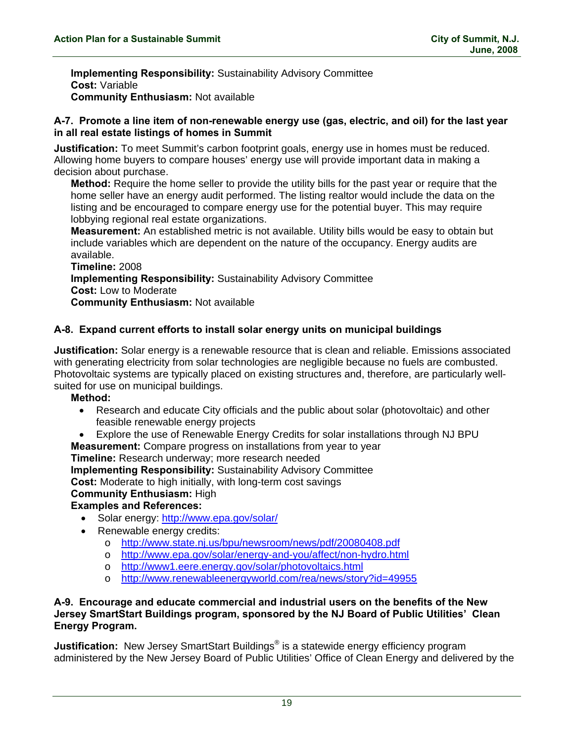**Implementing Responsibility:** Sustainability Advisory Committee
**Cost:** Variable
**Community Enthusiasm:** Not available

### A-7. Promote a line item of non-renewable energy use (gas, electric, and oil) for the last year in all real estate listings of homes in Summit

**Justification:** To meet Summit's carbon footprint goals, energy use in homes must be reduced. Allowing home buyers to compare houses' energy use will provide important data in making a decision about purchase.

**Method:** Require the home seller to provide the utility bills for the past year or require that the home seller have an energy audit performed. The listing realtor would include the data on the listing and be encouraged to compare energy use for the potential buyer. This may require lobbying regional real estate organizations.
**Measurement:** An established metric is not available. Utility bills would be easy to obtain but include variables which are dependent on the nature of the occupancy. Energy audits are available.
**Timeline:** 2008
**Implementing Responsibility:** Sustainability Advisory Committee
**Cost:** Low to Moderate
**Community Enthusiasm:** Not available

### A-8. Expand current efforts to install solar energy units on municipal buildings

**Justification:** Solar energy is a renewable resource that is clean and reliable. Emissions associated with generating electricity from solar technologies are negligible because no fuels are combusted. Photovoltaic systems are typically placed on existing structures and, therefore, are particularly well-suited for use on municipal buildings.

**Method:**

- Research and educate City officials and the public about solar (photovoltaic) and other feasible renewable energy projects
- Explore the use of Renewable Energy Credits for solar installations through NJ BPU

**Measurement:** Compare progress on installations from year to year
**Timeline:** Research underway; more research needed
**Implementing Responsibility:** Sustainability Advisory Committee
**Cost:** Moderate to high initially, with long-term cost savings
**Community Enthusiasm:** High
**Examples and References:**

- Solar energy: http://www.epa.gov/solar/
- Renewable energy credits:
    - http://www.state.nj.us/bpu/newsroom/news/pdf/20080408.pdf
    - http://www.epa.gov/solar/energy-and-you/affect/non-hydro.html
    - http://www1.eere.energy.gov/solar/photovoltaics.html
    - http://www.renewableenergyworld.com/rea/news/story?id=49955

### A-9. Encourage and educate commercial and industrial users on the benefits of the New Jersey SmartStart Buildings program, sponsored by the NJ Board of Public Utilities' Clean Energy Program.

**Justification:** New Jersey SmartStart Buildings® is a statewide energy efficiency program administered by the New Jersey Board of Public Utilities' Office of Clean Energy and delivered by the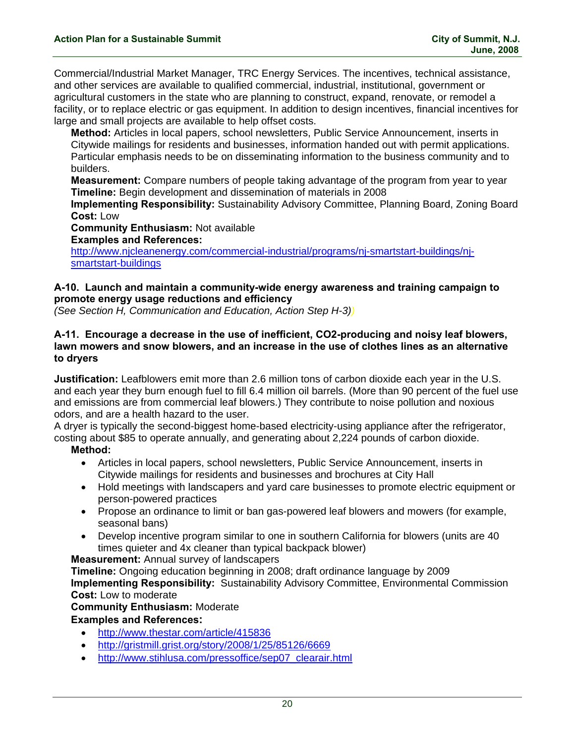Commercial/Industrial Market Manager, TRC Energy Services. The incentives, technical assistance, and other services are available to qualified commercial, industrial, institutional, government or agricultural customers in the state who are planning to construct, expand, renovate, or remodel a facility, or to replace electric or gas equipment. In addition to design incentives, financial incentives for large and small projects are available to help offset costs.

**Method:** Articles in local papers, school newsletters, Public Service Announcement, inserts in Citywide mailings for residents and businesses, information handed out with permit applications. Particular emphasis needs to be on disseminating information to the business community and to builders.
**Measurement:** Compare numbers of people taking advantage of the program from year to year
**Timeline:** Begin development and dissemination of materials in 2008
**Implementing Responsibility:** Sustainability Advisory Committee, Planning Board, Zoning Board
**Cost:** Low
**Community Enthusiasm:** Not available
**Examples and References:**
http://www.njcleanenergy.com/commercial-industrial/programs/nj-smartstart-buildings/nj-smartstart-buildings

### A-10. Launch and maintain a community-wide energy awareness and training campaign to promote energy usage reductions and efficiency

*(See Section H, Communication and Education, Action Step H-3)*)

### A-11. Encourage a decrease in the use of inefficient, CO2-producing and noisy leaf blowers, lawn mowers and snow blowers, and an increase in the use of clothes lines as an alternative to dryers

**Justification:** Leafblowers emit more than 2.6 million tons of carbon dioxide each year in the U.S. and each year they burn enough fuel to fill 6.4 million oil barrels. (More than 90 percent of the fuel use and emissions are from commercial leaf blowers.) They contribute to noise pollution and noxious odors, and are a health hazard to the user.
A dryer is typically the second-biggest home-based electricity-using appliance after the refrigerator, costing about $85 to operate annually, and generating about 2,224 pounds of carbon dioxide.

**Method:**

- Articles in local papers, school newsletters, Public Service Announcement, inserts in Citywide mailings for residents and businesses and brochures at City Hall
- Hold meetings with landscapers and yard care businesses to promote electric equipment or person-powered practices
- Propose an ordinance to limit or ban gas-powered leaf blowers and mowers (for example, seasonal bans)
- Develop incentive program similar to one in southern California for blowers (units are 40 times quieter and 4x cleaner than typical backpack blower)

**Measurement:** Annual survey of landscapers
**Timeline:** Ongoing education beginning in 2008; draft ordinance language by 2009
**Implementing Responsibility:** Sustainability Advisory Committee, Environmental Commission
**Cost:** Low to moderate
**Community Enthusiasm:** Moderate
**Examples and References:**

- http://www.thestar.com/article/415836
- http://gristmill.grist.org/story/2008/1/25/85126/6669
- http://www.stihlusa.com/pressoffice/sep07_clearair.html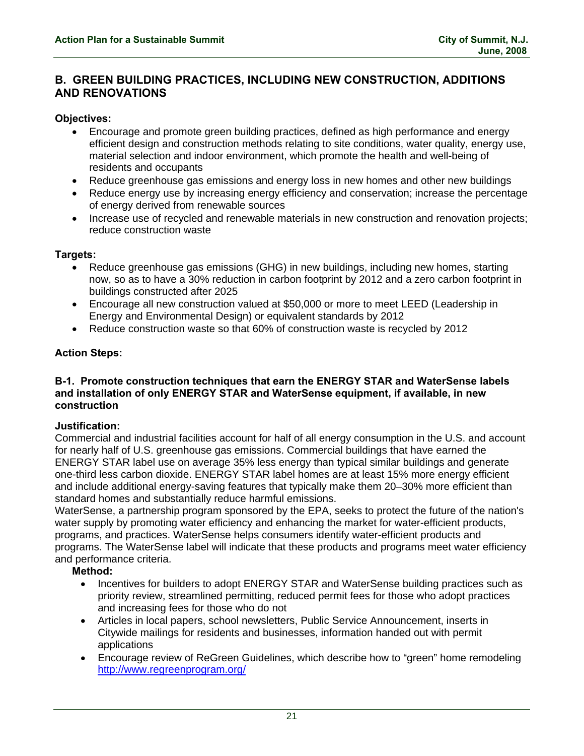## B. GREEN BUILDING PRACTICES, INCLUDING NEW CONSTRUCTION, ADDITIONS AND RENOVATIONS

**Objectives:**

- Encourage and promote green building practices, defined as high performance and energy efficient design and construction methods relating to site conditions, water quality, energy use, material selection and indoor environment, which promote the health and well-being of residents and occupants
- Reduce greenhouse gas emissions and energy loss in new homes and other new buildings
- Reduce energy use by increasing energy efficiency and conservation; increase the percentage of energy derived from renewable sources
- Increase use of recycled and renewable materials in new construction and renovation projects; reduce construction waste

**Targets:**

- Reduce greenhouse gas emissions (GHG) in new buildings, including new homes, starting now, so as to have a 30% reduction in carbon footprint by 2012 and a zero carbon footprint in buildings constructed after 2025
- Encourage all new construction valued at $50,000 or more to meet LEED (Leadership in Energy and Environmental Design) or equivalent standards by 2012
- Reduce construction waste so that 60% of construction waste is recycled by 2012

**Action Steps:**

### B-1. Promote construction techniques that earn the ENERGY STAR and WaterSense labels and installation of only ENERGY STAR and WaterSense equipment, if available, in new construction

**Justification:**
Commercial and industrial facilities account for half of all energy consumption in the U.S. and account for nearly half of U.S. greenhouse gas emissions. Commercial buildings that have earned the ENERGY STAR label use on average 35% less energy than typical similar buildings and generate one-third less carbon dioxide. ENERGY STAR label homes are at least 15% more energy efficient and include additional energy-saving features that typically make them 20–30% more efficient than standard homes and substantially reduce harmful emissions.
WaterSense, a partnership program sponsored by the EPA, seeks to protect the future of the nation's water supply by promoting water efficiency and enhancing the market for water-efficient products, programs, and practices. WaterSense helps consumers identify water-efficient products and programs. The WaterSense label will indicate that these products and programs meet water efficiency and performance criteria.

**Method:**

- Incentives for builders to adopt ENERGY STAR and WaterSense building practices such as priority review, streamlined permitting, reduced permit fees for those who adopt practices and increasing fees for those who do not
- Articles in local papers, school newsletters, Public Service Announcement, inserts in Citywide mailings for residents and businesses, information handed out with permit applications
- Encourage review of ReGreen Guidelines, which describe how to "green" home remodeling http://www.regreenprogram.org/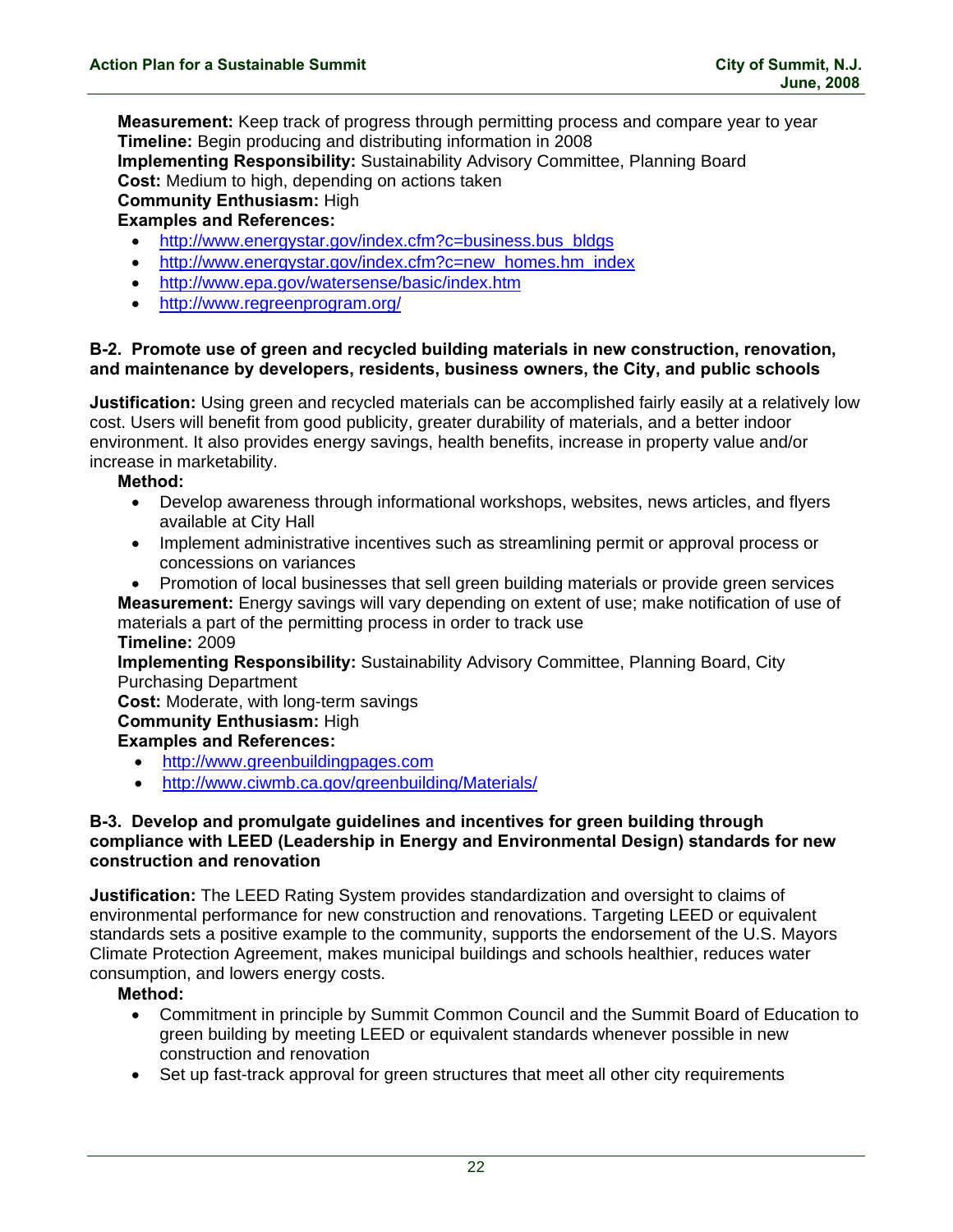**Measurement:** Keep track of progress through permitting process and compare year to year
**Timeline:** Begin producing and distributing information in 2008
**Implementing Responsibility:** Sustainability Advisory Committee, Planning Board
**Cost:** Medium to high, depending on actions taken
**Community Enthusiasm:** High
**Examples and References:**

- http://www.energystar.gov/index.cfm?c=business.bus_bldgs
- http://www.energystar.gov/index.cfm?c=new_homes.hm_index
- http://www.epa.gov/watersense/basic/index.htm
- http://www.regreenprogram.org/

### B-2. Promote use of green and recycled building materials in new construction, renovation, and maintenance by developers, residents, business owners, the City, and public schools

**Justification:** Using green and recycled materials can be accomplished fairly easily at a relatively low cost. Users will benefit from good publicity, greater durability of materials, and a better indoor environment. It also provides energy savings, health benefits, increase in property value and/or increase in marketability.

**Method:**

- Develop awareness through informational workshops, websites, news articles, and flyers available at City Hall
- Implement administrative incentives such as streamlining permit or approval process or concessions on variances
- Promotion of local businesses that sell green building materials or provide green services

**Measurement:** Energy savings will vary depending on extent of use; make notification of use of materials a part of the permitting process in order to track use
**Timeline:** 2009
**Implementing Responsibility:** Sustainability Advisory Committee, Planning Board, City Purchasing Department
**Cost:** Moderate, with long-term savings
**Community Enthusiasm:** High
**Examples and References:**

- http://www.greenbuildingpages.com
- http://www.ciwmb.ca.gov/greenbuilding/Materials/

### B-3. Develop and promulgate guidelines and incentives for green building through compliance with LEED (Leadership in Energy and Environmental Design) standards for new construction and renovation

**Justification:** The LEED Rating System provides standardization and oversight to claims of environmental performance for new construction and renovations. Targeting LEED or equivalent standards sets a positive example to the community, supports the endorsement of the U.S. Mayors Climate Protection Agreement, makes municipal buildings and schools healthier, reduces water consumption, and lowers energy costs.

**Method:**

- Commitment in principle by Summit Common Council and the Summit Board of Education to green building by meeting LEED or equivalent standards whenever possible in new construction and renovation
- Set up fast-track approval for green structures that meet all other city requirements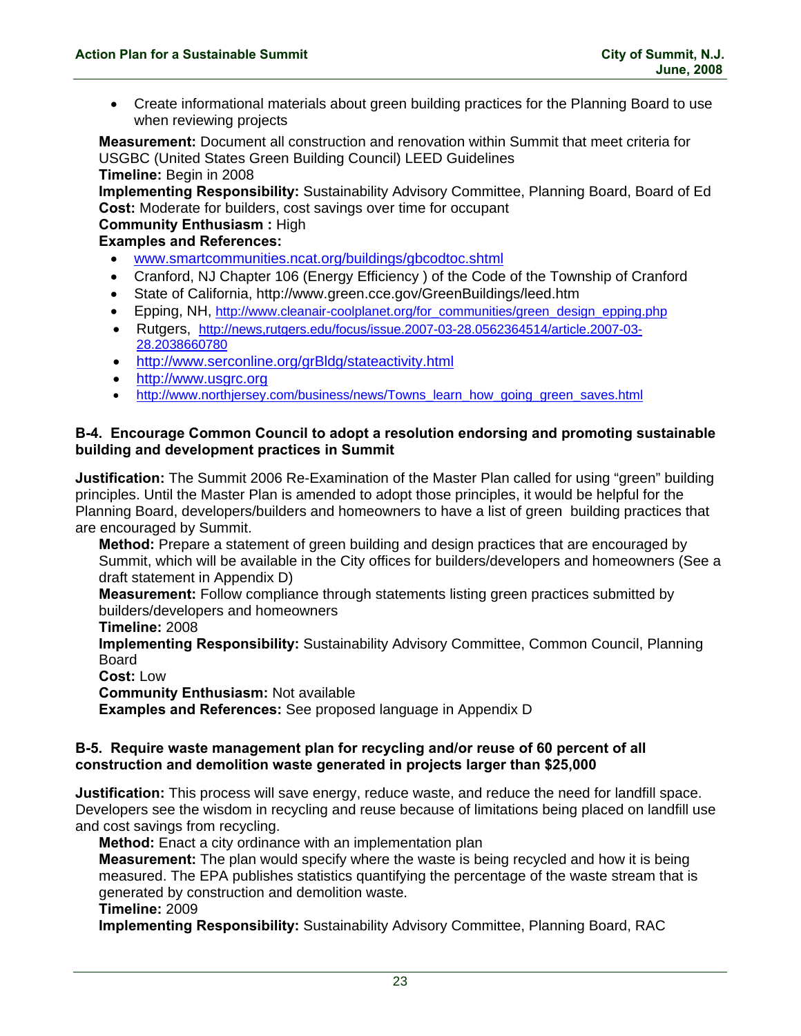- Create informational materials about green building practices for the Planning Board to use when reviewing projects

**Measurement:** Document all construction and renovation within Summit that meet criteria for USGBC (United States Green Building Council) LEED Guidelines
**Timeline:** Begin in 2008
**Implementing Responsibility:** Sustainability Advisory Committee, Planning Board, Board of Ed
**Cost:** Moderate for builders, cost savings over time for occupant
**Community Enthusiasm :** High
**Examples and References:**

- www.smartcommunities.ncat.org/buildings/gbcodtoc.shtml
- Cranford, NJ Chapter 106 (Energy Efficiency ) of the Code of the Township of Cranford
- State of California, http://www.green.cce.gov/GreenBuildings/leed.htm
- Epping, NH, http://www.cleanair-coolplanet.org/for_communities/green_design_epping.php
- Rutgers, http://news,rutgers.edu/focus/issue.2007-03-28.0562364514/article.2007-03-28.2038660780
- http://www.serconline.org/grBldg/stateactivity.html
- http://www.usgrc.org
- http://www.northjersey.com/business/news/Towns_learn_how_going_green_saves.html

**B-4. Encourage Common Council to adopt a resolution endorsing and promoting sustainable building and development practices in Summit**

**Justification:** The Summit 2006 Re-Examination of the Master Plan called for using "green" building principles. Until the Master Plan is amended to adopt those principles, it would be helpful for the Planning Board, developers/builders and homeowners to have a list of green building practices that are encouraged by Summit.

**Method:** Prepare a statement of green building and design practices that are encouraged by Summit, which will be available in the City offices for builders/developers and homeowners (See a draft statement in Appendix D)
**Measurement:** Follow compliance through statements listing green practices submitted by builders/developers and homeowners
**Timeline:** 2008
**Implementing Responsibility:** Sustainability Advisory Committee, Common Council, Planning Board
**Cost:** Low
**Community Enthusiasm:** Not available
**Examples and References:** See proposed language in Appendix D

**B-5. Require waste management plan for recycling and/or reuse of 60 percent of all construction and demolition waste generated in projects larger than $25,000**

**Justification:** This process will save energy, reduce waste, and reduce the need for landfill space. Developers see the wisdom in recycling and reuse because of limitations being placed on landfill use and cost savings from recycling.

**Method:** Enact a city ordinance with an implementation plan
**Measurement:** The plan would specify where the waste is being recycled and how it is being measured. The EPA publishes statistics quantifying the percentage of the waste stream that is generated by construction and demolition waste.
**Timeline:** 2009
**Implementing Responsibility:** Sustainability Advisory Committee, Planning Board, RAC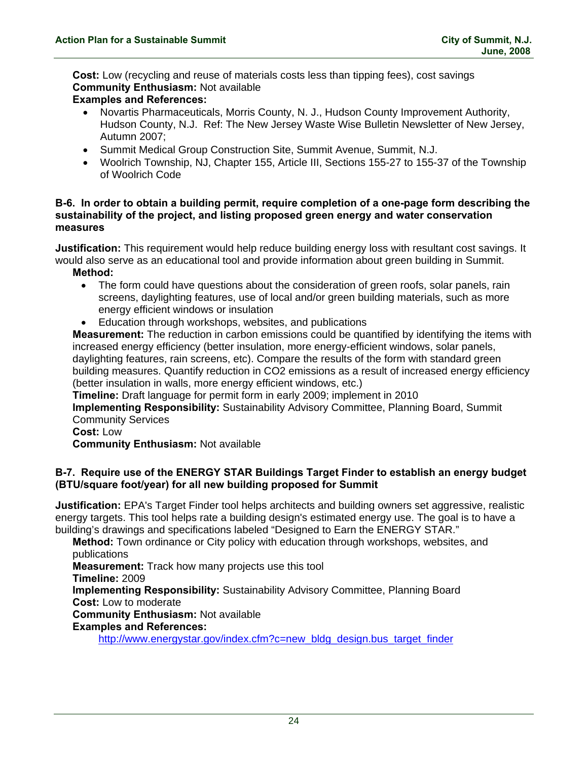**Cost:** Low (recycling and reuse of materials costs less than tipping fees), cost savings
**Community Enthusiasm:** Not available
**Examples and References:**

- Novartis Pharmaceuticals, Morris County, N. J., Hudson County Improvement Authority, Hudson County, N.J. Ref: The New Jersey Waste Wise Bulletin Newsletter of New Jersey, Autumn 2007;
- Summit Medical Group Construction Site, Summit Avenue, Summit, N.J.
- Woolrich Township, NJ, Chapter 155, Article III, Sections 155-27 to 155-37 of the Township of Woolrich Code

### B-6. In order to obtain a building permit, require completion of a one-page form describing the sustainability of the project, and listing proposed green energy and water conservation measures

**Justification:** This requirement would help reduce building energy loss with resultant cost savings. It would also serve as an educational tool and provide information about green building in Summit.

**Method:**

- The form could have questions about the consideration of green roofs, solar panels, rain screens, daylighting features, use of local and/or green building materials, such as more energy efficient windows or insulation
- Education through workshops, websites, and publications

**Measurement:** The reduction in carbon emissions could be quantified by identifying the items with increased energy efficiency (better insulation, more energy-efficient windows, solar panels, daylighting features, rain screens, etc). Compare the results of the form with standard green building measures. Quantify reduction in $CO_2$ emissions as a result of increased energy efficiency (better insulation in walls, more energy efficient windows, etc.)
**Timeline:** Draft language for permit form in early 2009; implement in 2010
**Implementing Responsibility:** Sustainability Advisory Committee, Planning Board, Summit Community Services
**Cost:** Low
**Community Enthusiasm:** Not available

### B-7. Require use of the ENERGY STAR Buildings Target Finder to establish an energy budget (BTU/square foot/year) for all new building proposed for Summit

**Justification:** EPA's Target Finder tool helps architects and building owners set aggressive, realistic energy targets. This tool helps rate a building design's estimated energy use. The goal is to have a building's drawings and specifications labeled "Designed to Earn the ENERGY STAR."

**Method:** Town ordinance or City policy with education through workshops, websites, and publications
**Measurement:** Track how many projects use this tool
**Timeline:** 2009
**Implementing Responsibility:** Sustainability Advisory Committee, Planning Board
**Cost:** Low to moderate
**Community Enthusiasm:** Not available
**Examples and References:**

http://www.energystar.gov/index.cfm?c=new_bldg_design.bus_target_finder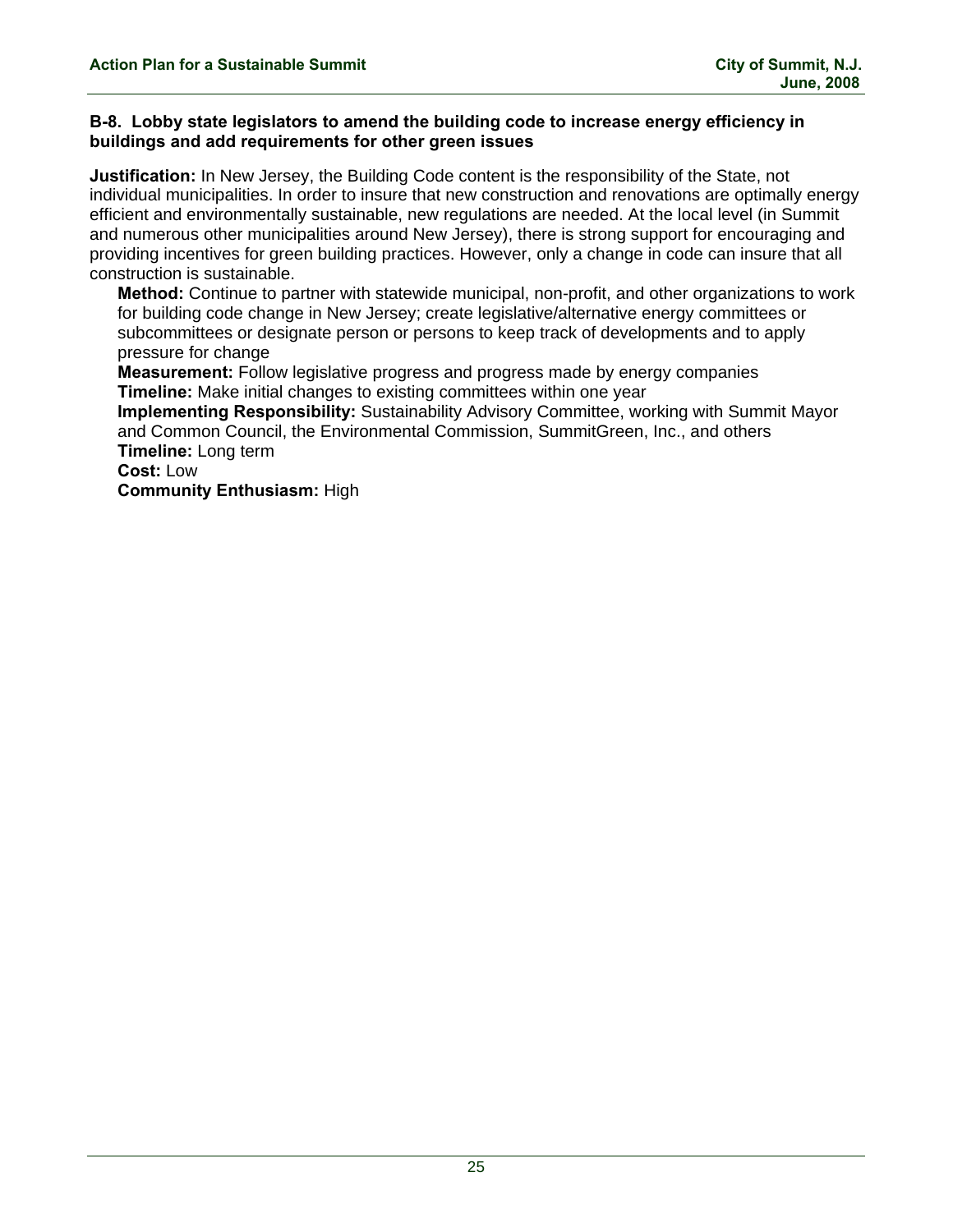### B-8. Lobby state legislators to amend the building code to increase energy efficiency in buildings and add requirements for other green issues

**Justification:** In New Jersey, the Building Code content is the responsibility of the State, not individual municipalities. In order to insure that new construction and renovations are optimally energy efficient and environmentally sustainable, new regulations are needed. At the local level (in Summit and numerous other municipalities around New Jersey), there is strong support for encouraging and providing incentives for green building practices. However, only a change in code can insure that all construction is sustainable.

**Method:** Continue to partner with statewide municipal, non-profit, and other organizations to work for building code change in New Jersey; create legislative/alternative energy committees or subcommittees or designate person or persons to keep track of developments and to apply pressure for change
**Measurement:** Follow legislative progress and progress made by energy companies
**Timeline:** Make initial changes to existing committees within one year
**Implementing Responsibility:** Sustainability Advisory Committee, working with Summit Mayor and Common Council, the Environmental Commission, SummitGreen, Inc., and others
**Timeline:** Long term
**Cost:** Low
**Community Enthusiasm:** High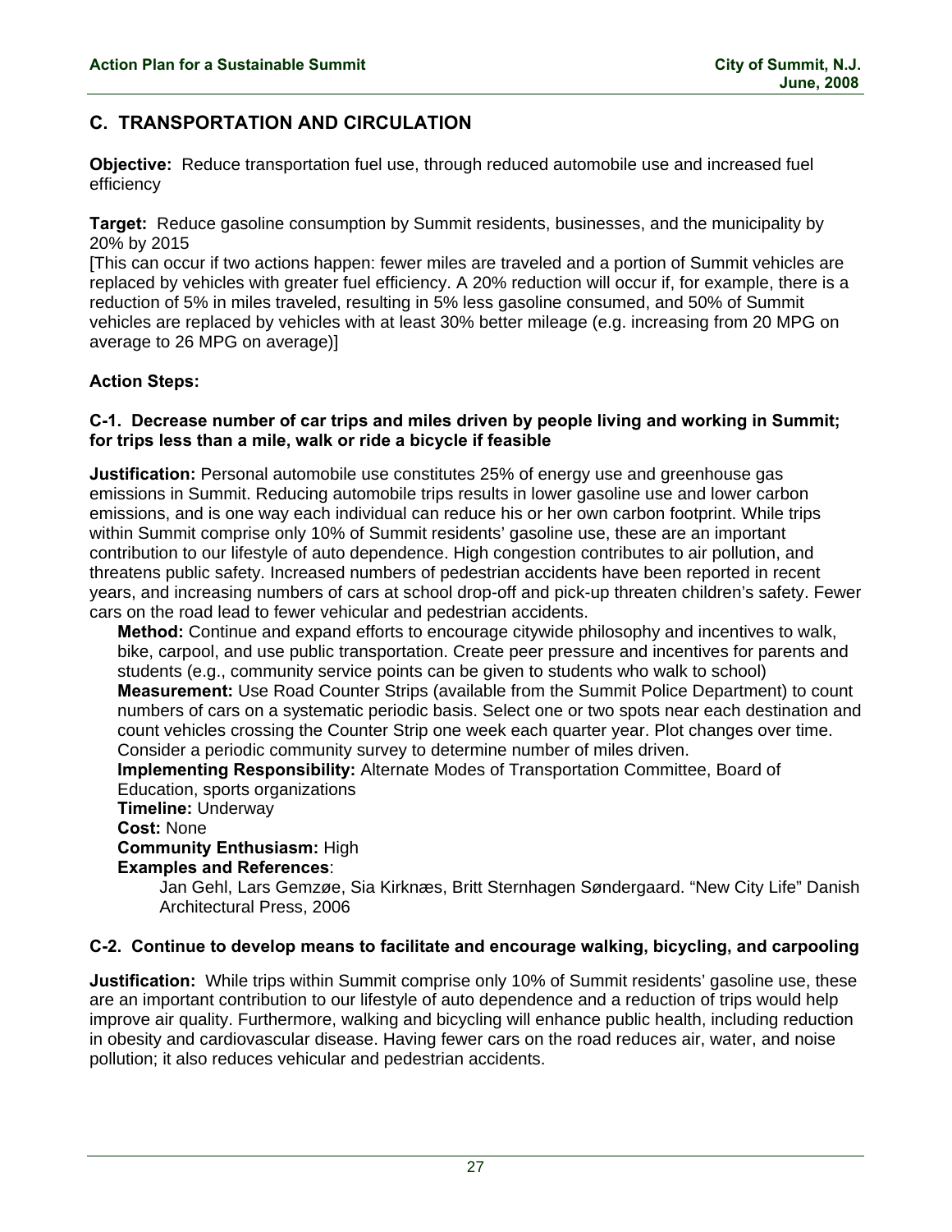## C. TRANSPORTATION AND CIRCULATION

**Objective:** Reduce transportation fuel use, through reduced automobile use and increased fuel efficiency

**Target:** Reduce gasoline consumption by Summit residents, businesses, and the municipality by 20% by 2015
[This can occur if two actions happen: fewer miles are traveled and a portion of Summit vehicles are replaced by vehicles with greater fuel efficiency. A 20% reduction will occur if, for example, there is a reduction of 5% in miles traveled, resulting in 5% less gasoline consumed, and 50% of Summit vehicles are replaced by vehicles with at least 30% better mileage (e.g. increasing from 20 MPG on average to 26 MPG on average)]

**Action Steps:**

### C-1. Decrease number of car trips and miles driven by people living and working in Summit; for trips less than a mile, walk or ride a bicycle if feasible

**Justification:** Personal automobile use constitutes 25% of energy use and greenhouse gas emissions in Summit. Reducing automobile trips results in lower gasoline use and lower carbon emissions, and is one way each individual can reduce his or her own carbon footprint. While trips within Summit comprise only 10% of Summit residents' gasoline use, these are an important contribution to our lifestyle of auto dependence. High congestion contributes to air pollution, and threatens public safety. Increased numbers of pedestrian accidents have been reported in recent years, and increasing numbers of cars at school drop-off and pick-up threaten children's safety. Fewer cars on the road lead to fewer vehicular and pedestrian accidents.

**Method:** Continue and expand efforts to encourage citywide philosophy and incentives to walk, bike, carpool, and use public transportation. Create peer pressure and incentives for parents and students (e.g., community service points can be given to students who walk to school)

**Measurement:** Use Road Counter Strips (available from the Summit Police Department) to count numbers of cars on a systematic periodic basis. Select one or two spots near each destination and count vehicles crossing the Counter Strip one week each quarter year. Plot changes over time. Consider a periodic community survey to determine number of miles driven.

**Implementing Responsibility:** Alternate Modes of Transportation Committee, Board of Education, sports organizations

**Timeline:** Underway

**Cost:** None

**Community Enthusiasm:** High

**Examples and References**:

Jan Gehl, Lars Gemzøe, Sia Kirknæs, Britt Sternhagen Søndergaard. "New City Life" Danish Architectural Press, 2006

### C-2. Continue to develop means to facilitate and encourage walking, bicycling, and carpooling

**Justification:** While trips within Summit comprise only 10% of Summit residents' gasoline use, these are an important contribution to our lifestyle of auto dependence and a reduction of trips would help improve air quality. Furthermore, walking and bicycling will enhance public health, including reduction in obesity and cardiovascular disease. Having fewer cars on the road reduces air, water, and noise pollution; it also reduces vehicular and pedestrian accidents.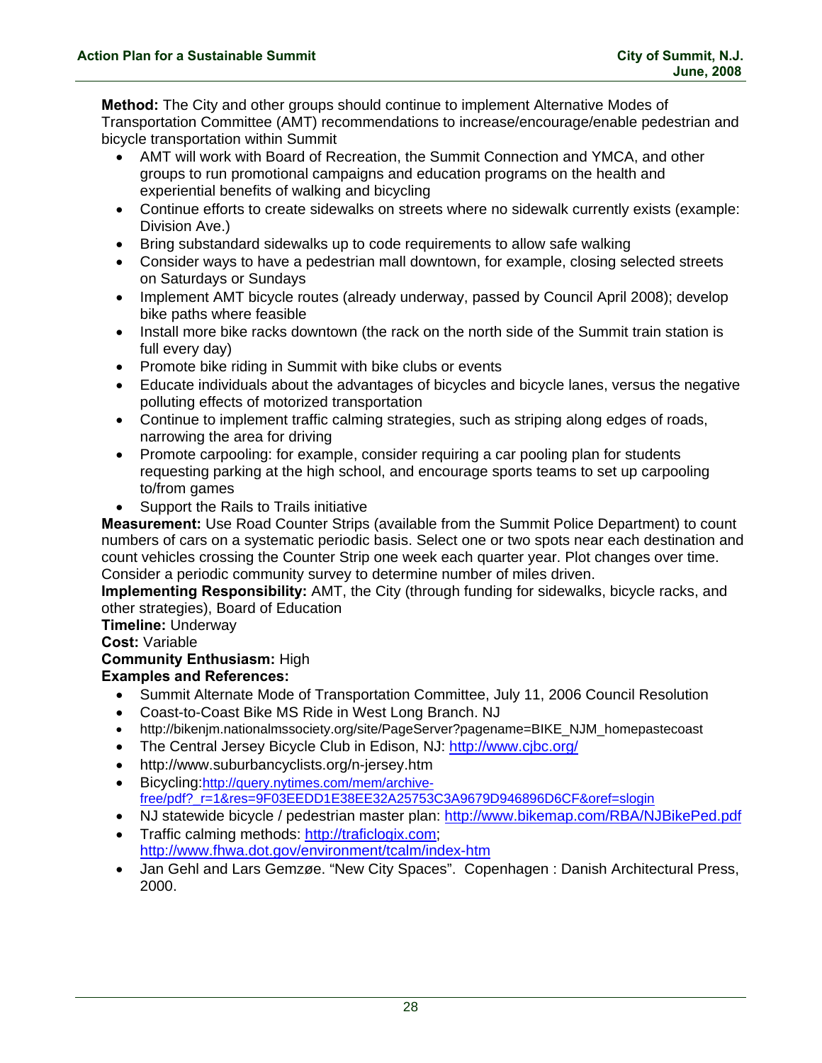**Method:** The City and other groups should continue to implement Alternative Modes of Transportation Committee (AMT) recommendations to increase/encourage/enable pedestrian and bicycle transportation within Summit

- AMT will work with Board of Recreation, the Summit Connection and YMCA, and other groups to run promotional campaigns and education programs on the health and experiential benefits of walking and bicycling
- Continue efforts to create sidewalks on streets where no sidewalk currently exists (example: Division Ave.)
- Bring substandard sidewalks up to code requirements to allow safe walking
- Consider ways to have a pedestrian mall downtown, for example, closing selected streets on Saturdays or Sundays
- Implement AMT bicycle routes (already underway, passed by Council April 2008); develop bike paths where feasible
- Install more bike racks downtown (the rack on the north side of the Summit train station is full every day)
- Promote bike riding in Summit with bike clubs or events
- Educate individuals about the advantages of bicycles and bicycle lanes, versus the negative polluting effects of motorized transportation
- Continue to implement traffic calming strategies, such as striping along edges of roads, narrowing the area for driving
- Promote carpooling: for example, consider requiring a car pooling plan for students requesting parking at the high school, and encourage sports teams to set up carpooling to/from games
- Support the Rails to Trails initiative

**Measurement:** Use Road Counter Strips (available from the Summit Police Department) to count numbers of cars on a systematic periodic basis. Select one or two spots near each destination and count vehicles crossing the Counter Strip one week each quarter year. Plot changes over time. Consider a periodic community survey to determine number of miles driven.

**Implementing Responsibility:** AMT, the City (through funding for sidewalks, bicycle racks, and other strategies), Board of Education

**Timeline:** Underway

**Cost:** Variable

**Community Enthusiasm:** High

**Examples and References:**

- Summit Alternate Mode of Transportation Committee, July 11, 2006 Council Resolution
- Coast-to-Coast Bike MS Ride in West Long Branch. NJ
- http://bikenjm.nationalmssociety.org/site/PageServer?pagename=BIKE_NJM_homepastecoast
- The Central Jersey Bicycle Club in Edison, NJ: http://www.cjbc.org/
- http://www.suburbancyclists.org/n-jersey.htm
- Bicycling:http://query.nytimes.com/mem/archive-free/pdf?_r=1&res=9F03EEDD1E38EE32A25753C3A9679D946896D6CF&oref=slogin
- NJ statewide bicycle / pedestrian master plan: http://www.bikemap.com/RBA/NJBikePed.pdf
- Traffic calming methods: http://traficlogix.com; http://www.fhwa.dot.gov/environment/tcalm/index-htm
- Jan Gehl and Lars Gemzøe. "New City Spaces". Copenhagen : Danish Architectural Press, 2000.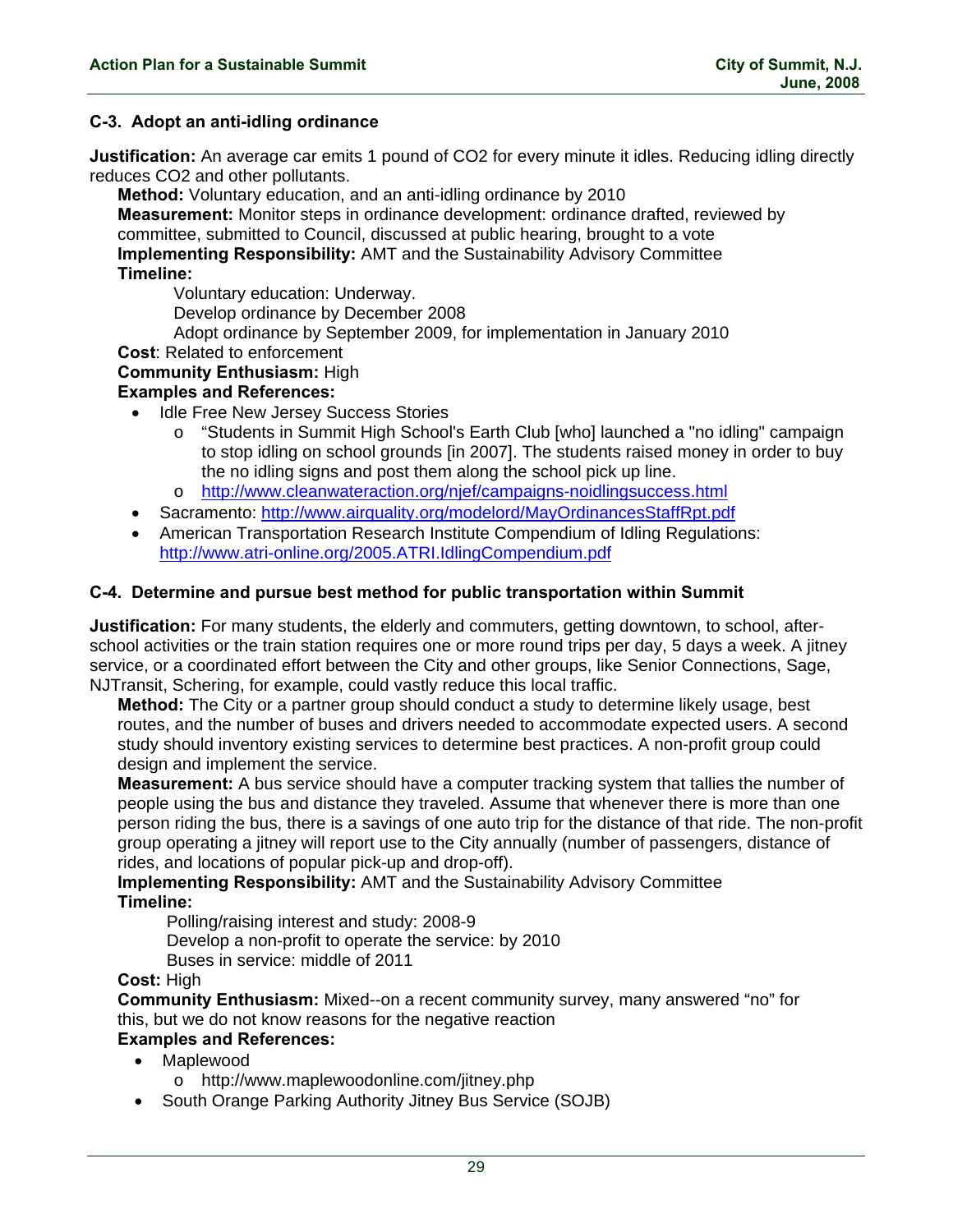### C-3. Adopt an anti-idling ordinance

**Justification:** An average car emits 1 pound of $CO_2$ for every minute it idles. Reducing idling directly reduces $CO_2$ and other pollutants.

**Method:** Voluntary education, and an anti-idling ordinance by 2010

**Measurement:** Monitor steps in ordinance development: ordinance drafted, reviewed by committee, submitted to Council, discussed at public hearing, brought to a vote

**Implementing Responsibility:** AMT and the Sustainability Advisory Committee

**Timeline:**

Voluntary education: Underway.
Develop ordinance by December 2008
Adopt ordinance by September 2009, for implementation in January 2010

**Cost**: Related to enforcement

**Community Enthusiasm:** High

**Examples and References:**

- Idle Free New Jersey Success Stories
    - "Students in Summit High School's Earth Club [who] launched a "no idling" campaign to stop idling on school grounds [in 2007]. The students raised money in order to buy the no idling signs and post them along the school pick up line.
    - http://www.cleanwateraction.org/njef/campaigns-noidlingsuccess.html
- Sacramento: http://www.airquality.org/modelord/MayOrdinancesStaffRpt.pdf
- American Transportation Research Institute Compendium of Idling Regulations: http://www.atri-online.org/2005.ATRI.IdlingCompendium.pdf

### C-4. Determine and pursue best method for public transportation within Summit

**Justification:** For many students, the elderly and commuters, getting downtown, to school, after-school activities or the train station requires one or more round trips per day, 5 days a week. A jitney service, or a coordinated effort between the City and other groups, like Senior Connections, Sage, NJTransit, Schering, for example, could vastly reduce this local traffic.

**Method:** The City or a partner group should conduct a study to determine likely usage, best routes, and the number of buses and drivers needed to accommodate expected users. A second study should inventory existing services to determine best practices. A non-profit group could design and implement the service.

**Measurement:** A bus service should have a computer tracking system that tallies the number of people using the bus and distance they traveled. Assume that whenever there is more than one person riding the bus, there is a savings of one auto trip for the distance of that ride. The non-profit group operating a jitney will report use to the City annually (number of passengers, distance of rides, and locations of popular pick-up and drop-off).

**Implementing Responsibility:** AMT and the Sustainability Advisory Committee

**Timeline:**

Polling/raising interest and study: 2008-9
Develop a non-profit to operate the service: by 2010
Buses in service: middle of 2011

**Cost:** High

**Community Enthusiasm:** Mixed--on a recent community survey, many answered "no" for this, but we do not know reasons for the negative reaction

**Examples and References:**

- Maplewood
    - http://www.maplewoodonline.com/jitney.php
- South Orange Parking Authority Jitney Bus Service (SOJB)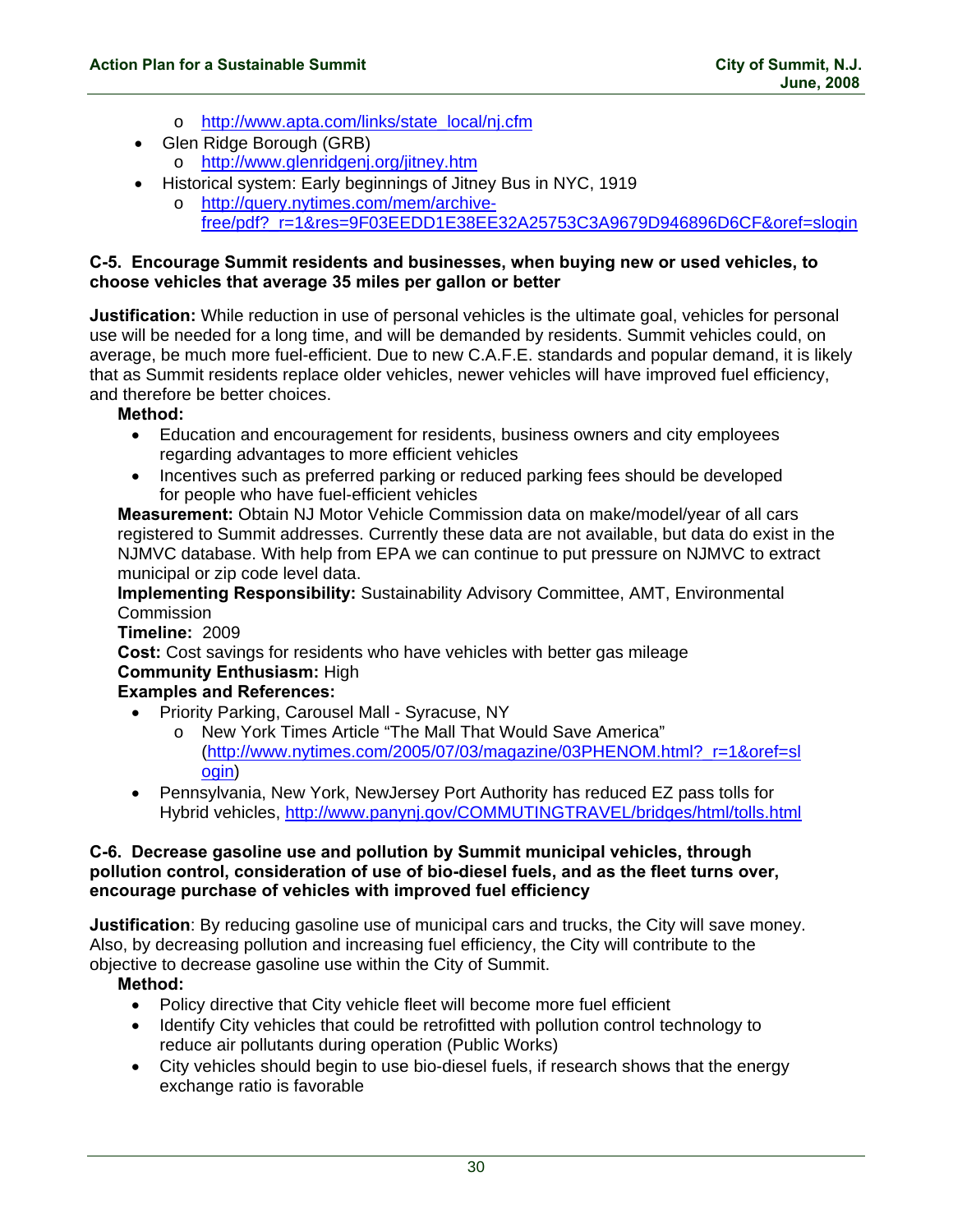- http://www.apta.com/links/state_local/nj.cfm
- Glen Ridge Borough (GRB)
  - http://www.glenridgenj.org/jitney.htm
- Historical system: Early beginnings of Jitney Bus in NYC, 1919
  - http://query.nytimes.com/mem/archive-free/pdf?_r=1&res=9F03EEDD1E38EE32A25753C3A9679D946896D6CF&oref=slogin

**C-5. Encourage Summit residents and businesses, when buying new or used vehicles, to choose vehicles that average 35 miles per gallon or better**

**Justification:** While reduction in use of personal vehicles is the ultimate goal, vehicles for personal use will be needed for a long time, and will be demanded by residents. Summit vehicles could, on average, be much more fuel-efficient. Due to new C.A.F.E. standards and popular demand, it is likely that as Summit residents replace older vehicles, newer vehicles will have improved fuel efficiency, and therefore be better choices.

**Method:**

- Education and encouragement for residents, business owners and city employees regarding advantages to more efficient vehicles
- Incentives such as preferred parking or reduced parking fees should be developed for people who have fuel-efficient vehicles

**Measurement:** Obtain NJ Motor Vehicle Commission data on make/model/year of all cars registered to Summit addresses. Currently these data are not available, but data do exist in the NJMVC database. With help from EPA we can continue to put pressure on NJMVC to extract municipal or zip code level data.

**Implementing Responsibility:** Sustainability Advisory Committee, AMT, Environmental Commission

**Timeline:** 2009

**Cost:** Cost savings for residents who have vehicles with better gas mileage

**Community Enthusiasm:** High

**Examples and References:**

- Priority Parking, Carousel Mall - Syracuse, NY
  - New York Times Article "The Mall That Would Save America" (http://www.nytimes.com/2005/07/03/magazine/03PHENOM.html?_r=1&oref=slogin)
- Pennsylvania, New York, NewJersey Port Authority has reduced EZ pass tolls for Hybrid vehicles, http://www.panynj.gov/COMMUTINGTRAVEL/bridges/html/tolls.html

**C-6. Decrease gasoline use and pollution by Summit municipal vehicles, through pollution control, consideration of use of bio-diesel fuels, and as the fleet turns over, encourage purchase of vehicles with improved fuel efficiency**

**Justification**: By reducing gasoline use of municipal cars and trucks, the City will save money. Also, by decreasing pollution and increasing fuel efficiency, the City will contribute to the objective to decrease gasoline use within the City of Summit.

**Method:**

- Policy directive that City vehicle fleet will become more fuel efficient
- Identify City vehicles that could be retrofitted with pollution control technology to reduce air pollutants during operation (Public Works)
- City vehicles should begin to use bio-diesel fuels, if research shows that the energy exchange ratio is favorable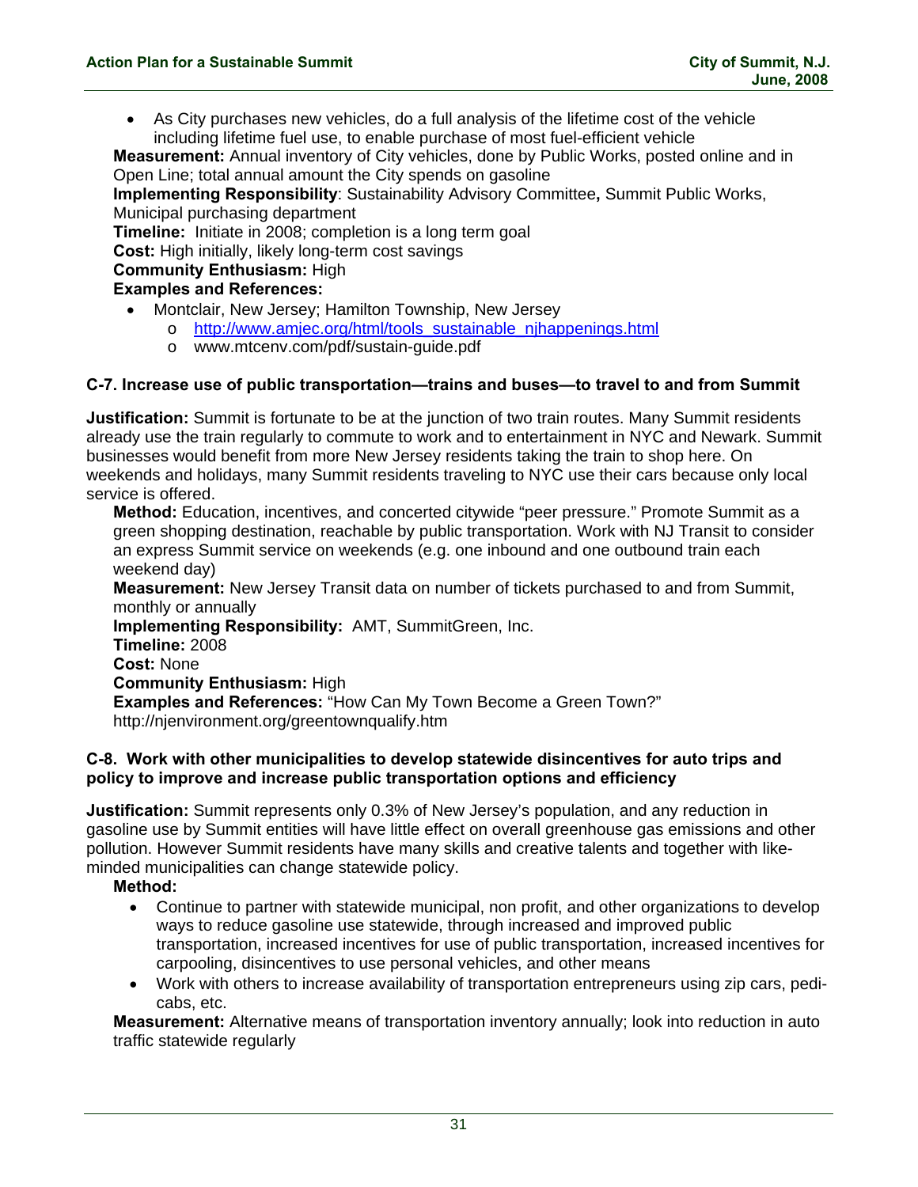- As City purchases new vehicles, do a full analysis of the lifetime cost of the vehicle including lifetime fuel use, to enable purchase of most fuel-efficient vehicle

**Measurement:** Annual inventory of City vehicles, done by Public Works, posted online and in Open Line; total annual amount the City spends on gasoline

**Implementing Responsibility**: Sustainability Advisory Committee**,** Summit Public Works, Municipal purchasing department

**Timeline:** Initiate in 2008; completion is a long term goal

**Cost:** High initially, likely long-term cost savings

**Community Enthusiasm:** High

**Examples and References:**

- Montclair, New Jersey; Hamilton Township, New Jersey
  - http://www.amjec.org/html/tools_sustainable_njhappenings.html
  - www.mtcenv.com/pdf/sustain-guide.pdf

### C-7. Increase use of public transportation—trains and buses—to travel to and from Summit

**Justification:** Summit is fortunate to be at the junction of two train routes. Many Summit residents already use the train regularly to commute to work and to entertainment in NYC and Newark. Summit businesses would benefit from more New Jersey residents taking the train to shop here. On weekends and holidays, many Summit residents traveling to NYC use their cars because only local service is offered.

**Method:** Education, incentives, and concerted citywide "peer pressure." Promote Summit as a green shopping destination, reachable by public transportation. Work with NJ Transit to consider an express Summit service on weekends (e.g. one inbound and one outbound train each weekend day)

**Measurement:** New Jersey Transit data on number of tickets purchased to and from Summit, monthly or annually

**Implementing Responsibility:** AMT, SummitGreen, Inc.

**Timeline:** 2008

**Cost:** None

**Community Enthusiasm:** High

**Examples and References:** "How Can My Town Become a Green Town?" http://njenvironment.org/greentownqualify.htm

### C-8. Work with other municipalities to develop statewide disincentives for auto trips and policy to improve and increase public transportation options and efficiency

**Justification:** Summit represents only 0.3% of New Jersey's population, and any reduction in gasoline use by Summit entities will have little effect on overall greenhouse gas emissions and other pollution. However Summit residents have many skills and creative talents and together with like-minded municipalities can change statewide policy.

**Method:**

- Continue to partner with statewide municipal, non profit, and other organizations to develop ways to reduce gasoline use statewide, through increased and improved public transportation, increased incentives for use of public transportation, increased incentives for carpooling, disincentives to use personal vehicles, and other means
- Work with others to increase availability of transportation entrepreneurs using zip cars, pedi-cabs, etc.

**Measurement:** Alternative means of transportation inventory annually; look into reduction in auto traffic statewide regularly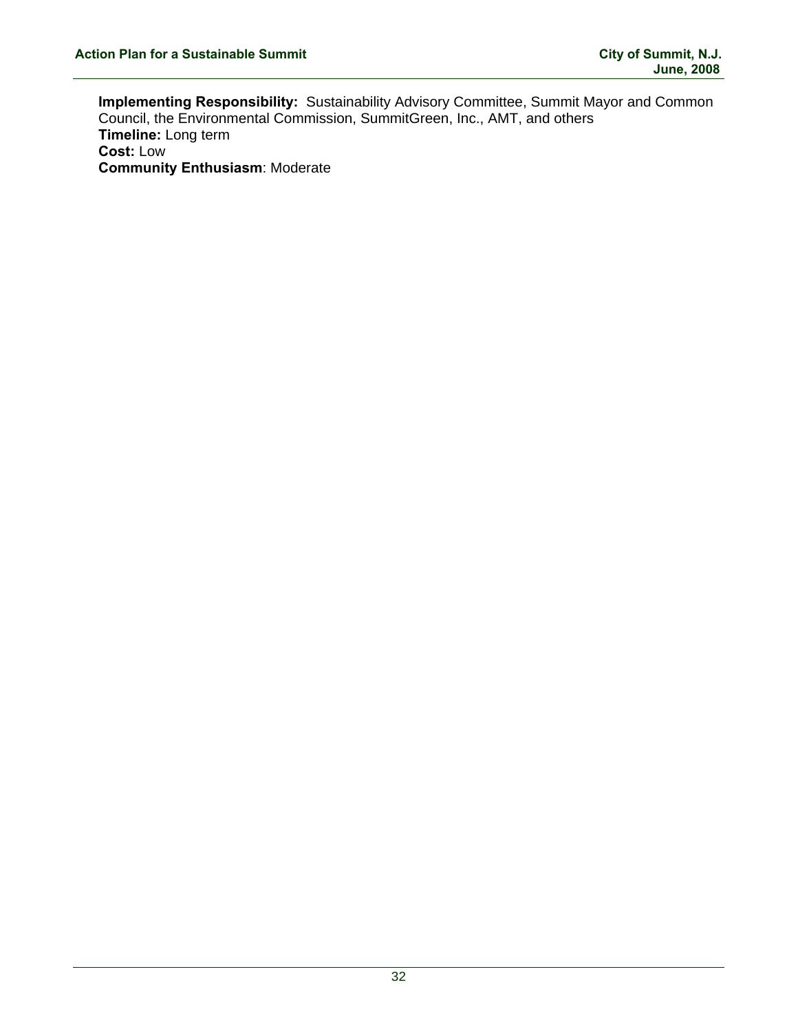**Implementing Responsibility:** Sustainability Advisory Committee, Summit Mayor and Common Council, the Environmental Commission, SummitGreen, Inc., AMT, and others
**Timeline:** Long term
**Cost:** Low
**Community Enthusiasm**: Moderate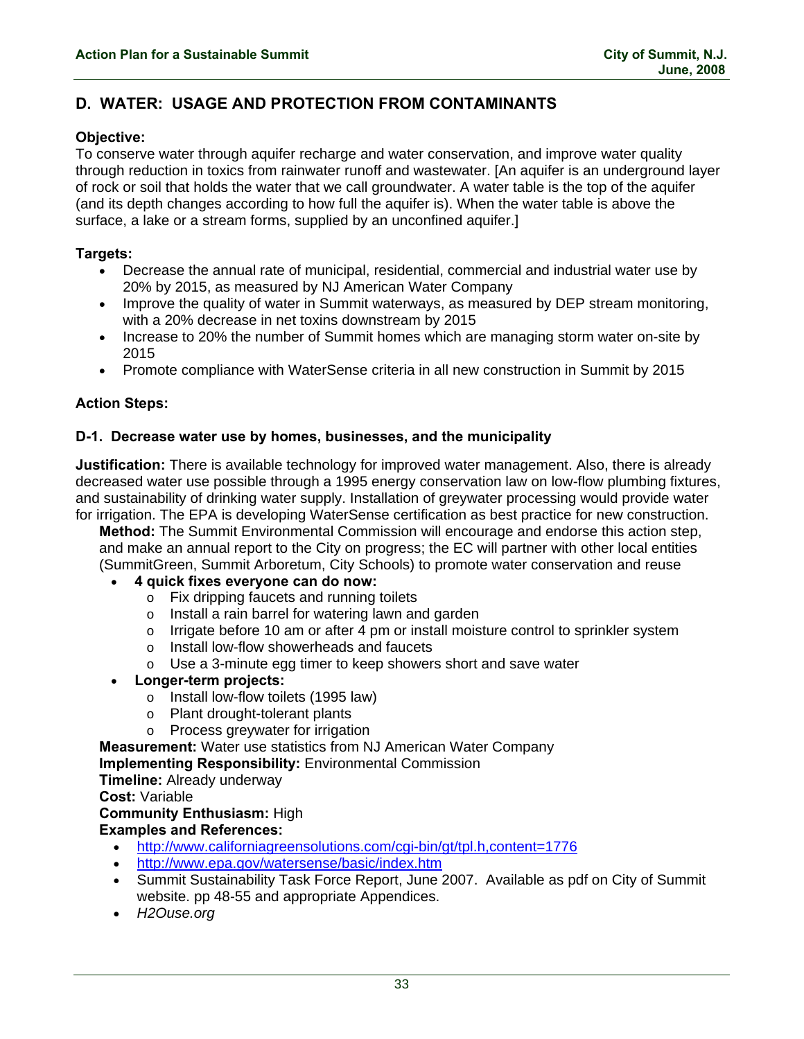## D. WATER: USAGE AND PROTECTION FROM CONTAMINANTS

**Objective:**
To conserve water through aquifer recharge and water conservation, and improve water quality through reduction in toxics from rainwater runoff and wastewater. [An aquifer is an underground layer of rock or soil that holds the water that we call groundwater. A water table is the top of the aquifer (and its depth changes according to how full the aquifer is). When the water table is above the surface, a lake or a stream forms, supplied by an unconfined aquifer.]

**Targets:**

- Decrease the annual rate of municipal, residential, commercial and industrial water use by 20% by 2015, as measured by NJ American Water Company
- Improve the quality of water in Summit waterways, as measured by DEP stream monitoring, with a 20% decrease in net toxins downstream by 2015
- Increase to 20% the number of Summit homes which are managing storm water on-site by 2015
- Promote compliance with WaterSense criteria in all new construction in Summit by 2015

**Action Steps:**

### D-1. Decrease water use by homes, businesses, and the municipality

**Justification:** There is available technology for improved water management. Also, there is already decreased water use possible through a 1995 energy conservation law on low-flow plumbing fixtures, and sustainability of drinking water supply. Installation of greywater processing would provide water for irrigation. The EPA is developing WaterSense certification as best practice for new construction.

**Method:** The Summit Environmental Commission will encourage and endorse this action step, and make an annual report to the City on progress; the EC will partner with other local entities (SummitGreen, Summit Arboretum, City Schools) to promote water conservation and reuse

- **4 quick fixes everyone can do now:**
  - Fix dripping faucets and running toilets
  - Install a rain barrel for watering lawn and garden
  - Irrigate before 10 am or after 4 pm or install moisture control to sprinkler system
  - Install low-flow showerheads and faucets
  - Use a 3-minute egg timer to keep showers short and save water
- **Longer-term projects:**
  - Install low-flow toilets (1995 law)
  - Plant drought-tolerant plants
  - Process greywater for irrigation

**Measurement:** Water use statistics from NJ American Water Company
**Implementing Responsibility:** Environmental Commission
**Timeline:** Already underway
**Cost:** Variable
**Community Enthusiasm:** High
**Examples and References:**

- http://www.californiagreensolutions.com/cgi-bin/gt/tpl.h,content=1776
- http://www.epa.gov/watersense/basic/index.htm
- Summit Sustainability Task Force Report, June 2007. Available as pdf on City of Summit website. pp 48-55 and appropriate Appendices.
- *H2Ouse.org*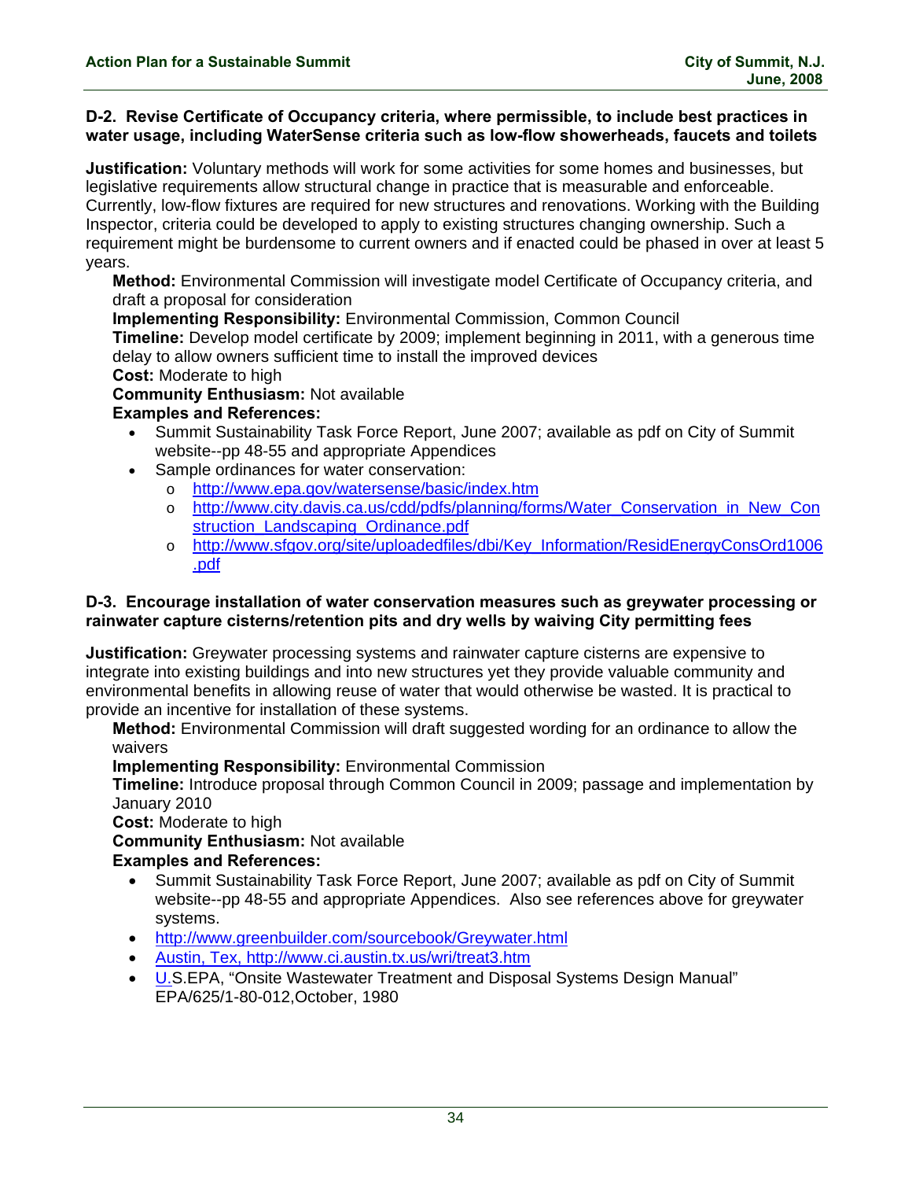### D-2. Revise Certificate of Occupancy criteria, where permissible, to include best practices in water usage, including WaterSense criteria such as low-flow showerheads, faucets and toilets

**Justification:** Voluntary methods will work for some activities for some homes and businesses, but legislative requirements allow structural change in practice that is measurable and enforceable. Currently, low-flow fixtures are required for new structures and renovations. Working with the Building Inspector, criteria could be developed to apply to existing structures changing ownership. Such a requirement might be burdensome to current owners and if enacted could be phased in over at least 5 years.

**Method:** Environmental Commission will investigate model Certificate of Occupancy criteria, and draft a proposal for consideration

**Implementing Responsibility:** Environmental Commission, Common Council

**Timeline:** Develop model certificate by 2009; implement beginning in 2011, with a generous time delay to allow owners sufficient time to install the improved devices

**Cost:** Moderate to high

**Community Enthusiasm:** Not available

**Examples and References:**

- Summit Sustainability Task Force Report, June 2007; available as pdf on City of Summit website--pp 48-55 and appropriate Appendices
- Sample ordinances for water conservation:
  - http://www.epa.gov/watersense/basic/index.htm
  - http://www.city.davis.ca.us/cdd/pdfs/planning/forms/Water_Conservation_in_New_Construction_Landscaping_Ordinance.pdf
  - http://www.sfgov.org/site/uploadedfiles/dbi/Key_Information/ResidEnergyConsOrd1006.pdf

### D-3. Encourage installation of water conservation measures such as greywater processing or rainwater capture cisterns/retention pits and dry wells by waiving City permitting fees

**Justification:** Greywater processing systems and rainwater capture cisterns are expensive to integrate into existing buildings and into new structures yet they provide valuable community and environmental benefits in allowing reuse of water that would otherwise be wasted. It is practical to provide an incentive for installation of these systems.

**Method:** Environmental Commission will draft suggested wording for an ordinance to allow the waivers

**Implementing Responsibility:** Environmental Commission

**Timeline:** Introduce proposal through Common Council in 2009; passage and implementation by January 2010

**Cost:** Moderate to high

**Community Enthusiasm:** Not available

**Examples and References:**

- Summit Sustainability Task Force Report, June 2007; available as pdf on City of Summit website--pp 48-55 and appropriate Appendices. Also see references above for greywater systems.
- http://www.greenbuilder.com/sourcebook/Greywater.html
- Austin, Tex, http://www.ci.austin.tx.us/wri/treat3.htm
- U.S.EPA, "Onsite Wastewater Treatment and Disposal Systems Design Manual" EPA/625/1-80-012,October, 1980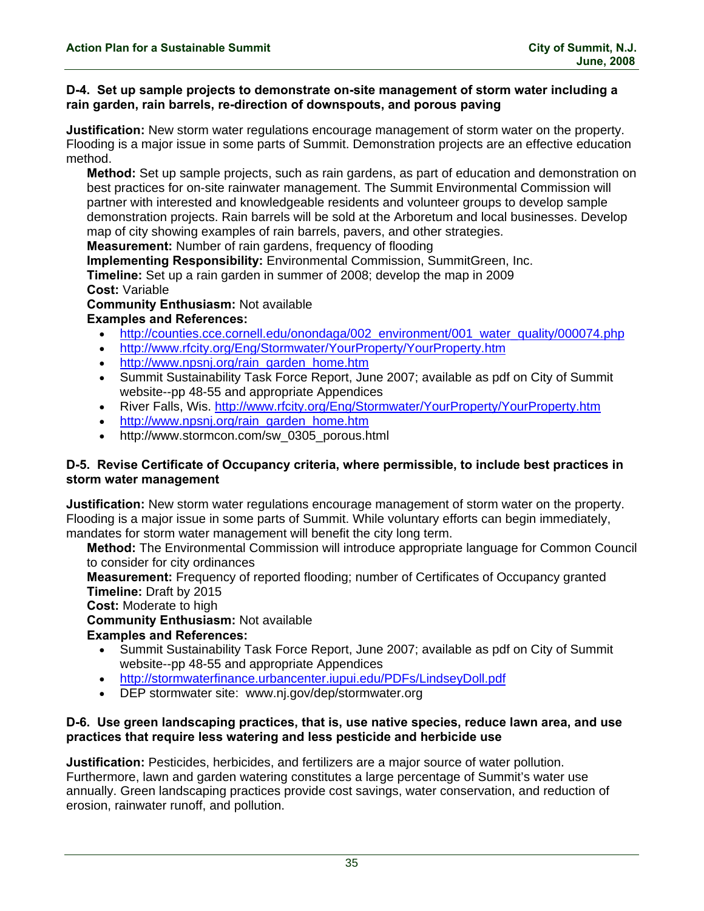### D-4. Set up sample projects to demonstrate on-site management of storm water including a rain garden, rain barrels, re-direction of downspouts, and porous paving

**Justification:** New storm water regulations encourage management of storm water on the property. Flooding is a major issue in some parts of Summit. Demonstration projects are an effective education method.

**Method:** Set up sample projects, such as rain gardens, as part of education and demonstration on best practices for on-site rainwater management. The Summit Environmental Commission will partner with interested and knowledgeable residents and volunteer groups to develop sample demonstration projects. Rain barrels will be sold at the Arboretum and local businesses. Develop map of city showing examples of rain barrels, pavers, and other strategies.

**Measurement:** Number of rain gardens, frequency of flooding

**Implementing Responsibility:** Environmental Commission, SummitGreen, Inc.

**Timeline:** Set up a rain garden in summer of 2008; develop the map in 2009

**Cost:** Variable

**Community Enthusiasm:** Not available

**Examples and References:**

- http://counties.cce.cornell.edu/onondaga/002_environment/001_water_quality/000074.php
- http://www.rfcity.org/Eng/Stormwater/YourProperty/YourProperty.htm
- http://www.npsnj.org/rain_garden_home.htm
- Summit Sustainability Task Force Report, June 2007; available as pdf on City of Summit website--pp 48-55 and appropriate Appendices
- River Falls, Wis. http://www.rfcity.org/Eng/Stormwater/YourProperty/YourProperty.htm
- http://www.npsnj.org/rain_garden_home.htm
- http://www.stormcon.com/sw_0305_porous.html

### D-5. Revise Certificate of Occupancy criteria, where permissible, to include best practices in storm water management

**Justification:** New storm water regulations encourage management of storm water on the property. Flooding is a major issue in some parts of Summit. While voluntary efforts can begin immediately, mandates for storm water management will benefit the city long term.

**Method:** The Environmental Commission will introduce appropriate language for Common Council to consider for city ordinances

**Measurement:** Frequency of reported flooding; number of Certificates of Occupancy granted

**Timeline:** Draft by 2015

**Cost:** Moderate to high

**Community Enthusiasm:** Not available

**Examples and References:**

- Summit Sustainability Task Force Report, June 2007; available as pdf on City of Summit website--pp 48-55 and appropriate Appendices
- http://stormwaterfinance.urbancenter.iupui.edu/PDFs/LindseyDoll.pdf
- DEP stormwater site: www.nj.gov/dep/stormwater.org

### D-6. Use green landscaping practices, that is, use native species, reduce lawn area, and use practices that require less watering and less pesticide and herbicide use

**Justification:** Pesticides, herbicides, and fertilizers are a major source of water pollution. Furthermore, lawn and garden watering constitutes a large percentage of Summit's water use annually. Green landscaping practices provide cost savings, water conservation, and reduction of erosion, rainwater runoff, and pollution.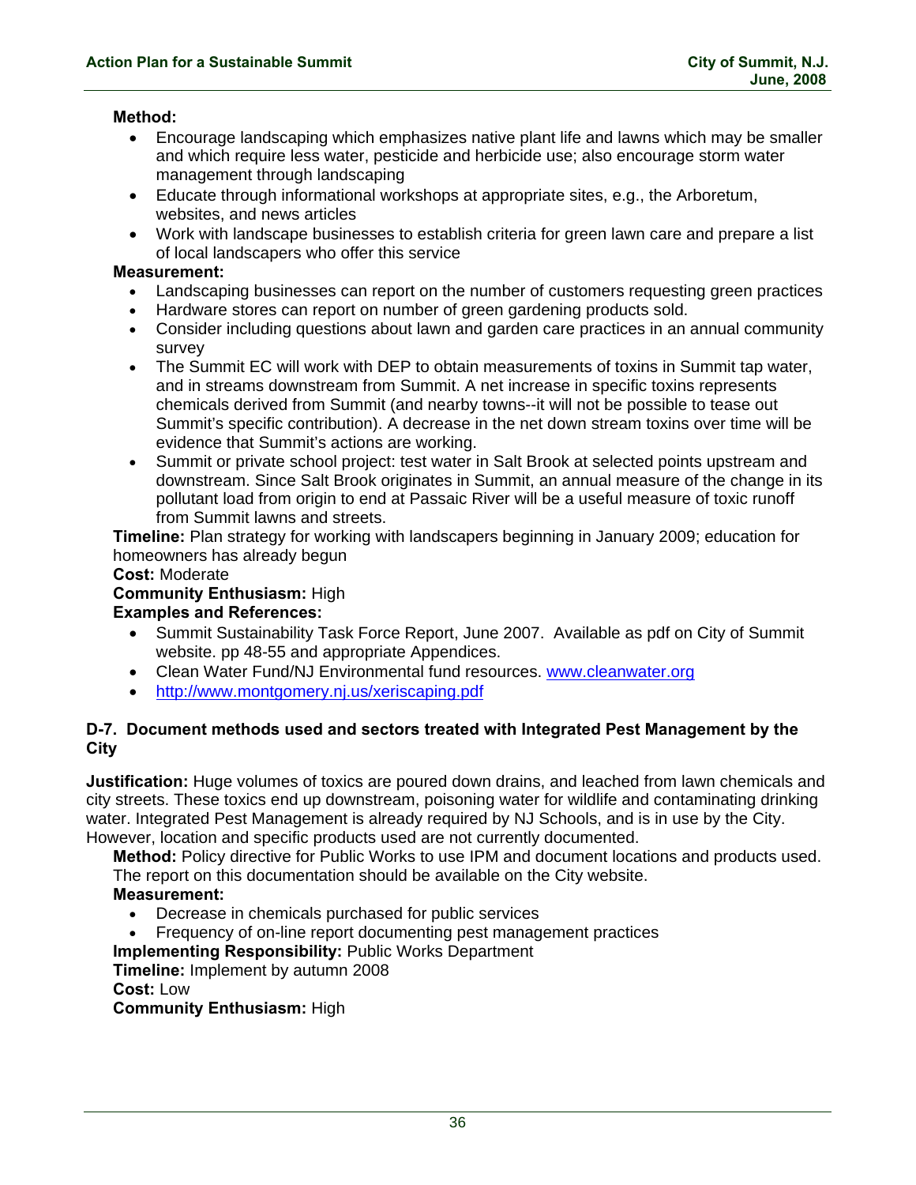**Method:**

- Encourage landscaping which emphasizes native plant life and lawns which may be smaller and which require less water, pesticide and herbicide use; also encourage storm water management through landscaping
- Educate through informational workshops at appropriate sites, e.g., the Arboretum, websites, and news articles
- Work with landscape businesses to establish criteria for green lawn care and prepare a list of local landscapers who offer this service

**Measurement:**

- Landscaping businesses can report on the number of customers requesting green practices
- Hardware stores can report on number of green gardening products sold.
- Consider including questions about lawn and garden care practices in an annual community survey
- The Summit EC will work with DEP to obtain measurements of toxins in Summit tap water, and in streams downstream from Summit. A net increase in specific toxins represents chemicals derived from Summit (and nearby towns--it will not be possible to tease out Summit's specific contribution). A decrease in the net down stream toxins over time will be evidence that Summit's actions are working.
- Summit or private school project: test water in Salt Brook at selected points upstream and downstream. Since Salt Brook originates in Summit, an annual measure of the change in its pollutant load from origin to end at Passaic River will be a useful measure of toxic runoff from Summit lawns and streets.

**Timeline:** Plan strategy for working with landscapers beginning in January 2009; education for homeowners has already begun

**Cost:** Moderate

**Community Enthusiasm:** High

**Examples and References:**

- Summit Sustainability Task Force Report, June 2007. Available as pdf on City of Summit website. pp 48-55 and appropriate Appendices.
- Clean Water Fund/NJ Environmental fund resources. www.cleanwater.org
- http://www.montgomery.nj.us/xeriscaping.pdf

### D-7. Document methods used and sectors treated with Integrated Pest Management by the City

**Justification:** Huge volumes of toxics are poured down drains, and leached from lawn chemicals and city streets. These toxics end up downstream, poisoning water for wildlife and contaminating drinking water. Integrated Pest Management is already required by NJ Schools, and is in use by the City. However, location and specific products used are not currently documented.

**Method:** Policy directive for Public Works to use IPM and document locations and products used. The report on this documentation should be available on the City website.

**Measurement:**

- Decrease in chemicals purchased for public services
- Frequency of on-line report documenting pest management practices

**Implementing Responsibility:** Public Works Department

**Timeline:** Implement by autumn 2008

**Cost:** Low

**Community Enthusiasm:** High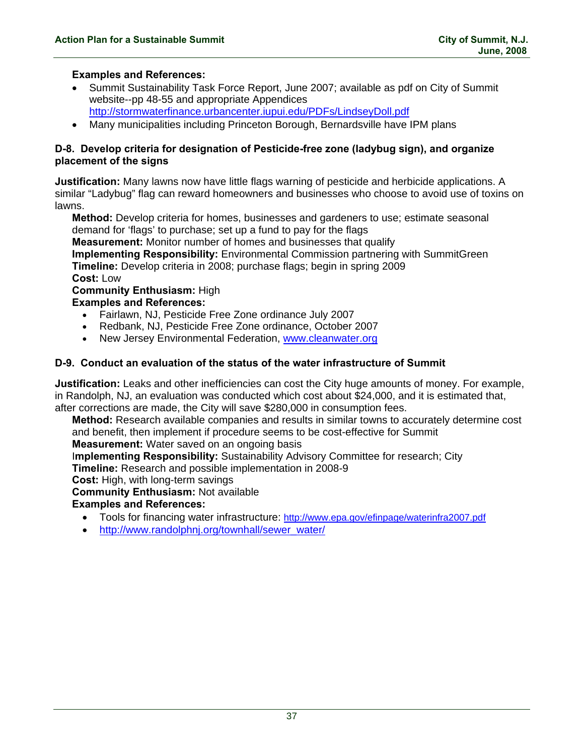**Examples and References:**

- Summit Sustainability Task Force Report, June 2007; available as pdf on City of Summit website--pp 48-55 and appropriate Appendices http://stormwaterfinance.urbancenter.iupui.edu/PDFs/LindseyDoll.pdf
- Many municipalities including Princeton Borough, Bernardsville have IPM plans

### D-8. Develop criteria for designation of Pesticide-free zone (ladybug sign), and organize placement of the signs

**Justification:** Many lawns now have little flags warning of pesticide and herbicide applications. A similar “Ladybug” flag can reward homeowners and businesses who choose to avoid use of toxins on lawns.

**Method:** Develop criteria for homes, businesses and gardeners to use; estimate seasonal demand for ‘flags’ to purchase; set up a fund to pay for the flags
**Measurement:** Monitor number of homes and businesses that qualify
**Implementing Responsibility:** Environmental Commission partnering with SummitGreen
**Timeline:** Develop criteria in 2008; purchase flags; begin in spring 2009
**Cost:** Low
**Community Enthusiasm:** High
**Examples and References:**

- Fairlawn, NJ, Pesticide Free Zone ordinance July 2007
- Redbank, NJ, Pesticide Free Zone ordinance, October 2007
- New Jersey Environmental Federation, www.cleanwater.org

### D-9. Conduct an evaluation of the status of the water infrastructure of Summit

**Justification:** Leaks and other inefficiencies can cost the City huge amounts of money. For example, in Randolph, NJ, an evaluation was conducted which cost about $24,000, and it is estimated that, after corrections are made, the City will save $280,000 in consumption fees.

**Method:** Research available companies and results in similar towns to accurately determine cost and benefit, then implement if procedure seems to be cost-effective for Summit
**Measurement:** Water saved on an ongoing basis
**Implementing Responsibility:** Sustainability Advisory Committee for research; City
**Timeline:** Research and possible implementation in 2008-9
**Cost:** High, with long-term savings
**Community Enthusiasm:** Not available
**Examples and References:**

- Tools for financing water infrastructure: http://www.epa.gov/efinpage/waterinfra2007.pdf
- http://www.randolphnj.org/townhall/sewer_water/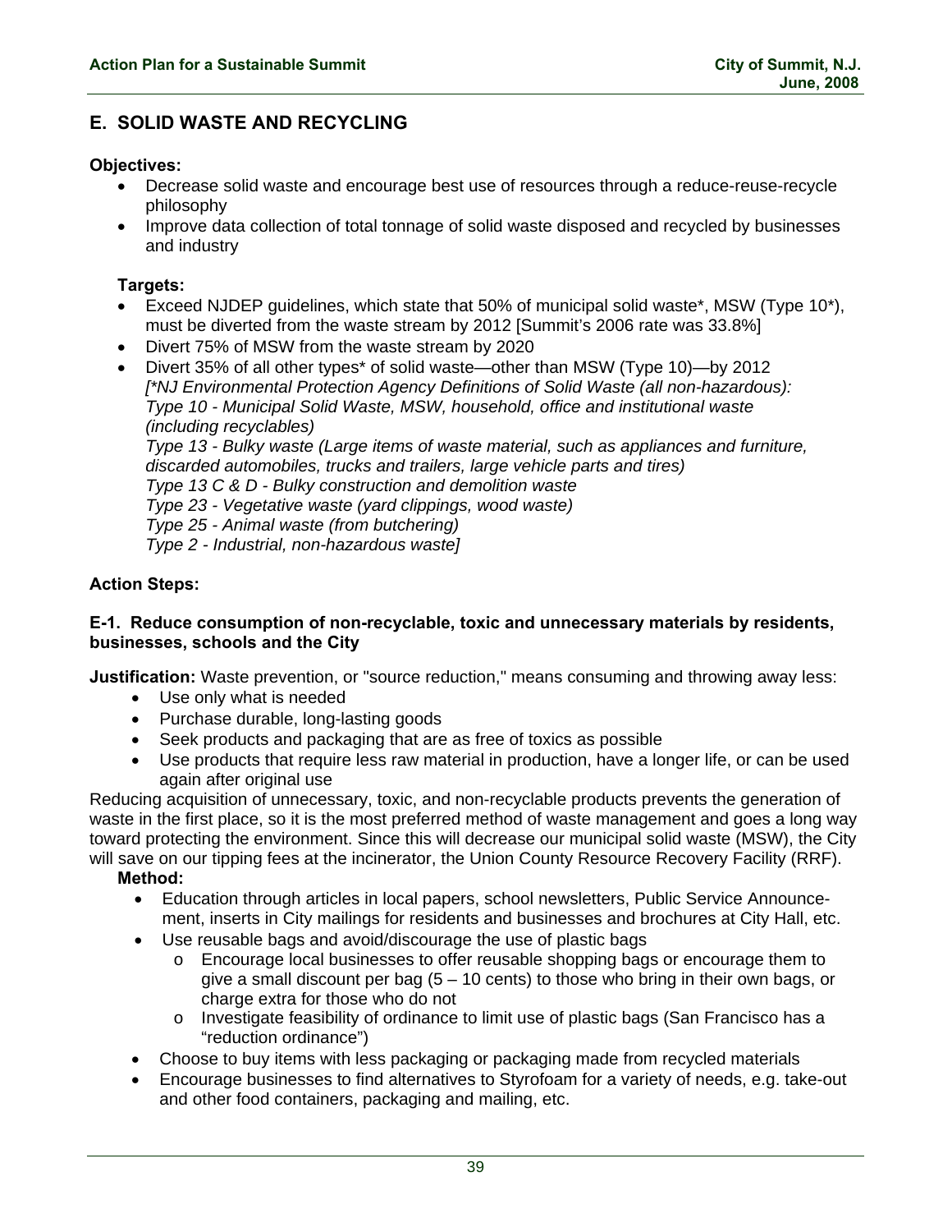## E. SOLID WASTE AND RECYCLING

**Objectives:**

- Decrease solid waste and encourage best use of resources through a reduce-reuse-recycle philosophy
- Improve data collection of total tonnage of solid waste disposed and recycled by businesses and industry

**Targets:**

- Exceed NJDEP guidelines, which state that 50% of municipal solid waste*, MSW (Type 10*), must be diverted from the waste stream by 2012 [Summit's 2006 rate was 33.8%]
- Divert 75% of MSW from the waste stream by 2020
- Divert 35% of all other types* of solid waste—other than MSW (Type 10)—by 2012
  *[*NJ Environmental Protection Agency Definitions of Solid Waste (all non-hazardous):*
  *Type 10 - Municipal Solid Waste, MSW, household, office and institutional waste (including recyclables)*
  *Type 13 - Bulky waste (Large items of waste material, such as appliances and furniture, discarded automobiles, trucks and trailers, large vehicle parts and tires)*
  *Type 13 C & D - Bulky construction and demolition waste*
  *Type 23 - Vegetative waste (yard clippings, wood waste)*
  *Type 25 - Animal waste (from butchering)*
  *Type 2 - Industrial, non-hazardous waste]*

**Action Steps:**

**E-1. Reduce consumption of non-recyclable, toxic and unnecessary materials by residents, businesses, schools and the City**

**Justification:** Waste prevention, or "source reduction," means consuming and throwing away less:

- Use only what is needed
- Purchase durable, long-lasting goods
- Seek products and packaging that are as free of toxics as possible
- Use products that require less raw material in production, have a longer life, or can be used again after original use

Reducing acquisition of unnecessary, toxic, and non-recyclable products prevents the generation of waste in the first place, so it is the most preferred method of waste management and goes a long way toward protecting the environment. Since this will decrease our municipal solid waste (MSW), the City will save on our tipping fees at the incinerator, the Union County Resource Recovery Facility (RRF).

**Method:**

- Education through articles in local papers, school newsletters, Public Service Announcement, inserts in City mailings for residents and businesses and brochures at City Hall, etc.
- Use reusable bags and avoid/discourage the use of plastic bags
  - Encourage local businesses to offer reusable shopping bags or encourage them to give a small discount per bag (5 – 10 cents) to those who bring in their own bags, or charge extra for those who do not
  - Investigate feasibility of ordinance to limit use of plastic bags (San Francisco has a "reduction ordinance")
- Choose to buy items with less packaging or packaging made from recycled materials
- Encourage businesses to find alternatives to Styrofoam for a variety of needs, e.g. take-out and other food containers, packaging and mailing, etc.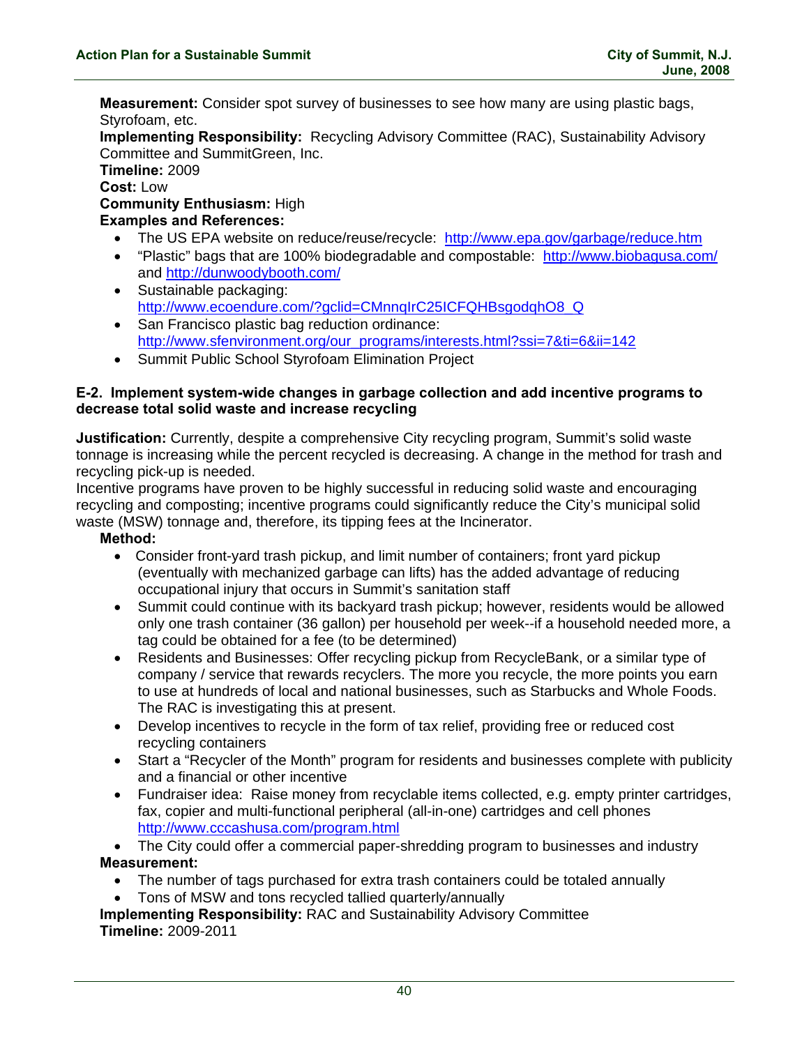**Measurement:** Consider spot survey of businesses to see how many are using plastic bags, Styrofoam, etc.
**Implementing Responsibility:** Recycling Advisory Committee (RAC), Sustainability Advisory Committee and SummitGreen, Inc.
**Timeline:** 2009
**Cost:** Low
**Community Enthusiasm:** High
**Examples and References:**

- The US EPA website on reduce/reuse/recycle: http://www.epa.gov/garbage/reduce.htm
- "Plastic" bags that are 100% biodegradable and compostable: http://www.biobagusa.com/ and http://dunwoodybooth.com/
- Sustainable packaging: http://www.ecoendure.com/?gclid=CMnnqIrC25ICFQHBsgodqhO8_Q
- San Francisco plastic bag reduction ordinance: http://www.sfenvironment.org/our_programs/interests.html?ssi=7&ti=6&ii=142
- Summit Public School Styrofoam Elimination Project

### E-2. Implement system-wide changes in garbage collection and add incentive programs to decrease total solid waste and increase recycling

**Justification:** Currently, despite a comprehensive City recycling program, Summit's solid waste tonnage is increasing while the percent recycled is decreasing. A change in the method for trash and recycling pick-up is needed.
Incentive programs have proven to be highly successful in reducing solid waste and encouraging recycling and composting; incentive programs could significantly reduce the City's municipal solid waste (MSW) tonnage and, therefore, its tipping fees at the Incinerator.

**Method:**

- Consider front-yard trash pickup, and limit number of containers; front yard pickup (eventually with mechanized garbage can lifts) has the added advantage of reducing occupational injury that occurs in Summit's sanitation staff
- Summit could continue with its backyard trash pickup; however, residents would be allowed only one trash container (36 gallon) per household per week--if a household needed more, a tag could be obtained for a fee (to be determined)
- Residents and Businesses: Offer recycling pickup from RecycleBank, or a similar type of company / service that rewards recyclers. The more you recycle, the more points you earn to use at hundreds of local and national businesses, such as Starbucks and Whole Foods. The RAC is investigating this at present.
- Develop incentives to recycle in the form of tax relief, providing free or reduced cost recycling containers
- Start a "Recycler of the Month" program for residents and businesses complete with publicity and a financial or other incentive
- Fundraiser idea: Raise money from recyclable items collected, e.g. empty printer cartridges, fax, copier and multi-functional peripheral (all-in-one) cartridges and cell phones http://www.cccashusa.com/program.html
- The City could offer a commercial paper-shredding program to businesses and industry

**Measurement:**

- The number of tags purchased for extra trash containers could be totaled annually
- Tons of MSW and tons recycled tallied quarterly/annually

**Implementing Responsibility:** RAC and Sustainability Advisory Committee
**Timeline:** 2009-2011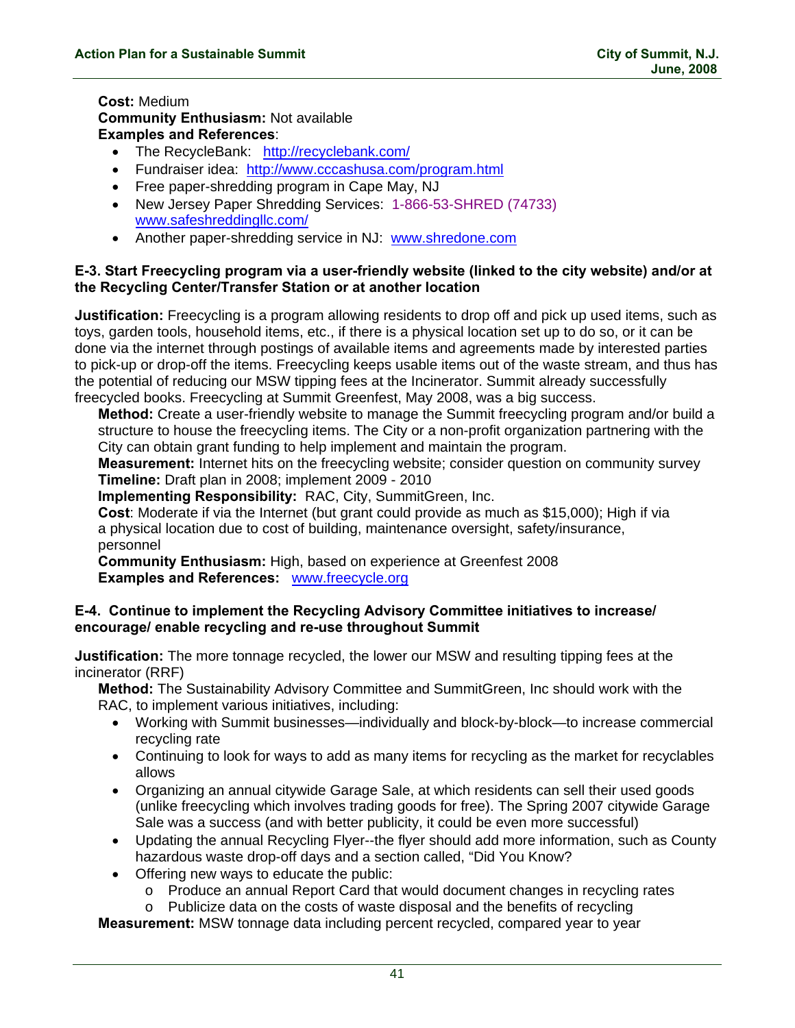**Cost:** Medium
**Community Enthusiasm:** Not available
**Examples and References**:

- The RecycleBank: http://recyclebank.com/
- Fundraiser idea: http://www.cccashusa.com/program.html
- Free paper-shredding program in Cape May, NJ
- New Jersey Paper Shredding Services: 1-866-53-SHRED (74733) www.safeshreddingllc.com/
- Another paper-shredding service in NJ: www.shredone.com

**E-3. Start Freecycling program via a user-friendly website (linked to the city website) and/or at the Recycling Center/Transfer Station or at another location**

**Justification:** Freecycling is a program allowing residents to drop off and pick up used items, such as toys, garden tools, household items, etc., if there is a physical location set up to do so, or it can be done via the internet through postings of available items and agreements made by interested parties to pick-up or drop-off the items. Freecycling keeps usable items out of the waste stream, and thus has the potential of reducing our MSW tipping fees at the Incinerator. Summit already successfully freecycled books. Freecycling at Summit Greenfest, May 2008, was a big success.

**Method:** Create a user-friendly website to manage the Summit freecycling program and/or build a structure to house the freecycling items. The City or a non-profit organization partnering with the City can obtain grant funding to help implement and maintain the program.
**Measurement:** Internet hits on the freecycling website; consider question on community survey
**Timeline:** Draft plan in 2008; implement 2009 - 2010
**Implementing Responsibility:** RAC, City, SummitGreen, Inc.
**Cost**: Moderate if via the Internet (but grant could provide as much as $15,000); High if via a physical location due to cost of building, maintenance oversight, safety/insurance, personnel
**Community Enthusiasm:** High, based on experience at Greenfest 2008
**Examples and References:** www.freecycle.org

**E-4. Continue to implement the Recycling Advisory Committee initiatives to increase/ encourage/ enable recycling and re-use throughout Summit**

**Justification:** The more tonnage recycled, the lower our MSW and resulting tipping fees at the incinerator (RRF)

**Method:** The Sustainability Advisory Committee and SummitGreen, Inc should work with the RAC, to implement various initiatives, including:

- Working with Summit businesses—individually and block-by-block—to increase commercial recycling rate
- Continuing to look for ways to add as many items for recycling as the market for recyclables allows
- Organizing an annual citywide Garage Sale, at which residents can sell their used goods (unlike freecycling which involves trading goods for free). The Spring 2007 citywide Garage Sale was a success (and with better publicity, it could be even more successful)
- Updating the annual Recycling Flyer--the flyer should add more information, such as County hazardous waste drop-off days and a section called, "Did You Know?
- Offering new ways to educate the public:
  - Produce an annual Report Card that would document changes in recycling rates
  - Publicize data on the costs of waste disposal and the benefits of recycling

**Measurement:** MSW tonnage data including percent recycled, compared year to year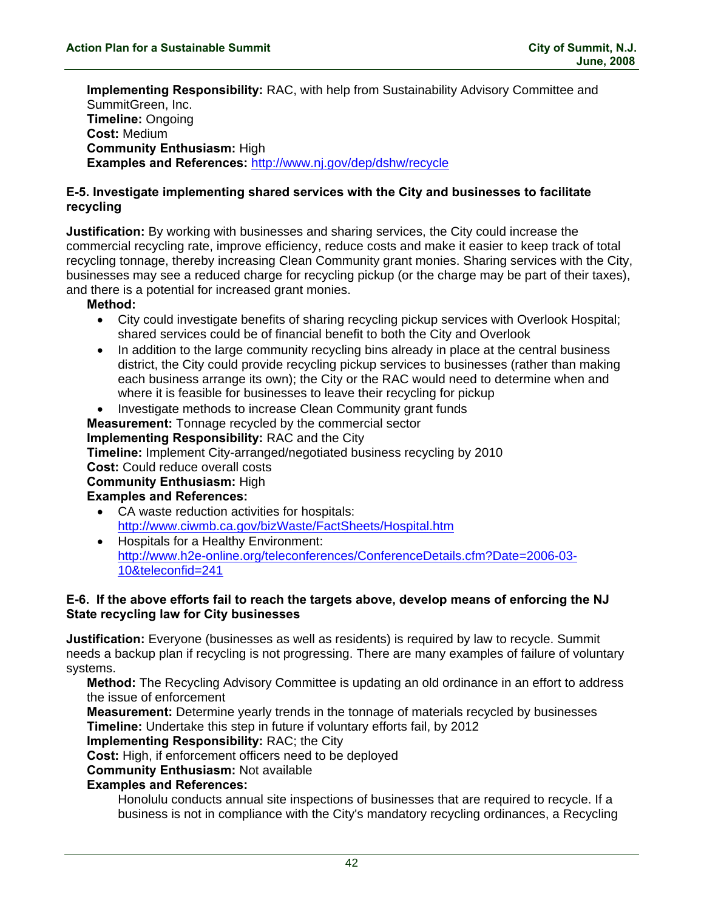**Implementing Responsibility:** RAC, with help from Sustainability Advisory Committee and SummitGreen, Inc.
**Timeline:** Ongoing
**Cost:** Medium
**Community Enthusiasm:** High
**Examples and References:** http://www.nj.gov/dep/dshw/recycle

### E-5. Investigate implementing shared services with the City and businesses to facilitate recycling

**Justification:** By working with businesses and sharing services, the City could increase the commercial recycling rate, improve efficiency, reduce costs and make it easier to keep track of total recycling tonnage, thereby increasing Clean Community grant monies. Sharing services with the City, businesses may see a reduced charge for recycling pickup (or the charge may be part of their taxes), and there is a potential for increased grant monies.

**Method:**

- City could investigate benefits of sharing recycling pickup services with Overlook Hospital; shared services could be of financial benefit to both the City and Overlook
- In addition to the large community recycling bins already in place at the central business district, the City could provide recycling pickup services to businesses (rather than making each business arrange its own); the City or the RAC would need to determine when and where it is feasible for businesses to leave their recycling for pickup
- Investigate methods to increase Clean Community grant funds

**Measurement:** Tonnage recycled by the commercial sector
**Implementing Responsibility:** RAC and the City
**Timeline:** Implement City-arranged/negotiated business recycling by 2010
**Cost:** Could reduce overall costs
**Community Enthusiasm:** High
**Examples and References:**

- CA waste reduction activities for hospitals: http://www.ciwmb.ca.gov/bizWaste/FactSheets/Hospital.htm
- Hospitals for a Healthy Environment: http://www.h2e-online.org/teleconferences/ConferenceDetails.cfm?Date=2006-03-10&teleconfid=241

### E-6. If the above efforts fail to reach the targets above, develop means of enforcing the NJ State recycling law for City businesses

**Justification:** Everyone (businesses as well as residents) is required by law to recycle. Summit needs a backup plan if recycling is not progressing. There are many examples of failure of voluntary systems.

**Method:** The Recycling Advisory Committee is updating an old ordinance in an effort to address the issue of enforcement
**Measurement:** Determine yearly trends in the tonnage of materials recycled by businesses
**Timeline:** Undertake this step in future if voluntary efforts fail, by 2012
**Implementing Responsibility:** RAC; the City
**Cost:** High, if enforcement officers need to be deployed
**Community Enthusiasm:** Not available
**Examples and References:**

Honolulu conducts annual site inspections of businesses that are required to recycle. If a business is not in compliance with the City's mandatory recycling ordinances, a Recycling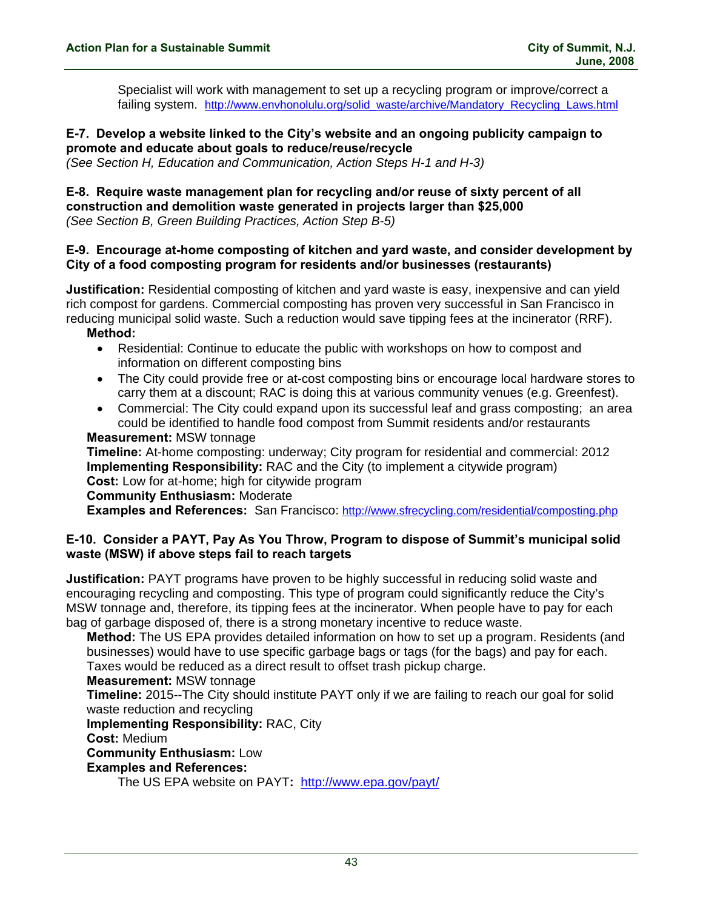Specialist will work with management to set up a recycling program or improve/correct a failing system. http://www.envhonolulu.org/solid_waste/archive/Mandatory_Recycling_Laws.html

**E-7. Develop a website linked to the City's website and an ongoing publicity campaign to promote and educate about goals to reduce/reuse/recycle**
*(See Section H, Education and Communication, Action Steps H-1 and H-3)*

**E-8. Require waste management plan for recycling and/or reuse of sixty percent of all construction and demolition waste generated in projects larger than $25,000**
*(See Section B, Green Building Practices, Action Step B-5)*

**E-9. Encourage at-home composting of kitchen and yard waste, and consider development by City of a food composting program for residents and/or businesses (restaurants)**

**Justification:** Residential composting of kitchen and yard waste is easy, inexpensive and can yield rich compost for gardens. Commercial composting has proven very successful in San Francisco in reducing municipal solid waste. Such a reduction would save tipping fees at the incinerator (RRF).

**Method:**

- Residential: Continue to educate the public with workshops on how to compost and information on different composting bins
- The City could provide free or at-cost composting bins or encourage local hardware stores to carry them at a discount; RAC is doing this at various community venues (e.g. Greenfest).
- Commercial: The City could expand upon its successful leaf and grass composting; an area could be identified to handle food compost from Summit residents and/or restaurants

**Measurement:** MSW tonnage
**Timeline:** At-home composting: underway; City program for residential and commercial: 2012
**Implementing Responsibility:** RAC and the City (to implement a citywide program)
**Cost:** Low for at-home; high for citywide program
**Community Enthusiasm:** Moderate
**Examples and References:** San Francisco: http://www.sfrecycling.com/residential/composting.php

**E-10. Consider a PAYT, Pay As You Throw, Program to dispose of Summit's municipal solid waste (MSW) if above steps fail to reach targets**

**Justification:** PAYT programs have proven to be highly successful in reducing solid waste and encouraging recycling and composting. This type of program could significantly reduce the City's MSW tonnage and, therefore, its tipping fees at the incinerator. When people have to pay for each bag of garbage disposed of, there is a strong monetary incentive to reduce waste.

**Method:** The US EPA provides detailed information on how to set up a program. Residents (and businesses) would have to use specific garbage bags or tags (for the bags) and pay for each. Taxes would be reduced as a direct result to offset trash pickup charge.
**Measurement:** MSW tonnage
**Timeline:** 2015--The City should institute PAYT only if we are failing to reach our goal for solid waste reduction and recycling
**Implementing Responsibility:** RAC, City
**Cost:** Medium
**Community Enthusiasm:** Low
**Examples and References:**

The US EPA website on PAYT**:** http://www.epa.gov/payt/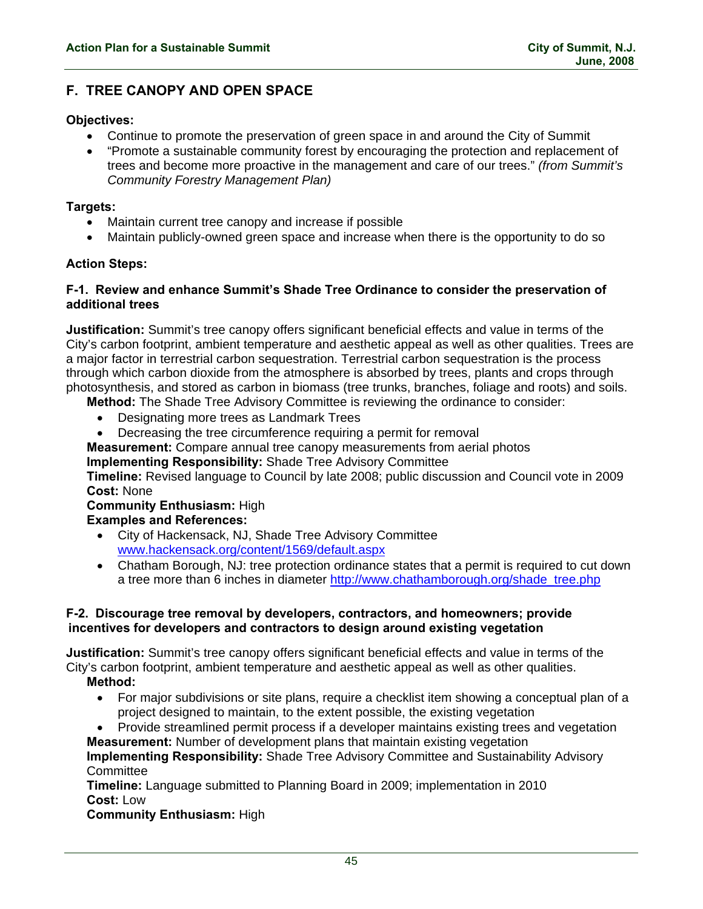## F. TREE CANOPY AND OPEN SPACE

**Objectives:**

- Continue to promote the preservation of green space in and around the City of Summit
- "Promote a sustainable community forest by encouraging the protection and replacement of trees and become more proactive in the management and care of our trees." *(from Summit's Community Forestry Management Plan)*

**Targets:**

- Maintain current tree canopy and increase if possible
- Maintain publicly-owned green space and increase when there is the opportunity to do so

**Action Steps:**

**F-1. Review and enhance Summit's Shade Tree Ordinance to consider the preservation of additional trees**

**Justification:** Summit's tree canopy offers significant beneficial effects and value in terms of the City's carbon footprint, ambient temperature and aesthetic appeal as well as other qualities. Trees are a major factor in terrestrial carbon sequestration. Terrestrial carbon sequestration is the process through which carbon dioxide from the atmosphere is absorbed by trees, plants and crops through photosynthesis, and stored as carbon in biomass (tree trunks, branches, foliage and roots) and soils.

**Method:** The Shade Tree Advisory Committee is reviewing the ordinance to consider:

- Designating more trees as Landmark Trees
- Decreasing the tree circumference requiring a permit for removal

**Measurement:** Compare annual tree canopy measurements from aerial photos
**Implementing Responsibility:** Shade Tree Advisory Committee
**Timeline:** Revised language to Council by late 2008; public discussion and Council vote in 2009
**Cost:** None
**Community Enthusiasm:** High
**Examples and References:**

- City of Hackensack, NJ, Shade Tree Advisory Committee www.hackensack.org/content/1569/default.aspx
- Chatham Borough, NJ: tree protection ordinance states that a permit is required to cut down a tree more than 6 inches in diameter http://www.chathamborough.org/shade_tree.php

**F-2. Discourage tree removal by developers, contractors, and homeowners; provide incentives for developers and contractors to design around existing vegetation**

**Justification:** Summit's tree canopy offers significant beneficial effects and value in terms of the City's carbon footprint, ambient temperature and aesthetic appeal as well as other qualities.

**Method:**

- For major subdivisions or site plans, require a checklist item showing a conceptual plan of a project designed to maintain, to the extent possible, the existing vegetation
- Provide streamlined permit process if a developer maintains existing trees and vegetation

**Measurement:** Number of development plans that maintain existing vegetation
**Implementing Responsibility:** Shade Tree Advisory Committee and Sustainability Advisory Committee
**Timeline:** Language submitted to Planning Board in 2009; implementation in 2010
**Cost:** Low
**Community Enthusiasm:** High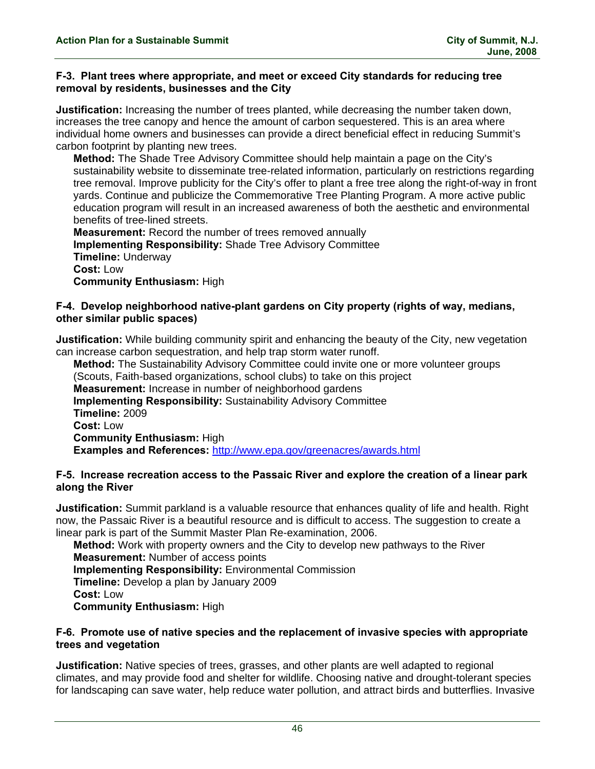**F-3. Plant trees where appropriate, and meet or exceed City standards for reducing tree removal by residents, businesses and the City**

**Justification:** Increasing the number of trees planted, while decreasing the number taken down, increases the tree canopy and hence the amount of carbon sequestered. This is an area where individual home owners and businesses can provide a direct beneficial effect in reducing Summit's carbon footprint by planting new trees.

**Method:** The Shade Tree Advisory Committee should help maintain a page on the City's sustainability website to disseminate tree-related information, particularly on restrictions regarding tree removal. Improve publicity for the City's offer to plant a free tree along the right-of-way in front yards. Continue and publicize the Commemorative Tree Planting Program. A more active public education program will result in an increased awareness of both the aesthetic and environmental benefits of tree-lined streets.
**Measurement:** Record the number of trees removed annually
**Implementing Responsibility:** Shade Tree Advisory Committee
**Timeline:** Underway
**Cost:** Low
**Community Enthusiasm:** High

**F-4. Develop neighborhood native-plant gardens on City property (rights of way, medians, other similar public spaces)**

**Justification:** While building community spirit and enhancing the beauty of the City, new vegetation can increase carbon sequestration, and help trap storm water runoff.

**Method:** The Sustainability Advisory Committee could invite one or more volunteer groups (Scouts, Faith-based organizations, school clubs) to take on this project
**Measurement:** Increase in number of neighborhood gardens
**Implementing Responsibility:** Sustainability Advisory Committee
**Timeline:** 2009
**Cost:** Low
**Community Enthusiasm:** High
**Examples and References:** http://www.epa.gov/greenacres/awards.html

**F-5. Increase recreation access to the Passaic River and explore the creation of a linear park along the River**

**Justification:** Summit parkland is a valuable resource that enhances quality of life and health. Right now, the Passaic River is a beautiful resource and is difficult to access. The suggestion to create a linear park is part of the Summit Master Plan Re-examination, 2006.

**Method:** Work with property owners and the City to develop new pathways to the River
**Measurement:** Number of access points
**Implementing Responsibility:** Environmental Commission
**Timeline:** Develop a plan by January 2009
**Cost:** Low
**Community Enthusiasm:** High

**F-6. Promote use of native species and the replacement of invasive species with appropriate trees and vegetation**

**Justification:** Native species of trees, grasses, and other plants are well adapted to regional climates, and may provide food and shelter for wildlife. Choosing native and drought-tolerant species for landscaping can save water, help reduce water pollution, and attract birds and butterflies. Invasive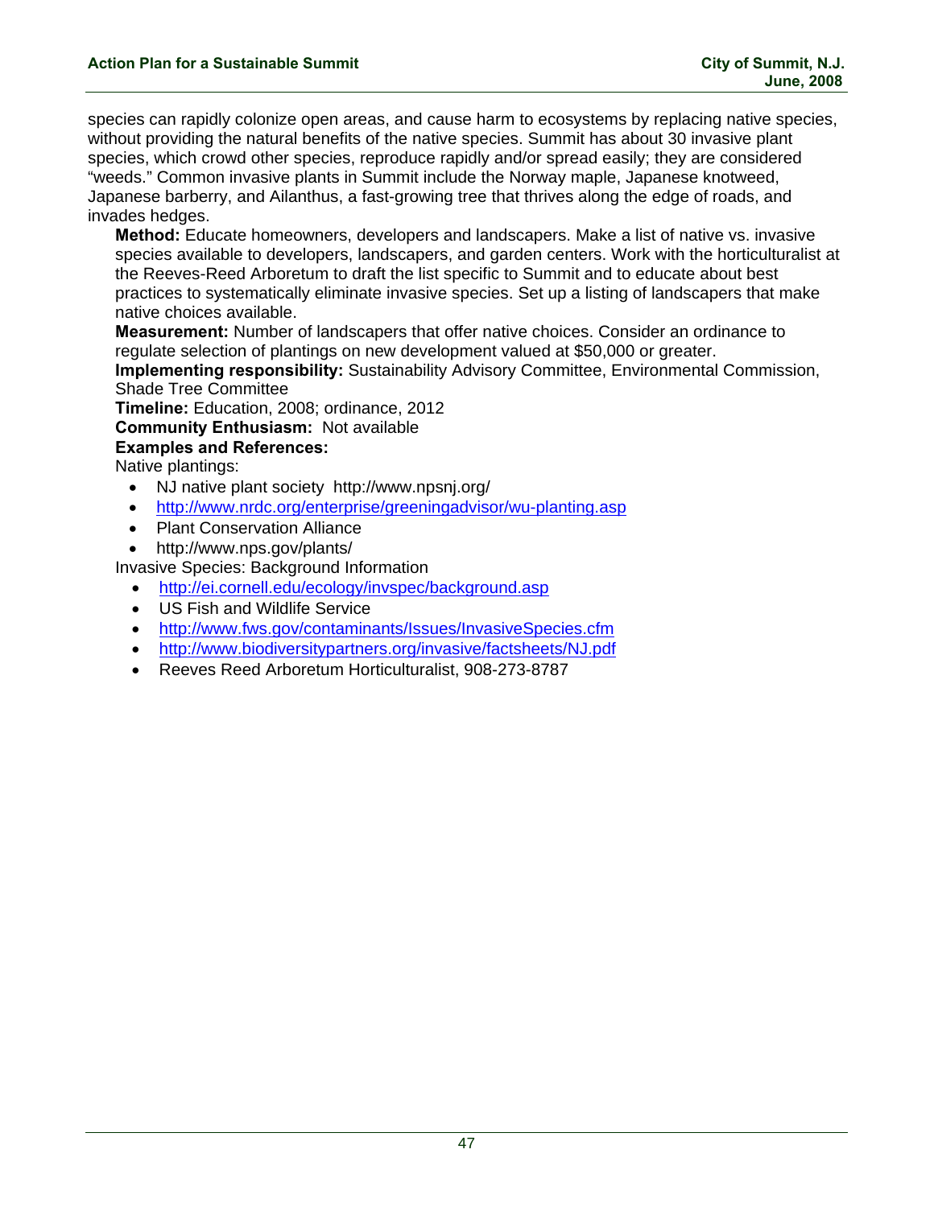species can rapidly colonize open areas, and cause harm to ecosystems by replacing native species, without providing the natural benefits of the native species. Summit has about 30 invasive plant species, which crowd other species, reproduce rapidly and/or spread easily; they are considered "weeds." Common invasive plants in Summit include the Norway maple, Japanese knotweed, Japanese barberry, and Ailanthus, a fast-growing tree that thrives along the edge of roads, and invades hedges.

**Method:** Educate homeowners, developers and landscapers. Make a list of native vs. invasive species available to developers, landscapers, and garden centers. Work with the horticulturalist at the Reeves-Reed Arboretum to draft the list specific to Summit and to educate about best practices to systematically eliminate invasive species. Set up a listing of landscapers that make native choices available.

**Measurement:** Number of landscapers that offer native choices. Consider an ordinance to regulate selection of plantings on new development valued at $50,000 or greater.

**Implementing responsibility:** Sustainability Advisory Committee, Environmental Commission, Shade Tree Committee

**Timeline:** Education, 2008; ordinance, 2012

**Community Enthusiasm:** Not available

**Examples and References:**

Native plantings:

- NJ native plant society http://www.npsnj.org/
- http://www.nrdc.org/enterprise/greeningadvisor/wu-planting.asp
- Plant Conservation Alliance
- http://www.nps.gov/plants/

Invasive Species: Background Information

- http://ei.cornell.edu/ecology/invspec/background.asp
- US Fish and Wildlife Service
- http://www.fws.gov/contaminants/Issues/InvasiveSpecies.cfm
- http://www.biodiversitypartners.org/invasive/factsheets/NJ.pdf
- Reeves Reed Arboretum Horticulturalist, 908-273-8787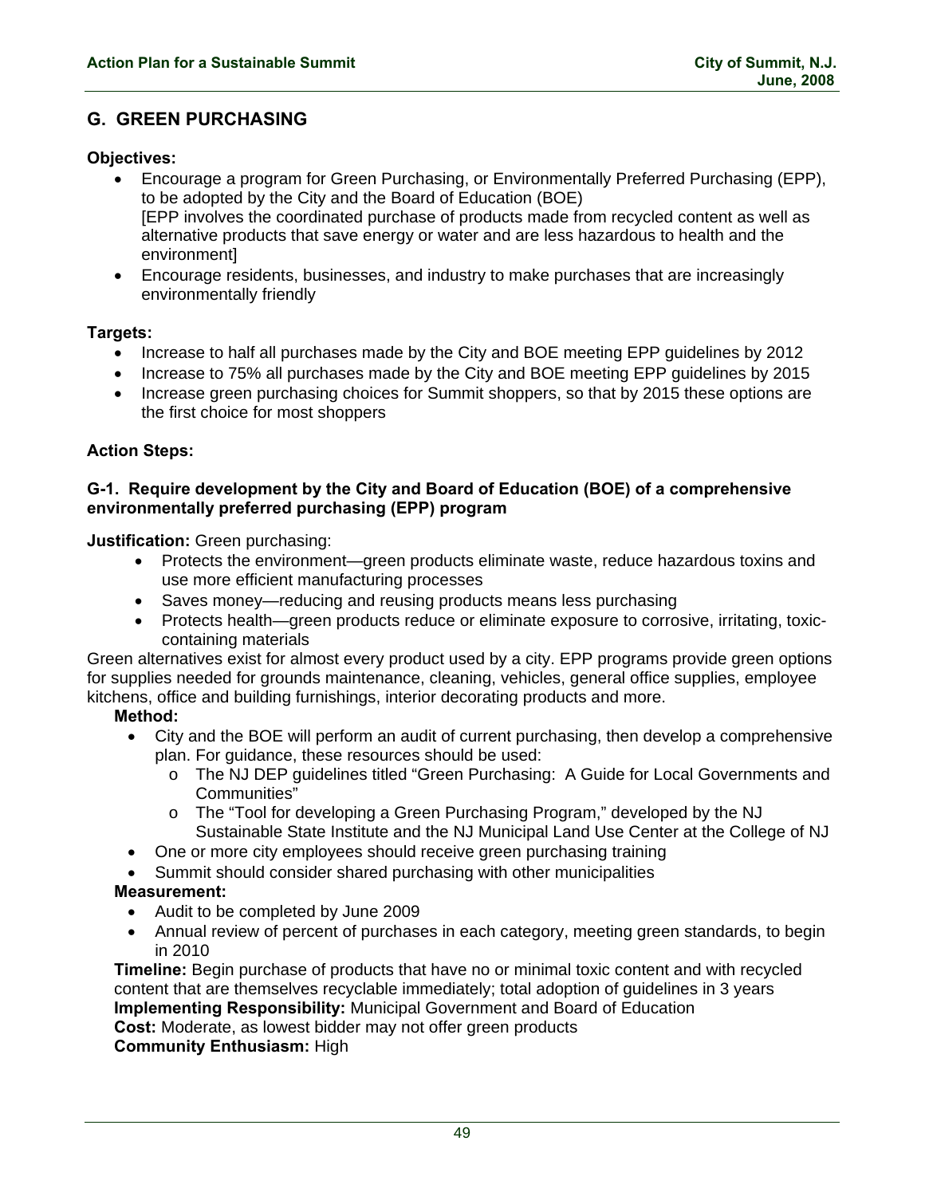## G. GREEN PURCHASING

**Objectives:**

- Encourage a program for Green Purchasing, or Environmentally Preferred Purchasing (EPP), to be adopted by the City and the Board of Education (BOE)
  [EPP involves the coordinated purchase of products made from recycled content as well as alternative products that save energy or water and are less hazardous to health and the environment]
- Encourage residents, businesses, and industry to make purchases that are increasingly environmentally friendly

**Targets:**

- Increase to half all purchases made by the City and BOE meeting EPP guidelines by 2012
- Increase to 75% all purchases made by the City and BOE meeting EPP guidelines by 2015
- Increase green purchasing choices for Summit shoppers, so that by 2015 these options are the first choice for most shoppers

**Action Steps:**

#### G-1. Require development by the City and Board of Education (BOE) of a comprehensive environmentally preferred purchasing (EPP) program

**Justification:** Green purchasing:

- Protects the environment—green products eliminate waste, reduce hazardous toxins and use more efficient manufacturing processes
- Saves money—reducing and reusing products means less purchasing
- Protects health—green products reduce or eliminate exposure to corrosive, irritating, toxic-containing materials

Green alternatives exist for almost every product used by a city. EPP programs provide green options for supplies needed for grounds maintenance, cleaning, vehicles, general office supplies, employee kitchens, office and building furnishings, interior decorating products and more.

**Method:**

- City and the BOE will perform an audit of current purchasing, then develop a comprehensive plan. For guidance, these resources should be used:
  - The NJ DEP guidelines titled "Green Purchasing: A Guide for Local Governments and Communities"
  - The "Tool for developing a Green Purchasing Program," developed by the NJ Sustainable State Institute and the NJ Municipal Land Use Center at the College of NJ
- One or more city employees should receive green purchasing training
- Summit should consider shared purchasing with other municipalities

**Measurement:**

- Audit to be completed by June 2009
- Annual review of percent of purchases in each category, meeting green standards, to begin in 2010

**Timeline:** Begin purchase of products that have no or minimal toxic content and with recycled content that are themselves recyclable immediately; total adoption of guidelines in 3 years
**Implementing Responsibility:** Municipal Government and Board of Education
**Cost:** Moderate, as lowest bidder may not offer green products
**Community Enthusiasm:** High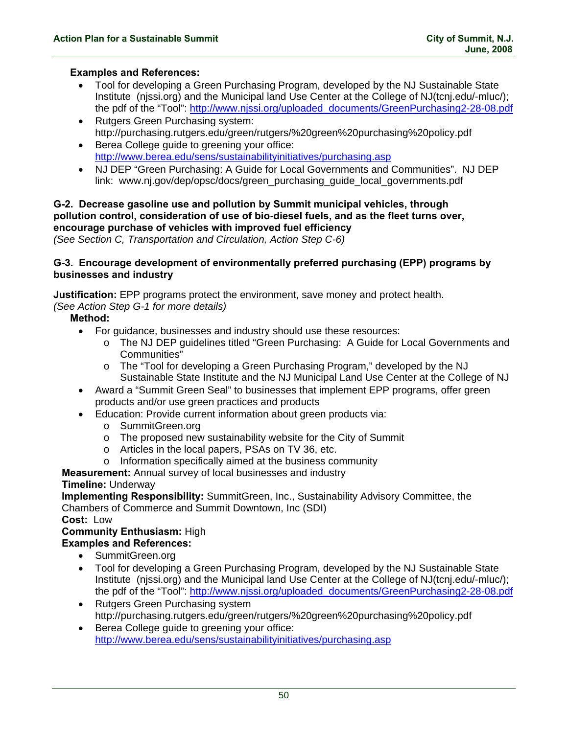**Examples and References:**

- Tool for developing a Green Purchasing Program, developed by the NJ Sustainable State Institute (njssi.org) and the Municipal land Use Center at the College of NJ(tcnj.edu/-mluc/); the pdf of the "Tool": http://www.njssi.org/uploaded_documents/GreenPurchasing2-28-08.pdf
- Rutgers Green Purchasing system: http://purchasing.rutgers.edu/green/rutgers/%20green%20purchasing%20policy.pdf
- Berea College guide to greening your office: http://www.berea.edu/sens/sustainabilityinitiatives/purchasing.asp
- NJ DEP "Green Purchasing: A Guide for Local Governments and Communities". NJ DEP link: www.nj.gov/dep/opsc/docs/green_purchasing_guide_local_governments.pdf

**G-2. Decrease gasoline use and pollution by Summit municipal vehicles, through pollution control, consideration of use of bio-diesel fuels, and as the fleet turns over, encourage purchase of vehicles with improved fuel efficiency**
*(See Section C, Transportation and Circulation, Action Step C-6)*

**G-3. Encourage development of environmentally preferred purchasing (EPP) programs by businesses and industry**

**Justification:** EPP programs protect the environment, save money and protect health.
*(See Action Step G-1 for more details)*

**Method:**

- For guidance, businesses and industry should use these resources:
  - The NJ DEP guidelines titled "Green Purchasing: A Guide for Local Governments and Communities"
  - The "Tool for developing a Green Purchasing Program," developed by the NJ Sustainable State Institute and the NJ Municipal Land Use Center at the College of NJ
- Award a "Summit Green Seal" to businesses that implement EPP programs, offer green products and/or use green practices and products
- Education: Provide current information about green products via:
  - SummitGreen.org
  - The proposed new sustainability website for the City of Summit
  - Articles in the local papers, PSAs on TV 36, etc.
  - Information specifically aimed at the business community

**Measurement:** Annual survey of local businesses and industry
**Timeline:** Underway
**Implementing Responsibility:** SummitGreen, Inc., Sustainability Advisory Committee, the Chambers of Commerce and Summit Downtown, Inc (SDI)
**Cost:** Low
**Community Enthusiasm:** High
**Examples and References:**

- SummitGreen.org
- Tool for developing a Green Purchasing Program, developed by the NJ Sustainable State Institute (njssi.org) and the Municipal land Use Center at the College of NJ(tcnj.edu/-mluc/); the pdf of the "Tool": http://www.njssi.org/uploaded_documents/GreenPurchasing2-28-08.pdf
- Rutgers Green Purchasing system http://purchasing.rutgers.edu/green/rutgers/%20green%20purchasing%20policy.pdf
- Berea College guide to greening your office: http://www.berea.edu/sens/sustainabilityinitiatives/purchasing.asp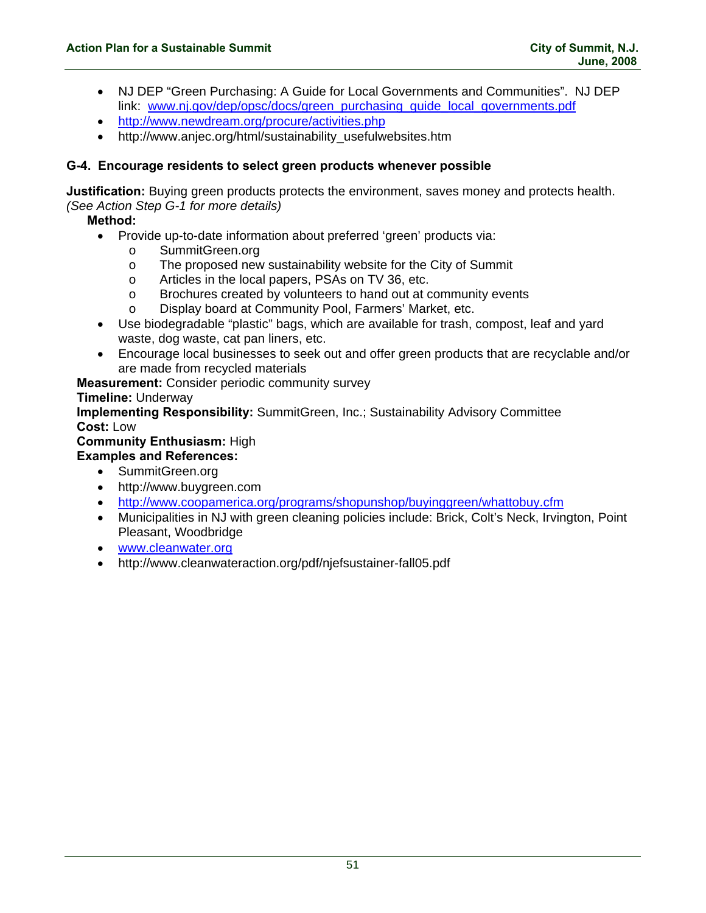- NJ DEP “Green Purchasing: A Guide for Local Governments and Communities”. NJ DEP link: [www.nj.gov/dep/opsc/docs/green_purchasing_guide_local_governments.pdf](www.nj.gov/dep/opsc/docs/green_purchasing_guide_local_governments.pdf)
- [http://www.newdream.org/procure/activities.php](http://www.newdream.org/procure/activities.php)
- http://www.anjec.org/html/sustainability_usefulwebsites.htm

### G-4. Encourage residents to select green products whenever possible

**Justification:** Buying green products protects the environment, saves money and protects health. *(See Action Step G-1 for more details)*

**Method:**

- Provide up-to-date information about preferred ‘green’ products via:
  - SummitGreen.org
  - The proposed new sustainability website for the City of Summit
  - Articles in the local papers, PSAs on TV 36, etc.
  - Brochures created by volunteers to hand out at community events
  - Display board at Community Pool, Farmers’ Market, etc.
- Use biodegradable “plastic” bags, which are available for trash, compost, leaf and yard waste, dog waste, cat pan liners, etc.
- Encourage local businesses to seek out and offer green products that are recyclable and/or are made from recycled materials

**Measurement:** Consider periodic community survey

**Timeline:** Underway

**Implementing Responsibility:** SummitGreen, Inc.; Sustainability Advisory Committee

**Cost:** Low

**Community Enthusiasm:** High

**Examples and References:**

- SummitGreen.org
- http://www.buygreen.com
- [http://www.coopamerica.org/programs/shopunshop/buyinggreen/whattobuy.cfm](http://www.coopamerica.org/programs/shopunshop/buyinggreen/whattobuy.cfm)
- Municipalities in NJ with green cleaning policies include: Brick, Colt’s Neck, Irvington, Point Pleasant, Woodbridge
- [www.cleanwater.org](www.cleanwater.org)
- http://www.cleanwateraction.org/pdf/njefsustainer-fall05.pdf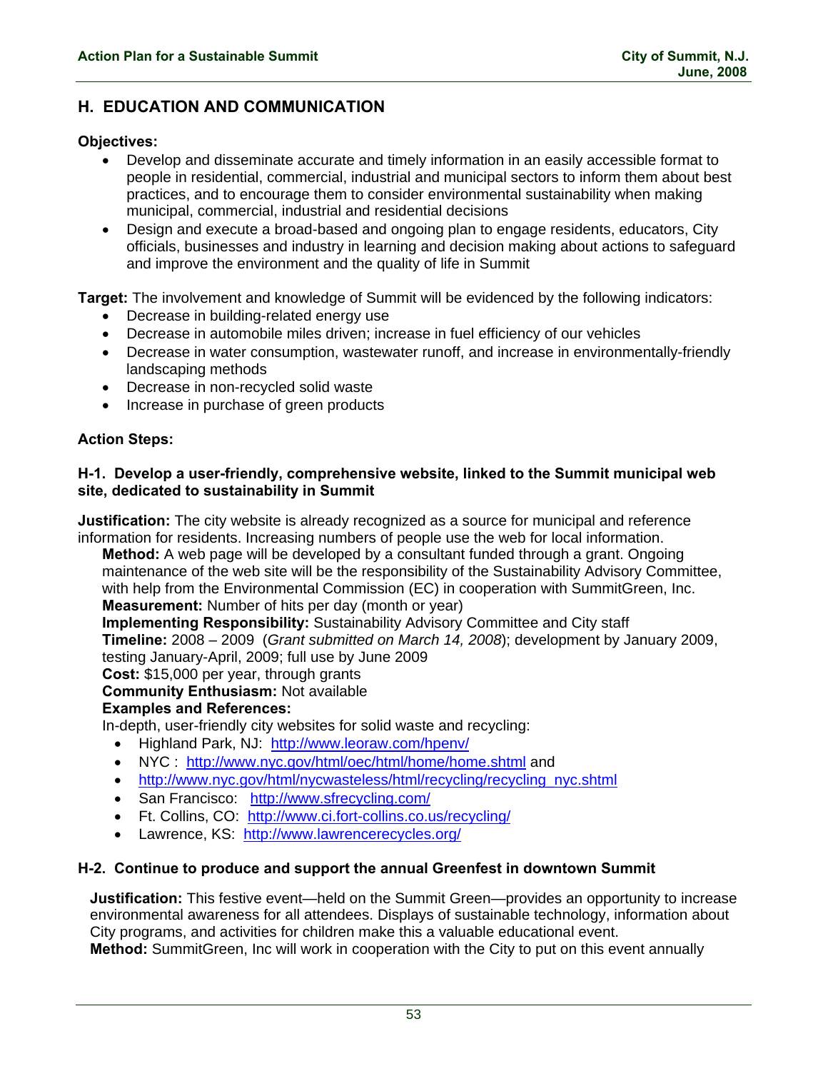## H. EDUCATION AND COMMUNICATION

**Objectives:**

- Develop and disseminate accurate and timely information in an easily accessible format to people in residential, commercial, industrial and municipal sectors to inform them about best practices, and to encourage them to consider environmental sustainability when making municipal, commercial, industrial and residential decisions
- Design and execute a broad-based and ongoing plan to engage residents, educators, City officials, businesses and industry in learning and decision making about actions to safeguard and improve the environment and the quality of life in Summit

**Target:** The involvement and knowledge of Summit will be evidenced by the following indicators:

- Decrease in building-related energy use
- Decrease in automobile miles driven; increase in fuel efficiency of our vehicles
- Decrease in water consumption, wastewater runoff, and increase in environmentally-friendly landscaping methods
- Decrease in non-recycled solid waste
- Increase in purchase of green products

**Action Steps:**

### H-1. Develop a user-friendly, comprehensive website, linked to the Summit municipal web site, dedicated to sustainability in Summit

**Justification:** The city website is already recognized as a source for municipal and reference information for residents. Increasing numbers of people use the web for local information.

**Method:** A web page will be developed by a consultant funded through a grant. Ongoing maintenance of the web site will be the responsibility of the Sustainability Advisory Committee, with help from the Environmental Commission (EC) in cooperation with SummitGreen, Inc.
**Measurement:** Number of hits per day (month or year)
**Implementing Responsibility:** Sustainability Advisory Committee and City staff
**Timeline:** 2008 – 2009 (*Grant submitted on March 14, 2008*); development by January 2009, testing January-April, 2009; full use by June 2009
**Cost:** $15,000 per year, through grants
**Community Enthusiasm:** Not available
**Examples and References:**
In-depth, user-friendly city websites for solid waste and recycling:

- Highland Park, NJ: http://www.leoraw.com/hpenv/
- NYC : http://www.nyc.gov/html/oec/html/home/home.shtml and
- http://www.nyc.gov/html/nycwasteless/html/recycling/recycling_nyc.shtml
- San Francisco: http://www.sfrecycling.com/
- Ft. Collins, CO: http://www.ci.fort-collins.co.us/recycling/
- Lawrence, KS: http://www.lawrencerecycles.org/

### H-2. Continue to produce and support the annual Greenfest in downtown Summit

**Justification:** This festive event—held on the Summit Green—provides an opportunity to increase environmental awareness for all attendees. Displays of sustainable technology, information about City programs, and activities for children make this a valuable educational event.
**Method:** SummitGreen, Inc will work in cooperation with the City to put on this event annually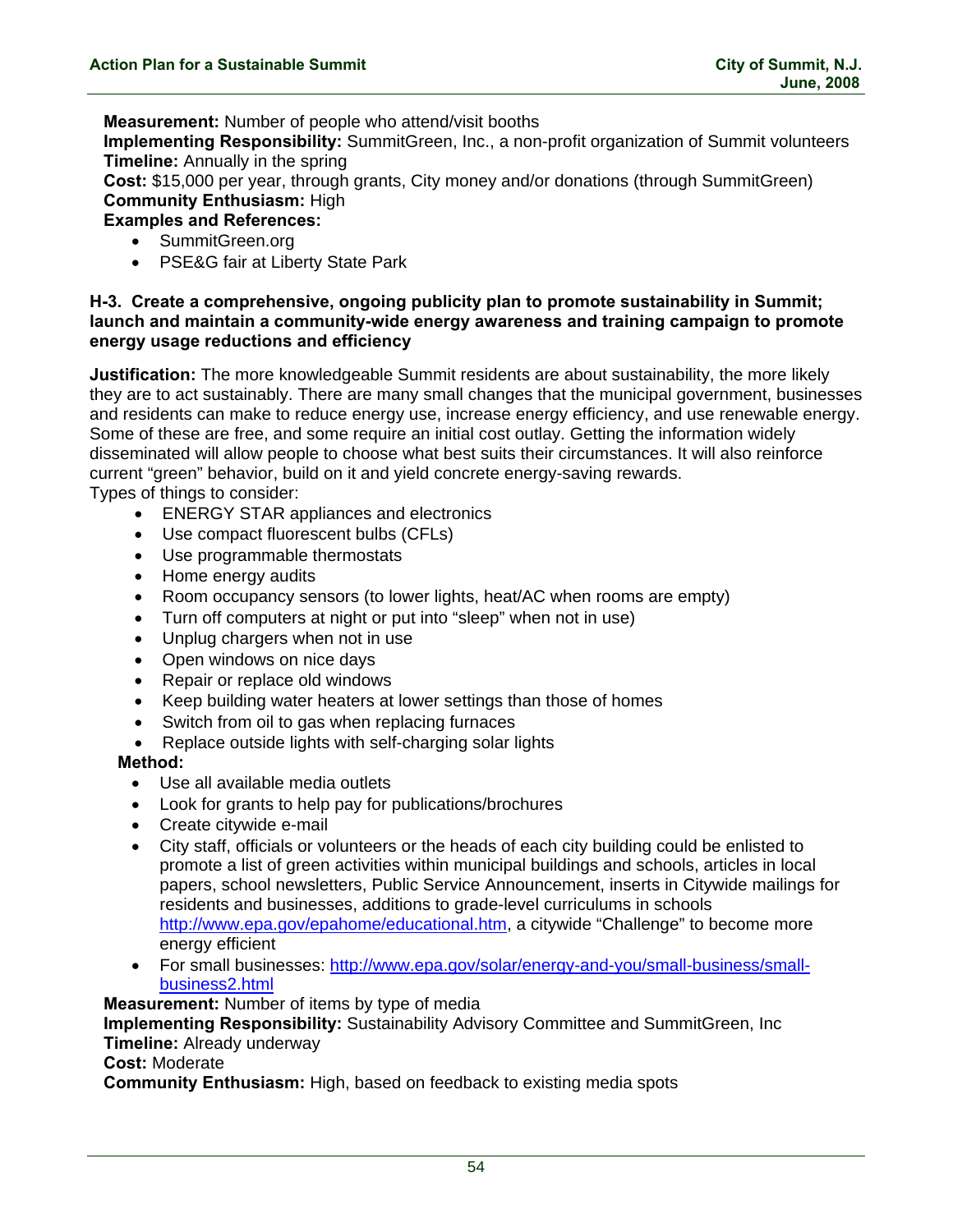**Measurement:** Number of people who attend/visit booths
**Implementing Responsibility:** SummitGreen, Inc., a non-profit organization of Summit volunteers
**Timeline:** Annually in the spring
**Cost:** $15,000 per year, through grants, City money and/or donations (through SummitGreen)
**Community Enthusiasm:** High
**Examples and References:**

- SummitGreen.org
- PSE&G fair at Liberty State Park

### H-3. Create a comprehensive, ongoing publicity plan to promote sustainability in Summit; launch and maintain a community-wide energy awareness and training campaign to promote energy usage reductions and efficiency

**Justification:** The more knowledgeable Summit residents are about sustainability, the more likely they are to act sustainably. There are many small changes that the municipal government, businesses and residents can make to reduce energy use, increase energy efficiency, and use renewable energy. Some of these are free, and some require an initial cost outlay. Getting the information widely disseminated will allow people to choose what best suits their circumstances. It will also reinforce current "green" behavior, build on it and yield concrete energy-saving rewards.
Types of things to consider:

- ENERGY STAR appliances and electronics
- Use compact fluorescent bulbs (CFLs)
- Use programmable thermostats
- Home energy audits
- Room occupancy sensors (to lower lights, heat/AC when rooms are empty)
- Turn off computers at night or put into "sleep" when not in use)
- Unplug chargers when not in use
- Open windows on nice days
- Repair or replace old windows
- Keep building water heaters at lower settings than those of homes
- Switch from oil to gas when replacing furnaces
- Replace outside lights with self-charging solar lights

**Method:**

- Use all available media outlets
- Look for grants to help pay for publications/brochures
- Create citywide e-mail
- City staff, officials or volunteers or the heads of each city building could be enlisted to promote a list of green activities within municipal buildings and schools, articles in local papers, school newsletters, Public Service Announcement, inserts in Citywide mailings for residents and businesses, additions to grade-level curriculums in schools http://www.epa.gov/epahome/educational.htm, a citywide "Challenge" to become more energy efficient
- For small businesses: http://www.epa.gov/solar/energy-and-you/small-business/small-business2.html

**Measurement:** Number of items by type of media
**Implementing Responsibility:** Sustainability Advisory Committee and SummitGreen, Inc
**Timeline:** Already underway
**Cost:** Moderate
**Community Enthusiasm:** High, based on feedback to existing media spots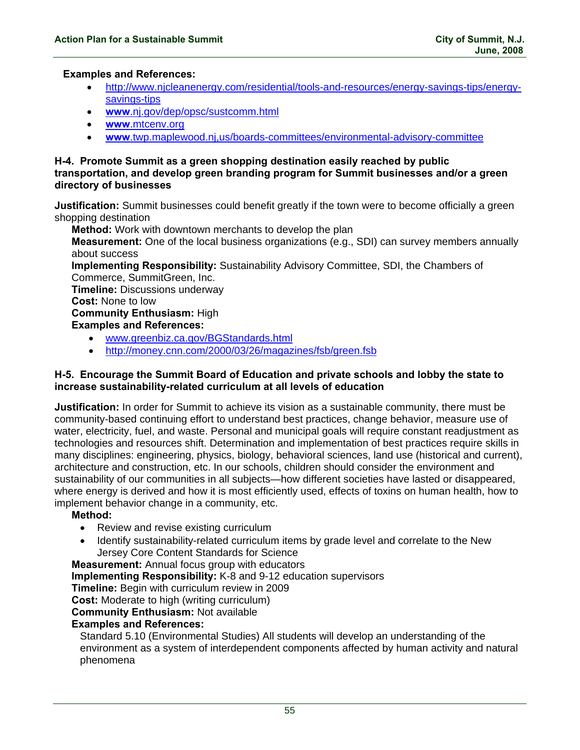**Examples and References:**

- http://www.njcleanenergy.com/residential/tools-and-resources/energy-savings-tips/energy-savings-tips
- **www**.nj.gov/dep/opsc/sustcomm.html
- **www**.mtcenv.org
- **www**.twp.maplewood.nj,us/boards-committees/environmental-advisory-committee

### H-4. Promote Summit as a green shopping destination easily reached by public transportation, and develop green branding program for Summit businesses and/or a green directory of businesses

**Justification:** Summit businesses could benefit greatly if the town were to become officially a green shopping destination

**Method:** Work with downtown merchants to develop the plan

**Measurement:** One of the local business organizations (e.g., SDI) can survey members annually about success

**Implementing Responsibility:** Sustainability Advisory Committee, SDI, the Chambers of Commerce, SummitGreen, Inc.

**Timeline:** Discussions underway

**Cost:** None to low

**Community Enthusiasm:** High

**Examples and References:**

- www.greenbiz.ca.gov/BGStandards.html
- http://money.cnn.com/2000/03/26/magazines/fsb/green.fsb

### H-5. Encourage the Summit Board of Education and private schools and lobby the state to increase sustainability-related curriculum at all levels of education

**Justification:** In order for Summit to achieve its vision as a sustainable community, there must be community-based continuing effort to understand best practices, change behavior, measure use of water, electricity, fuel, and waste. Personal and municipal goals will require constant readjustment as technologies and resources shift. Determination and implementation of best practices require skills in many disciplines: engineering, physics, biology, behavioral sciences, land use (historical and current), architecture and construction, etc. In our schools, children should consider the environment and sustainability of our communities in all subjects—how different societies have lasted or disappeared, where energy is derived and how it is most efficiently used, effects of toxins on human health, how to implement behavior change in a community, etc.

**Method:**

- Review and revise existing curriculum
- Identify sustainability-related curriculum items by grade level and correlate to the New Jersey Core Content Standards for Science

**Measurement:** Annual focus group with educators

**Implementing Responsibility:** K-8 and 9-12 education supervisors

**Timeline:** Begin with curriculum review in 2009

**Cost:** Moderate to high (writing curriculum)

**Community Enthusiasm:** Not available

**Examples and References:**

Standard 5.10 (Environmental Studies) All students will develop an understanding of the environment as a system of interdependent components affected by human activity and natural phenomena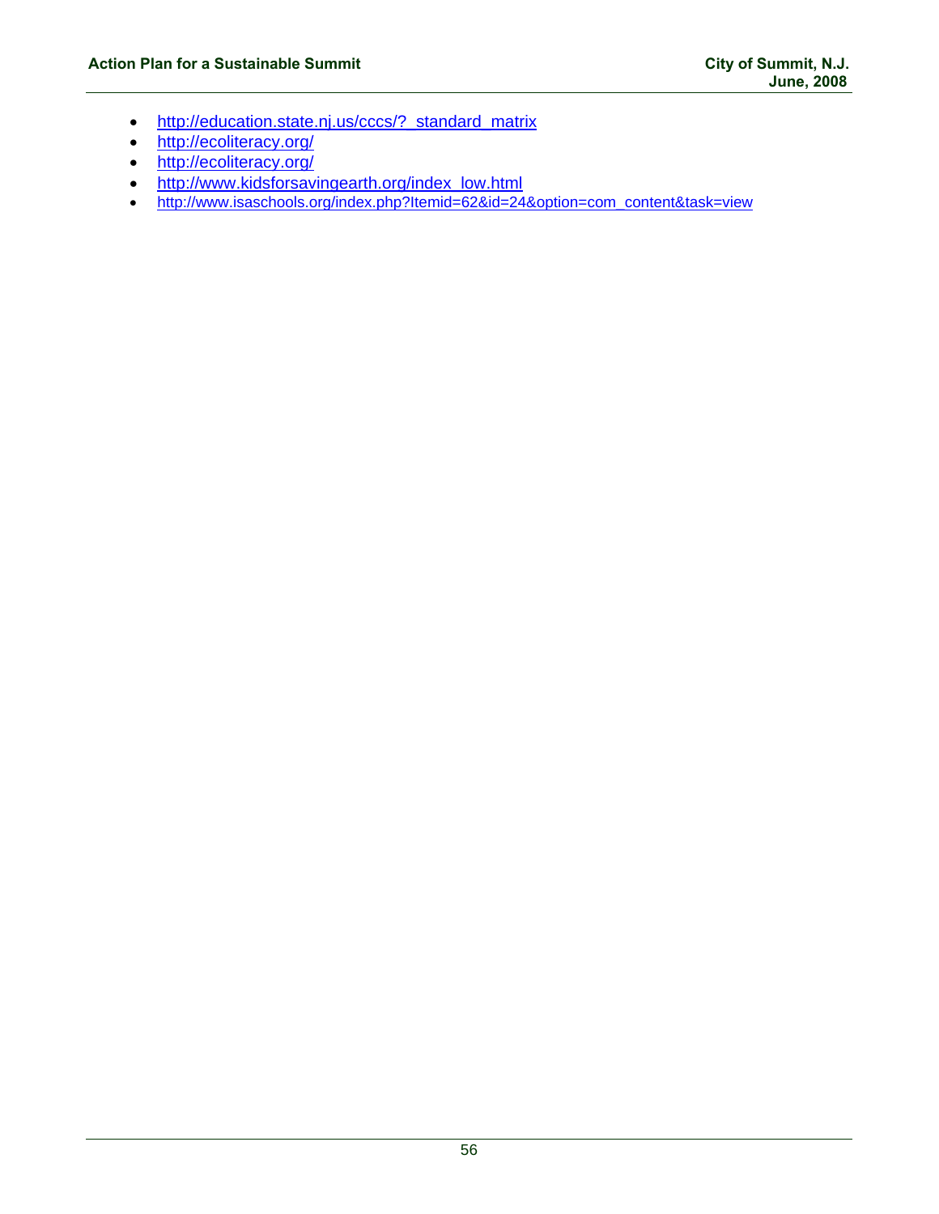- http://education.state.nj.us/cccs/?_standard_matrix
- http://ecoliteracy.org/
- http://ecoliteracy.org/
- http://www.kidsforsavingearth.org/index_low.html
- http://www.isaschools.org/index.php?Itemid=62&id=24&option=com_content&task=view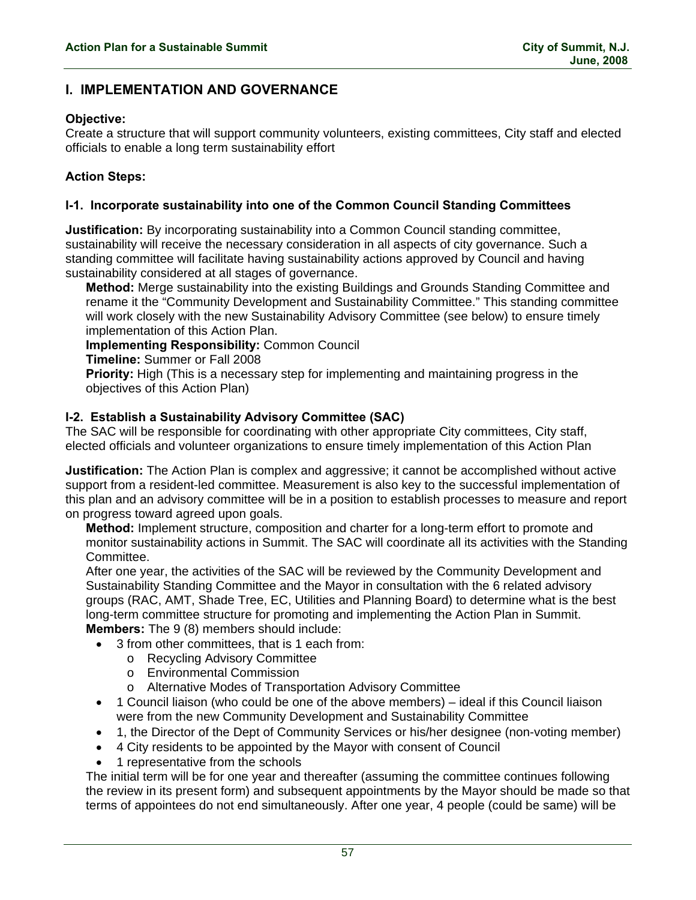## I. IMPLEMENTATION AND GOVERNANCE

**Objective:**
Create a structure that will support community volunteers, existing committees, City staff and elected officials to enable a long term sustainability effort

**Action Steps:**

### I-1. Incorporate sustainability into one of the Common Council Standing Committees

**Justification:** By incorporating sustainability into a Common Council standing committee, sustainability will receive the necessary consideration in all aspects of city governance. Such a standing committee will facilitate having sustainability actions approved by Council and having sustainability considered at all stages of governance.

**Method:** Merge sustainability into the existing Buildings and Grounds Standing Committee and rename it the "Community Development and Sustainability Committee." This standing committee will work closely with the new Sustainability Advisory Committee (see below) to ensure timely implementation of this Action Plan.

**Implementing Responsibility:** Common Council

**Timeline:** Summer or Fall 2008

**Priority:** High (This is a necessary step for implementing and maintaining progress in the objectives of this Action Plan)

### I-2. Establish a Sustainability Advisory Committee (SAC)

The SAC will be responsible for coordinating with other appropriate City committees, City staff, elected officials and volunteer organizations to ensure timely implementation of this Action Plan

**Justification:** The Action Plan is complex and aggressive; it cannot be accomplished without active support from a resident-led committee. Measurement is also key to the successful implementation of this plan and an advisory committee will be in a position to establish processes to measure and report on progress toward agreed upon goals.

**Method:** Implement structure, composition and charter for a long-term effort to promote and monitor sustainability actions in Summit. The SAC will coordinate all its activities with the Standing Committee.

After one year, the activities of the SAC will be reviewed by the Community Development and Sustainability Standing Committee and the Mayor in consultation with the 6 related advisory groups (RAC, AMT, Shade Tree, EC, Utilities and Planning Board) to determine what is the best long-term committee structure for promoting and implementing the Action Plan in Summit.

**Members:** The 9 (8) members should include:

- 3 from other committees, that is 1 each from:
  - Recycling Advisory Committee
  - Environmental Commission
  - Alternative Modes of Transportation Advisory Committee
- 1 Council liaison (who could be one of the above members) – ideal if this Council liaison were from the new Community Development and Sustainability Committee
- 1, the Director of the Dept of Community Services or his/her designee (non-voting member)
- 4 City residents to be appointed by the Mayor with consent of Council
- 1 representative from the schools

The initial term will be for one year and thereafter (assuming the committee continues following the review in its present form) and subsequent appointments by the Mayor should be made so that terms of appointees do not end simultaneously. After one year, 4 people (could be same) will be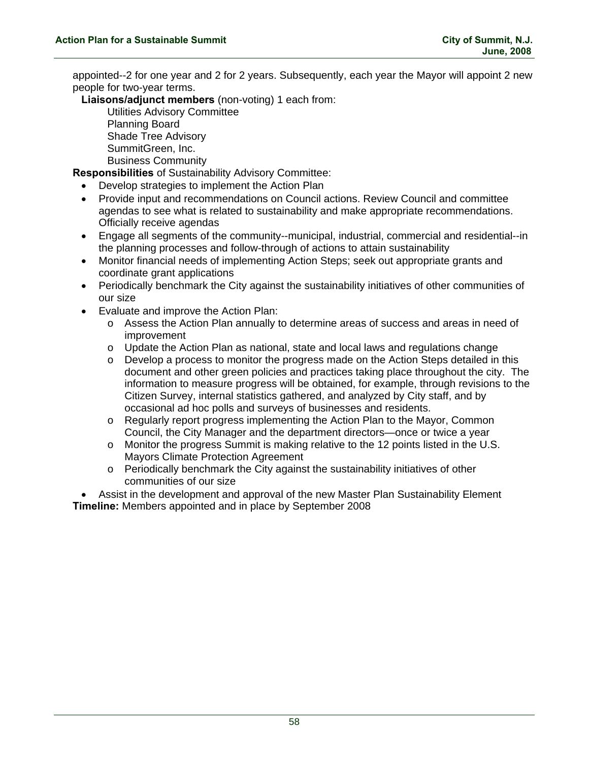appointed--2 for one year and 2 for 2 years. Subsequently, each year the Mayor will appoint 2 new people for two-year terms.

**Liaisons/adjunct members** (non-voting) 1 each from:

Utilities Advisory Committee
Planning Board
Shade Tree Advisory
SummitGreen, Inc.
Business Community

**Responsibilities** of Sustainability Advisory Committee:

- Develop strategies to implement the Action Plan
- Provide input and recommendations on Council actions. Review Council and committee agendas to see what is related to sustainability and make appropriate recommendations. Officially receive agendas
- Engage all segments of the community--municipal, industrial, commercial and residential--in the planning processes and follow-through of actions to attain sustainability
- Monitor financial needs of implementing Action Steps; seek out appropriate grants and coordinate grant applications
- Periodically benchmark the City against the sustainability initiatives of other communities of our size
- Evaluate and improve the Action Plan:
  - Assess the Action Plan annually to determine areas of success and areas in need of improvement
  - Update the Action Plan as national, state and local laws and regulations change
  - Develop a process to monitor the progress made on the Action Steps detailed in this document and other green policies and practices taking place throughout the city. The information to measure progress will be obtained, for example, through revisions to the Citizen Survey, internal statistics gathered, and analyzed by City staff, and by occasional ad hoc polls and surveys of businesses and residents.
  - Regularly report progress implementing the Action Plan to the Mayor, Common Council, the City Manager and the department directors—once or twice a year
  - Monitor the progress Summit is making relative to the 12 points listed in the U.S. Mayors Climate Protection Agreement
  - Periodically benchmark the City against the sustainability initiatives of other communities of our size
- Assist in the development and approval of the new Master Plan Sustainability Element

**Timeline:** Members appointed and in place by September 2008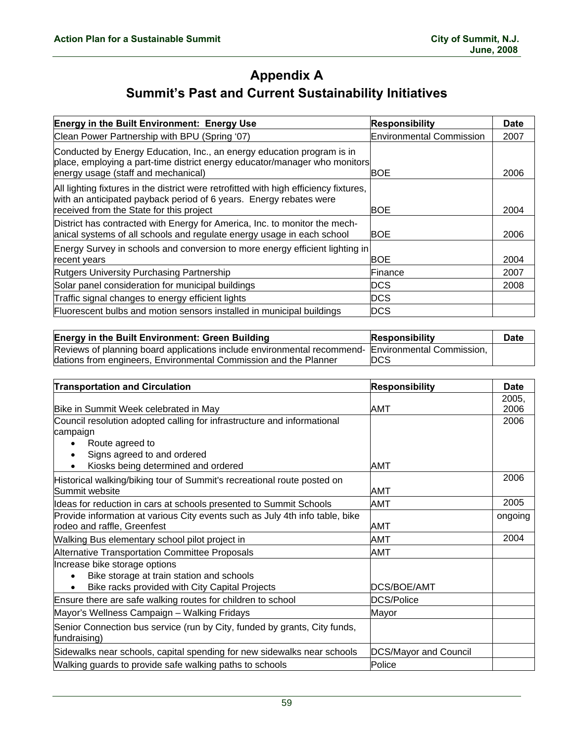# Appendix A

## Summit's Past and Current Sustainability Initiatives

| Energy in the Built Environment: Energy Use | Responsibility | Date |
|---|---|---|
| Clean Power Partnership with BPU (Spring '07) | Environmental Commission | 2007 |
| Conducted by Energy Education, Inc., an energy education program is in place, employing a part-time district energy educator/manager who monitors energy usage (staff and mechanical) | BOE | 2006 |
| All lighting fixtures in the district were retrofitted with high efficiency fixtures, with an anticipated payback period of 6 years. Energy rebates were received from the State for this project | BOE | 2004 |
| District has contracted with Energy for America, Inc. to monitor the mechanical systems of all schools and regulate energy usage in each school | BOE | 2006 |
| Energy Survey in schools and conversion to more energy efficient lighting in recent years | BOE | 2004 |
| Rutgers University Purchasing Partnership | Finance | 2007 |
| Solar panel consideration for municipal buildings | DCS | 2008 |
| Traffic signal changes to energy efficient lights | DCS | |
| Fluorescent bulbs and motion sensors installed in municipal buildings | DCS | |

| Energy in the Built Environment: Green Building | Responsibility | Date |
|---|---|---|
| Reviews of planning board applications include environmental recommendations from engineers, Environmental Commission and the Planner | Environmental Commission, DCS | |

| Transportation and Circulation | Responsibility | Date |
|---|---|---|
| Bike in Summit Week celebrated in May | AMT | 2005, 2006 |
| Council resolution adopted calling for infrastructure and informational campaign<br>• Route agreed to<br>• Signs agreed to and ordered<br>• Kiosks being determined and ordered | AMT | 2006 |
| Historical walking/biking tour of Summit's recreational route posted on Summit website | AMT | 2006 |
| Ideas for reduction in cars at schools presented to Summit Schools | AMT | 2005 |
| Provide information at various City events such as July 4th info table, bike rodeo and raffle, Greenfest | AMT | ongoing |
| Walking Bus elementary school pilot project in | AMT | 2004 |
| Alternative Transportation Committee Proposals | AMT | |
| Increase bike storage options<br>• Bike storage at train station and schools<br>• Bike racks provided with City Capital Projects | DCS/BOE/AMT | |
| Ensure there are safe walking routes for children to school | DCS/Police | |
| Mayor's Wellness Campaign – Walking Fridays | Mayor | |
| Senior Connection bus service (run by City, funded by grants, City funds, fundraising) | | |
| Sidewalks near schools, capital spending for new sidewalks near schools | DCS/Mayor and Council | |
| Walking guards to provide safe walking paths to schools | Police | |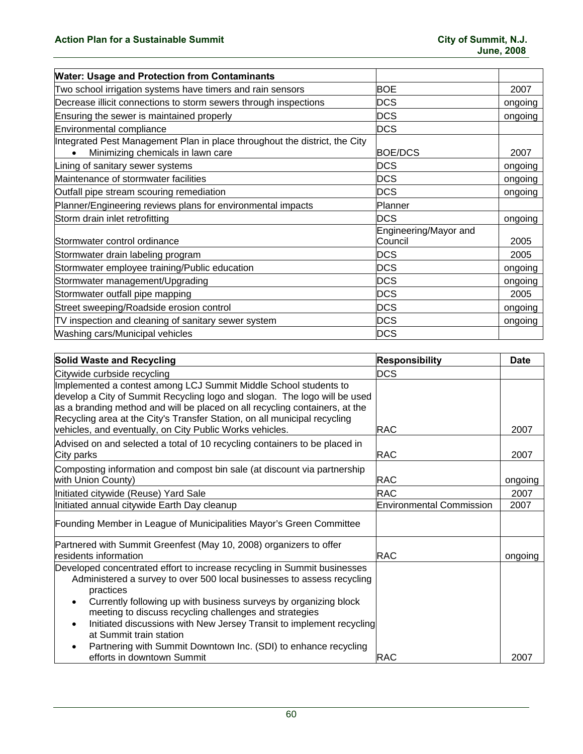| Water: Usage and Protection from Contaminants | | |
|---|---|---|
| Two school irrigation systems have timers and rain sensors | BOE | 2007 |
| Decrease illicit connections to storm sewers through inspections | DCS | ongoing |
| Ensuring the sewer is maintained properly | DCS | ongoing |
| Environmental compliance | DCS | |
| Integrated Pest Management Plan in place throughout the district, the City<br>• Minimizing chemicals in lawn care | BOE/DCS | 2007 |
| Lining of sanitary sewer systems | DCS | ongoing |
| Maintenance of stormwater facilities | DCS | ongoing |
| Outfall pipe stream scouring remediation | DCS | ongoing |
| Planner/Engineering reviews plans for environmental impacts | Planner | |
| Storm drain inlet retrofitting | DCS | ongoing |
| Stormwater control ordinance | Engineering/Mayor and Council | 2005 |
| Stormwater drain labeling program | DCS | 2005 |
| Stormwater employee training/Public education | DCS | ongoing |
| Stormwater management/Upgrading | DCS | ongoing |
| Stormwater outfall pipe mapping | DCS | 2005 |
| Street sweeping/Roadside erosion control | DCS | ongoing |
| TV inspection and cleaning of sanitary sewer system | DCS | ongoing |
| Washing cars/Municipal vehicles | DCS | |

| Solid Waste and Recycling | Responsibility | Date |
|---|---|---|
| Citywide curbside recycling | DCS | |
| Implemented a contest among LCJ Summit Middle School students to develop a City of Summit Recycling logo and slogan. The logo will be used as a branding method and will be placed on all recycling containers, at the Recycling area at the City's Transfer Station, on all municipal recycling vehicles, and eventually, on City Public Works vehicles. | RAC | 2007 |
| Advised on and selected a total of 10 recycling containers to be placed in City parks | RAC | 2007 |
| Composting information and compost bin sale (at discount via partnership with Union County) | RAC | ongoing |
| Initiated citywide (Reuse) Yard Sale | RAC | 2007 |
| Initiated annual citywide Earth Day cleanup | Environmental Commission | 2007 |
| Founding Member in League of Municipalities Mayor's Green Committee | | |
| Partnered with Summit Greenfest (May 10, 2008) organizers to offer residents information | RAC | ongoing |
| Developed concentrated effort to increase recycling in Summit businesses<br>Administered a survey to over 500 local businesses to assess recycling practices<br>• Currently following up with business surveys by organizing block meeting to discuss recycling challenges and strategies<br>• Initiated discussions with New Jersey Transit to implement recycling at Summit train station<br>• Partnering with Summit Downtown Inc. (SDI) to enhance recycling efforts in downtown Summit | RAC | 2007 |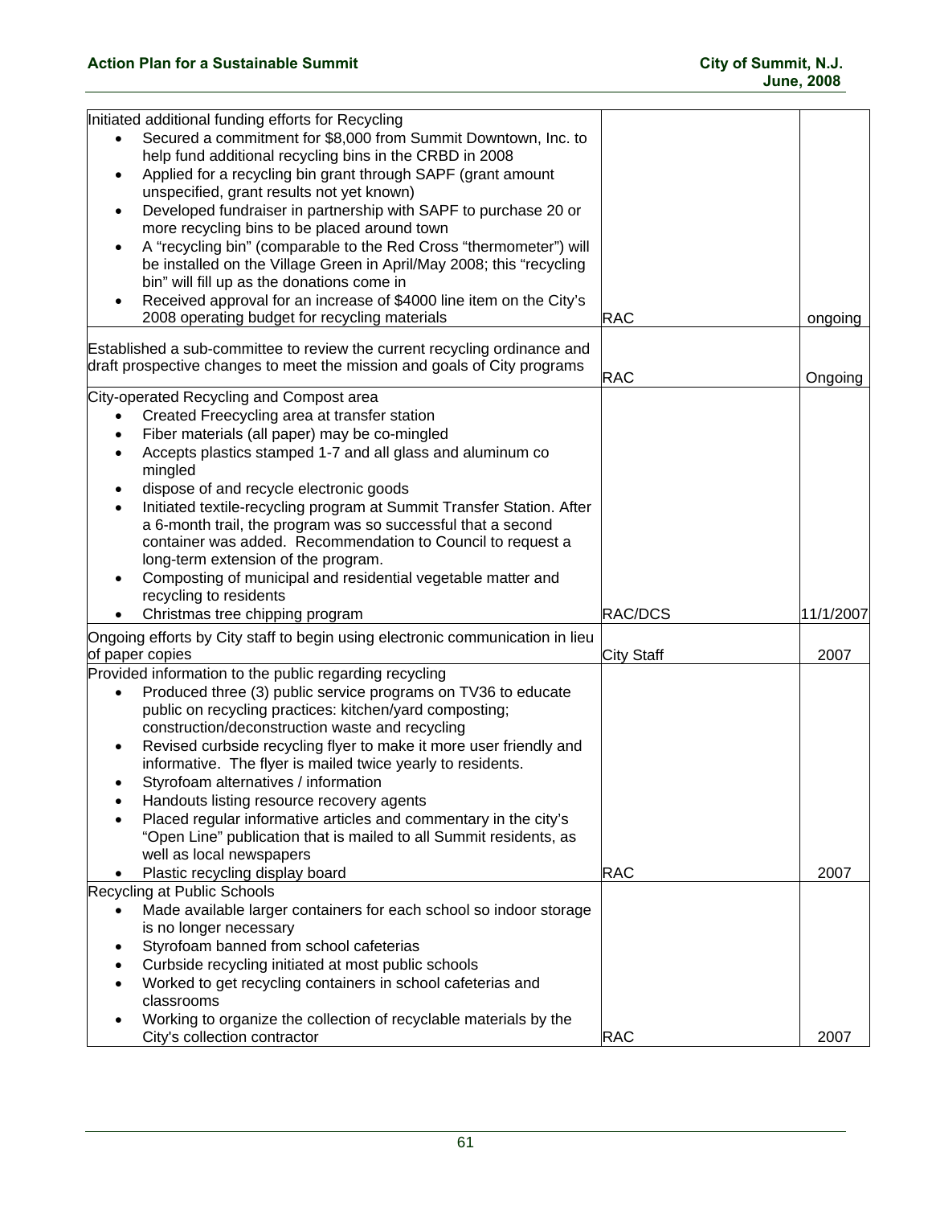| | | |
|---|---|---|
| Initiated additional funding efforts for Recycling<br>• Secured a commitment for $8,000 from Summit Downtown, Inc. to help fund additional recycling bins in the CRBD in 2008<br>• Applied for a recycling bin grant through SAPF (grant amount unspecified, grant results not yet known)<br>• Developed fundraiser in partnership with SAPF to purchase 20 or more recycling bins to be placed around town<br>• A "recycling bin" (comparable to the Red Cross "thermometer") will be installed on the Village Green in April/May 2008; this "recycling bin" will fill up as the donations come in<br>• Received approval for an increase of $4000 line item on the City's 2008 operating budget for recycling materials | RAC | ongoing |
| Established a sub-committee to review the current recycling ordinance and draft prospective changes to meet the mission and goals of City programs | RAC | Ongoing |
| City-operated Recycling and Compost area<br>• Created Freecycling area at transfer station<br>• Fiber materials (all paper) may be co-mingled<br>• Accepts plastics stamped 1-7 and all glass and aluminum co mingled<br>• dispose of and recycle electronic goods<br>• Initiated textile-recycling program at Summit Transfer Station. After a 6-month trail, the program was so successful that a second container was added. Recommendation to Council to request a long-term extension of the program.<br>• Composting of municipal and residential vegetable matter and recycling to residents<br>• Christmas tree chipping program | RAC/DCS | 11/1/2007 |
| Ongoing efforts by City staff to begin using electronic communication in lieu of paper copies | City Staff | 2007 |
| Provided information to the public regarding recycling<br>• Produced three (3) public service programs on TV36 to educate public on recycling practices: kitchen/yard composting; construction/deconstruction waste and recycling<br>• Revised curbside recycling flyer to make it more user friendly and informative. The flyer is mailed twice yearly to residents.<br>• Styrofoam alternatives / information<br>• Handouts listing resource recovery agents<br>• Placed regular informative articles and commentary in the city's "Open Line" publication that is mailed to all Summit residents, as well as local newspapers<br>• Plastic recycling display board | RAC | 2007 |
| Recycling at Public Schools<br>• Made available larger containers for each school so indoor storage is no longer necessary<br>• Styrofoam banned from school cafeterias<br>• Curbside recycling initiated at most public schools<br>• Worked to get recycling containers in school cafeterias and classrooms<br>• Working to organize the collection of recyclable materials by the City's collection contractor | RAC | 2007 |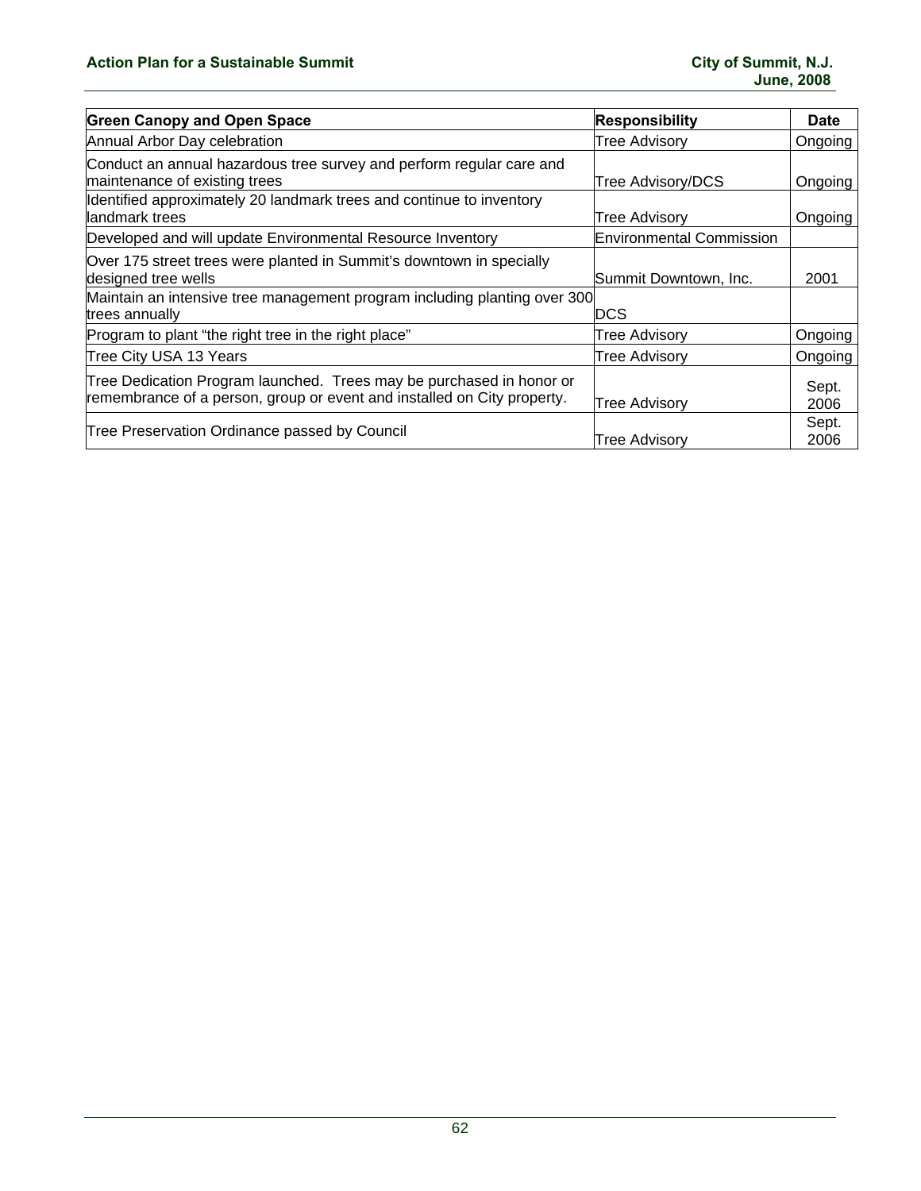| Green Canopy and Open Space | Responsibility | Date |
|---|---|---|
| Annual Arbor Day celebration | Tree Advisory | Ongoing |
| Conduct an annual hazardous tree survey and perform regular care and maintenance of existing trees | Tree Advisory/DCS | Ongoing |
| Identified approximately 20 landmark trees and continue to inventory landmark trees | Tree Advisory | Ongoing |
| Developed and will update Environmental Resource Inventory | Environmental Commission | |
| Over 175 street trees were planted in Summit's downtown in specially designed tree wells | Summit Downtown, Inc. | 2001 |
| Maintain an intensive tree management program including planting over 300 trees annually | DCS | |
| Program to plant "the right tree in the right place" | Tree Advisory | Ongoing |
| Tree City USA 13 Years | Tree Advisory | Ongoing |
| Tree Dedication Program launched. Trees may be purchased in honor or remembrance of a person, group or event and installed on City property. | Tree Advisory | Sept. 2006 |
| Tree Preservation Ordinance passed by Council | Tree Advisory | Sept. 2006 |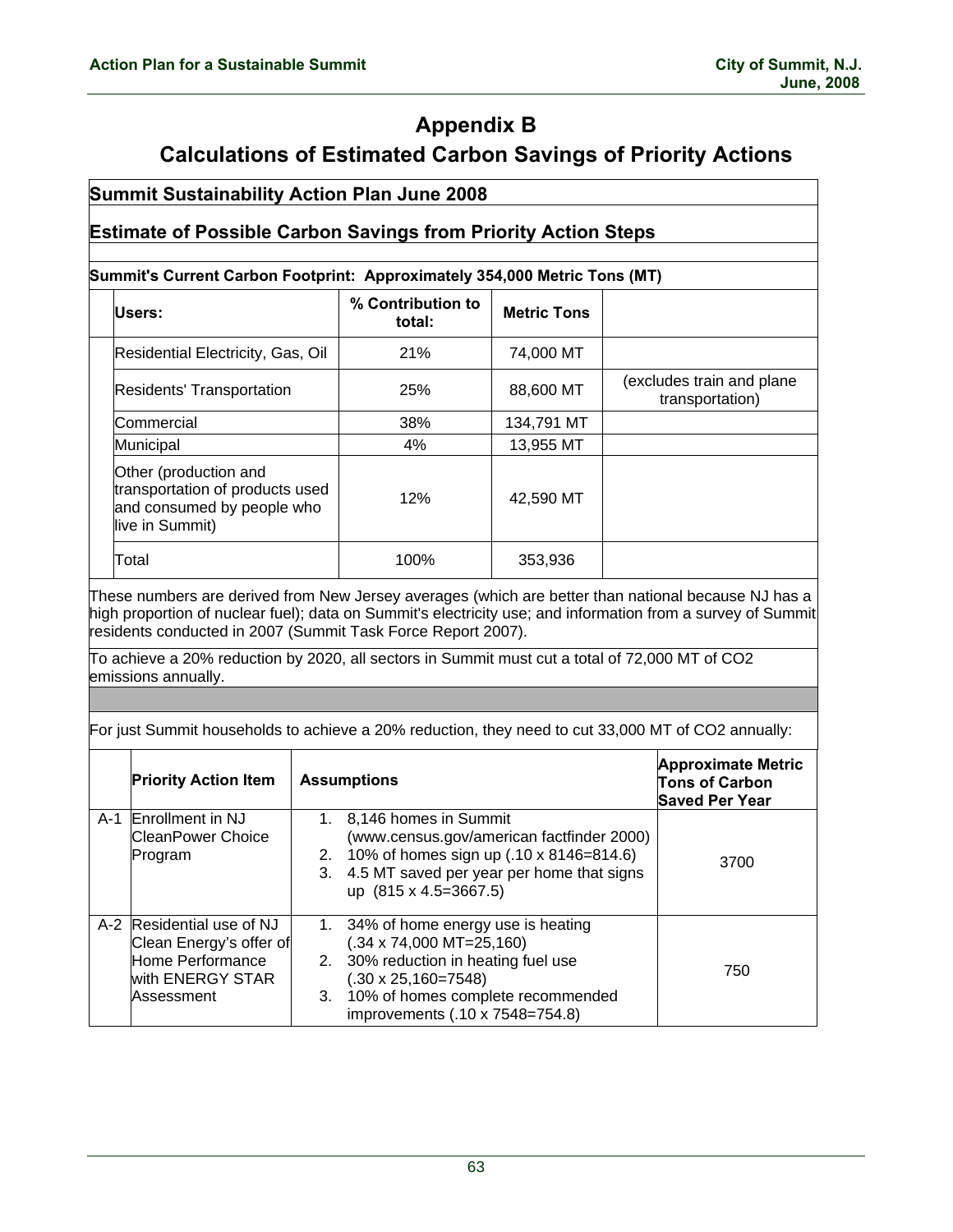# Appendix B

## Calculations of Estimated Carbon Savings of Priority Actions

### Summit Sustainability Action Plan June 2008

### Estimate of Possible Carbon Savings from Priority Action Steps

**Summit's Current Carbon Footprint: Approximately 354,000 Metric Tons (MT)**

| Users: | % Contribution to total: | Metric Tons | |
|---|---|---|---|
| Residential Electricity, Gas, Oil | 21% | 74,000 MT | |
| Residents' Transportation | 25% | 88,600 MT | (excludes train and plane transportation) |
| Commercial | 38% | 134,791 MT | |
| Municipal | 4% | 13,955 MT | |
| Other (production and transportation of products used and consumed by people who live in Summit) | 12% | 42,590 MT | |
| Total | 100% | 353,936 | |

These numbers are derived from New Jersey averages (which are better than national because NJ has a high proportion of nuclear fuel); data on Summit's electricity use; and information from a survey of Summit residents conducted in 2007 (Summit Task Force Report 2007).

To achieve a 20% reduction by 2020, all sectors in Summit must cut a total of 72,000 MT of $CO_2$ emissions annually.

For just Summit households to achieve a 20% reduction, they need to cut 33,000 MT of $CO_2$ annually:

| | Priority Action Item | Assumptions | Approximate Metric Tons of Carbon Saved Per Year |
|---|---|---|---|
| A-1 | Enrollment in NJ CleanPower Choice Program | 1. 8,146 homes in Summit (www.census.gov/american factfinder 2000)<br>2. 10% of homes sign up (.10 x 8146=814.6)<br>3. 4.5 MT saved per year per home that signs up (815 x 4.5=3667.5) | 3700 |
| A-2 | Residential use of NJ Clean Energy's offer of Home Performance with ENERGY STAR Assessment | 1. 34% of home energy use is heating (.34 x 74,000 MT=25,160)<br>2. 30% reduction in heating fuel use (.30 x 25,160=7548)<br>3. 10% of homes complete recommended improvements (.10 x 7548=754.8) | 750 |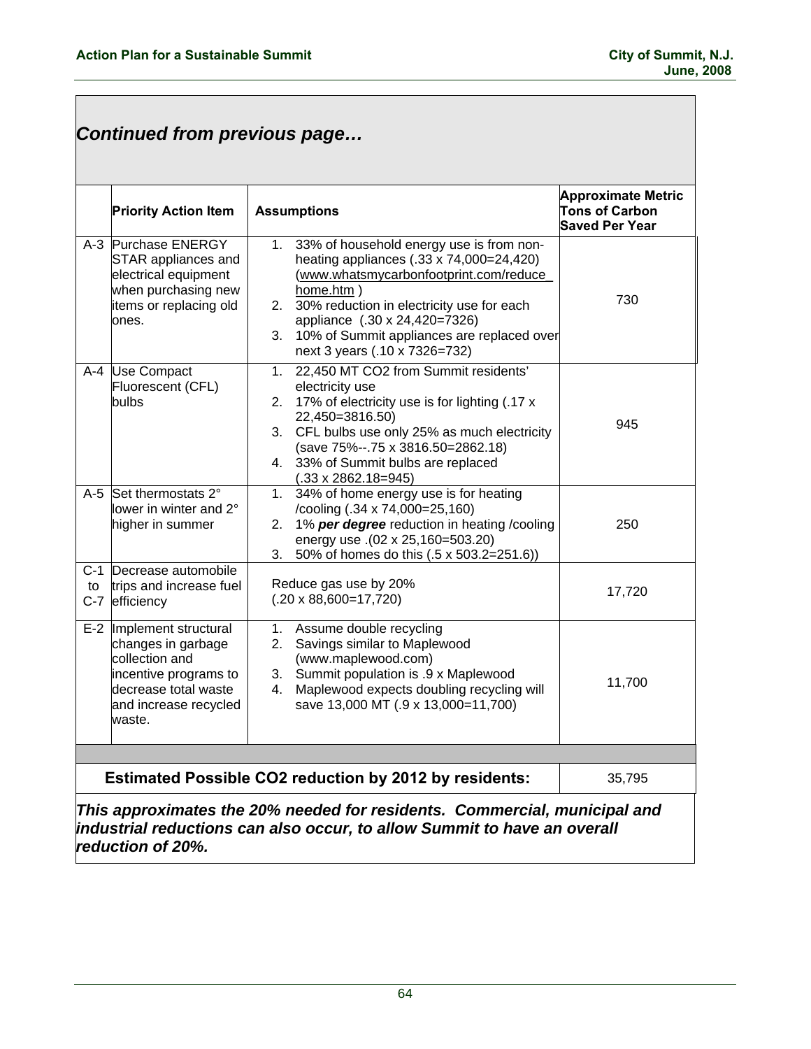## *Continued from previous page…*

| | Priority Action Item | Assumptions | Approximate Metric Tons of Carbon Saved Per Year |
|---|---|---|---|
| A-3 | Purchase ENERGY STAR appliances and electrical equipment when purchasing new items or replacing old ones. | 1. 33% of household energy use is from non-heating appliances (.33 x 74,000=24,420) (www.whatsmycarbonfootprint.com/reduce_home.htm ) 2. 30% reduction in electricity use for each appliance (.30 x 24,420=7326) 3. 10% of Summit appliances are replaced over next 3 years (.10 x 7326=732) | 730 |
| A-4 | Use Compact Fluorescent (CFL) bulbs | 1. 22,450 MT CO2 from Summit residents' electricity use 2. 17% of electricity use is for lighting (.17 x 22,450=3816.50) 3. CFL bulbs use only 25% as much electricity (save 75%--.75 x 3816.50=2862.18) 4. 33% of Summit bulbs are replaced (.33 x 2862.18=945) | 945 |
| A-5 | Set thermostats 2° lower in winter and 2° higher in summer | 1. 34% of home energy use is for heating /cooling (.34 x 74,000=25,160) 2. 1% ***per degree*** reduction in heating /cooling energy use .(02 x 25,160=503.20) 3. 50% of homes do this (.5 x 503.2=251.6)) | 250 |
| C-1 to C-7 | Decrease automobile trips and increase fuel efficiency | Reduce gas use by 20% (.20 x 88,600=17,720) | 17,720 |
| E-2 | Implement structural changes in garbage collection and incentive programs to decrease total waste and increase recycled waste. | 1. Assume double recycling 2. Savings similar to Maplewood (www.maplewood.com) 3. Summit population is .9 x Maplewood 4. Maplewood expects doubling recycling will save 13,000 MT (.9 x 13,000=11,700) | 11,700 |
| | | | |
| | **Estimated Possible CO2 reduction by 2012 by residents:** | | 35,795 |

***This approximates the 20% needed for residents. Commercial, municipal and industrial reductions can also occur, to allow Summit to have an overall reduction of 20%.***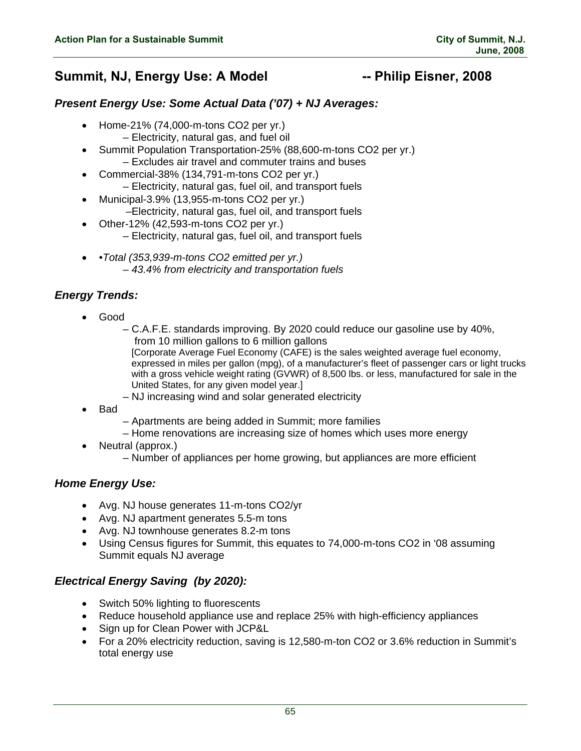## Summit, NJ, Energy Use: A Model -- Philip Eisner, 2008

### *Present Energy Use: Some Actual Data ('07) + NJ Averages:*

- Home-21% (74,000-m-tons $CO_2$ per yr.)
  - Electricity, natural gas, and fuel oil
- Summit Population Transportation-25% (88,600-m-tons $CO_2$ per yr.)
  - Excludes air travel and commuter trains and buses
- Commercial-38% (134,791-m-tons $CO_2$ per yr.)
  - Electricity, natural gas, fuel oil, and transport fuels
- Municipal-3.9% (13,955-m-tons $CO_2$ per yr.)
  - Electricity, natural gas, fuel oil, and transport fuels
- Other-12% (42,593-m-tons $CO_2$ per yr.)
  - Electricity, natural gas, fuel oil, and transport fuels
- *•Total (353,939-m-tons $CO_2$ emitted per yr.)*
  - *43.4% from electricity and transportation fuels*

### *Energy Trends:*

- Good
  - C.A.F.E. standards improving. By 2020 could reduce our gasoline use by 40%, from 10 million gallons to 6 million gallons
    [Corporate Average Fuel Economy (CAFE) is the sales weighted average fuel economy, expressed in miles per gallon (mpg), of a manufacturer's fleet of passenger cars or light trucks with a gross vehicle weight rating (GVWR) of 8,500 lbs. or less, manufactured for sale in the United States, for any given model year.]
  - NJ increasing wind and solar generated electricity
- Bad
  - Apartments are being added in Summit; more families
  - Home renovations are increasing size of homes which uses more energy
- Neutral (approx.)
  - Number of appliances per home growing, but appliances are more efficient

### *Home Energy Use:*

- Avg. NJ house generates 11-m-tons $CO_2$/yr
- Avg. NJ apartment generates 5.5-m tons
- Avg. NJ townhouse generates 8.2-m tons
- Using Census figures for Summit, this equates to 74,000-m-tons $CO_2$ in '08 assuming Summit equals NJ average

### *Electrical Energy Saving (by 2020):*

- Switch 50% lighting to fluorescents
- Reduce household appliance use and replace 25% with high-efficiency appliances
- Sign up for Clean Power with JCP&L
- For a 20% electricity reduction, saving is 12,580-m-ton $CO_2$ or 3.6% reduction in Summit's total energy use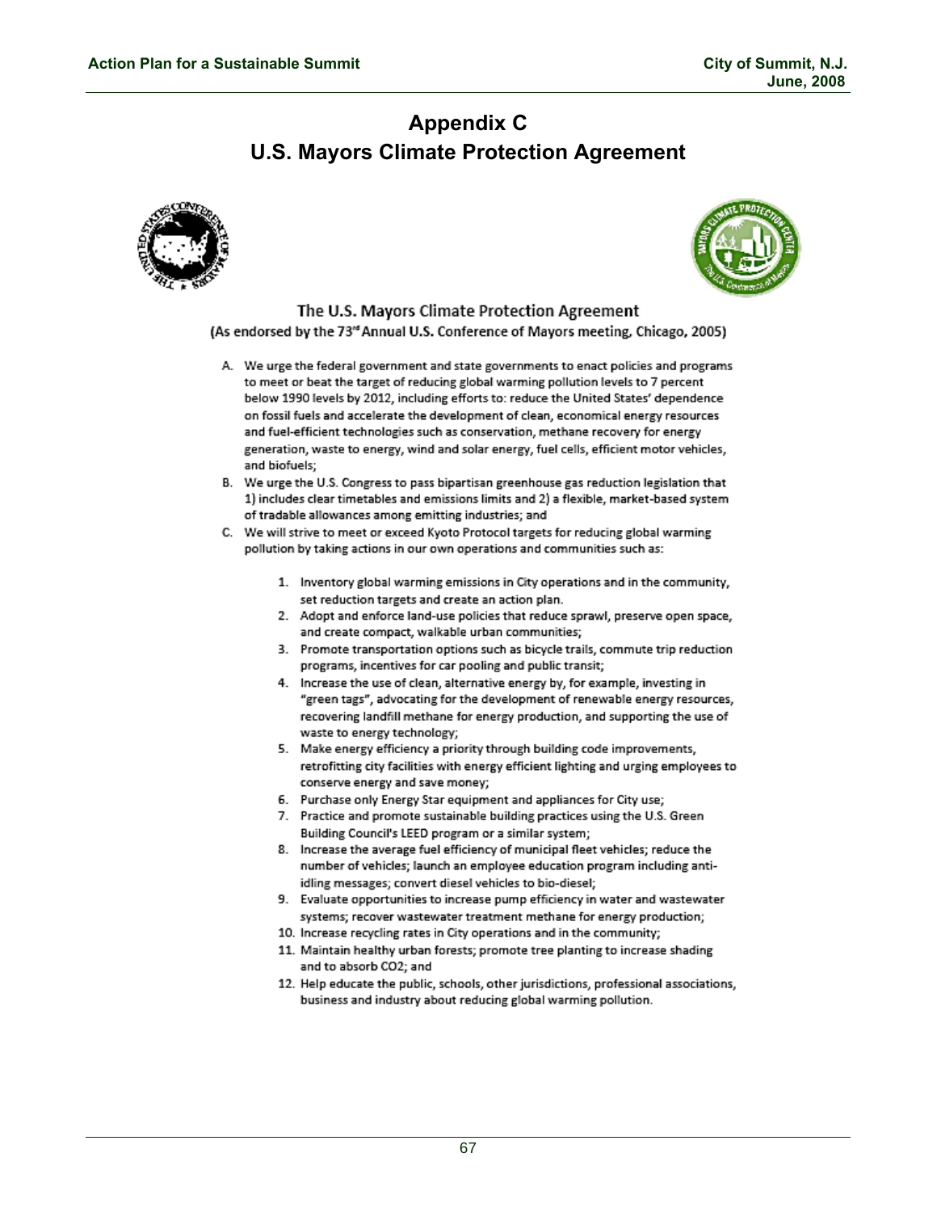# Appendix C
# U.S. Mayors Climate Protection Agreement

## The U.S. Mayors Climate Protection Agreement

(As endorsed by the 73rd Annual U.S. Conference of Mayors meeting, Chicago, 2005)

A. We urge the federal government and state governments to enact policies and programs to meet or beat the target of reducing global warming pollution levels to 7 percent below 1990 levels by 2012, including efforts to: reduce the United States' dependence on fossil fuels and accelerate the development of clean, economical energy resources and fuel-efficient technologies such as conservation, methane recovery for energy generation, waste to energy, wind and solar energy, fuel cells, efficient motor vehicles, and biofuels;

B. We urge the U.S. Congress to pass bipartisan greenhouse gas reduction legislation that 1) includes clear timetables and emissions limits and 2) a flexible, market-based system of tradable allowances among emitting industries; and

C. We will strive to meet or exceed Kyoto Protocol targets for reducing global warming pollution by taking actions in our own operations and communities such as:

   1. Inventory global warming emissions in City operations and in the community, set reduction targets and create an action plan.
   2. Adopt and enforce land-use policies that reduce sprawl, preserve open space, and create compact, walkable urban communities;
   3. Promote transportation options such as bicycle trails, commute trip reduction programs, incentives for car pooling and public transit;
   4. Increase the use of clean, alternative energy by, for example, investing in "green tags", advocating for the development of renewable energy resources, recovering landfill methane for energy production, and supporting the use of waste to energy technology;
   5. Make energy efficiency a priority through building code improvements, retrofitting city facilities with energy efficient lighting and urging employees to conserve energy and save money;
   6. Purchase only Energy Star equipment and appliances for City use;
   7. Practice and promote sustainable building practices using the U.S. Green Building Council's LEED program or a similar system;
   8. Increase the average fuel efficiency of municipal fleet vehicles; reduce the number of vehicles; launch an employee education program including anti-idling messages; convert diesel vehicles to bio-diesel;
   9. Evaluate opportunities to increase pump efficiency in water and wastewater systems; recover wastewater treatment methane for energy production;
   10. Increase recycling rates in City operations and in the community;
   11. Maintain healthy urban forests; promote tree planting to increase shading and to absorb $CO_2$; and
   12. Help educate the public, schools, other jurisdictions, professional associations, business and industry about reducing global warming pollution.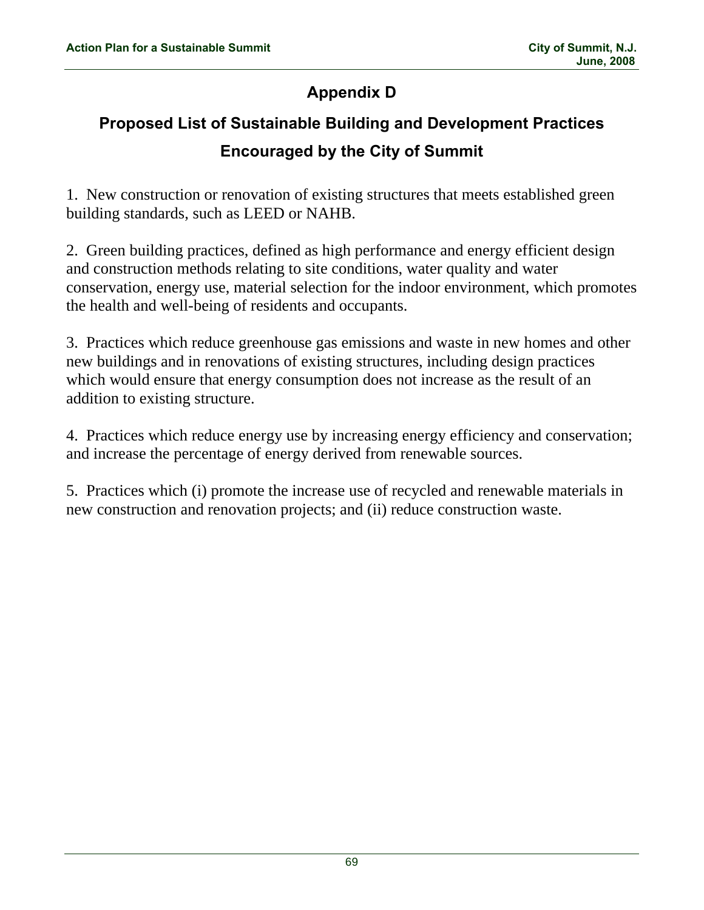# Appendix D

## Proposed List of Sustainable Building and Development Practices Encouraged by the City of Summit

1. New construction or renovation of existing structures that meets established green building standards, such as LEED or NAHB.

2. Green building practices, defined as high performance and energy efficient design and construction methods relating to site conditions, water quality and water conservation, energy use, material selection for the indoor environment, which promotes the health and well-being of residents and occupants.

3. Practices which reduce greenhouse gas emissions and waste in new homes and other new buildings and in renovations of existing structures, including design practices which would ensure that energy consumption does not increase as the result of an addition to existing structure.

4. Practices which reduce energy use by increasing energy efficiency and conservation; and increase the percentage of energy derived from renewable sources.

5. Practices which (i) promote the increase use of recycled and renewable materials in new construction and renovation projects; and (ii) reduce construction waste.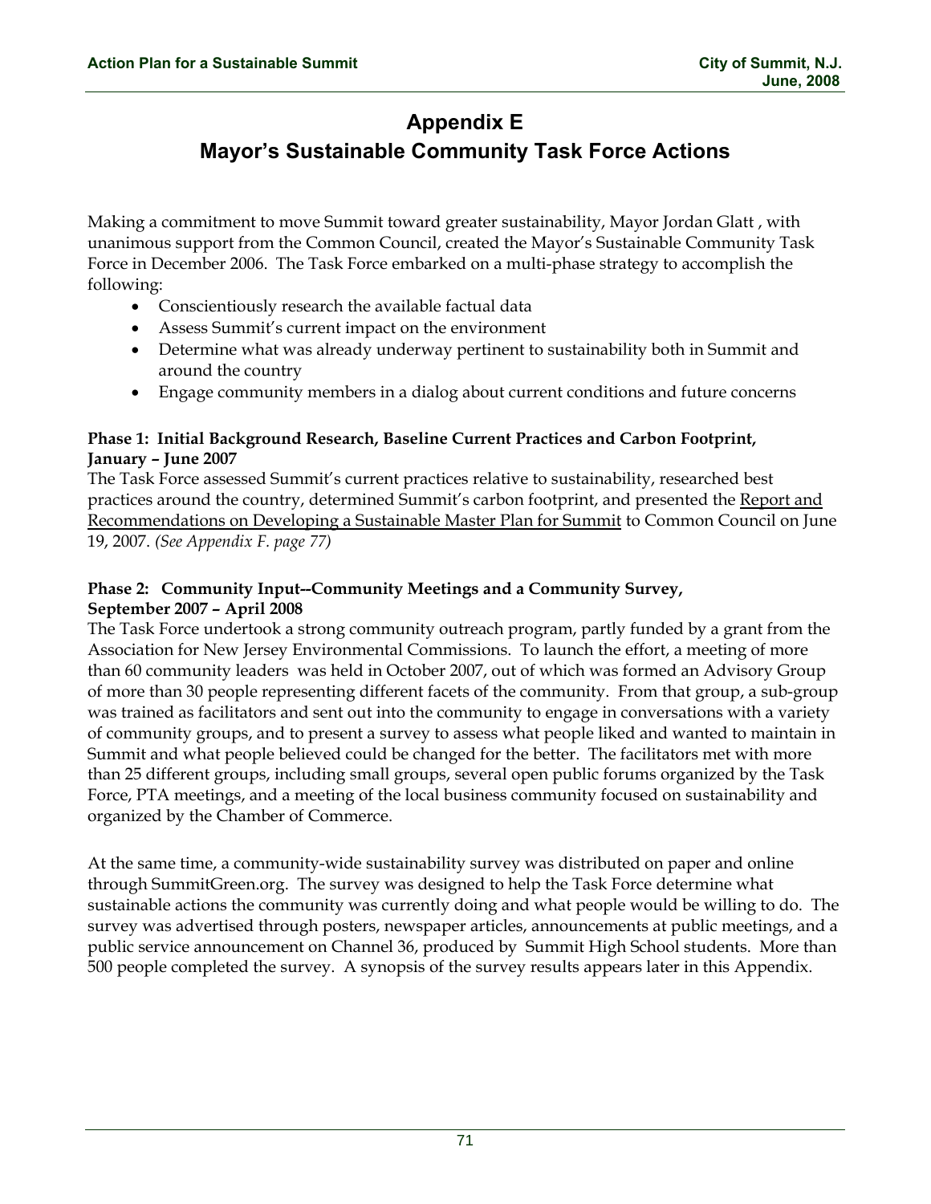# Appendix E

# Mayor's Sustainable Community Task Force Actions

Making a commitment to move Summit toward greater sustainability, Mayor Jordan Glatt , with unanimous support from the Common Council, created the Mayor's Sustainable Community Task Force in December 2006. The Task Force embarked on a multi-phase strategy to accomplish the following:

- Conscientiously research the available factual data
- Assess Summit's current impact on the environment
- Determine what was already underway pertinent to sustainability both in Summit and around the country
- Engage community members in a dialog about current conditions and future concerns

**Phase 1: Initial Background Research, Baseline Current Practices and Carbon Footprint, January – June 2007**

The Task Force assessed Summit's current practices relative to sustainability, researched best practices around the country, determined Summit's carbon footprint, and presented the Report and Recommendations on Developing a Sustainable Master Plan for Summit to Common Council on June 19, 2007. *(See Appendix F. page 77)*

**Phase 2: Community Input--Community Meetings and a Community Survey, September 2007 – April 2008**

The Task Force undertook a strong community outreach program, partly funded by a grant from the Association for New Jersey Environmental Commissions. To launch the effort, a meeting of more than 60 community leaders was held in October 2007, out of which was formed an Advisory Group of more than 30 people representing different facets of the community. From that group, a sub-group was trained as facilitators and sent out into the community to engage in conversations with a variety of community groups, and to present a survey to assess what people liked and wanted to maintain in Summit and what people believed could be changed for the better. The facilitators met with more than 25 different groups, including small groups, several open public forums organized by the Task Force, PTA meetings, and a meeting of the local business community focused on sustainability and organized by the Chamber of Commerce.

At the same time, a community-wide sustainability survey was distributed on paper and online through SummitGreen.org. The survey was designed to help the Task Force determine what sustainable actions the community was currently doing and what people would be willing to do. The survey was advertised through posters, newspaper articles, announcements at public meetings, and a public service announcement on Channel 36, produced by Summit High School students. More than 500 people completed the survey. A synopsis of the survey results appears later in this Appendix.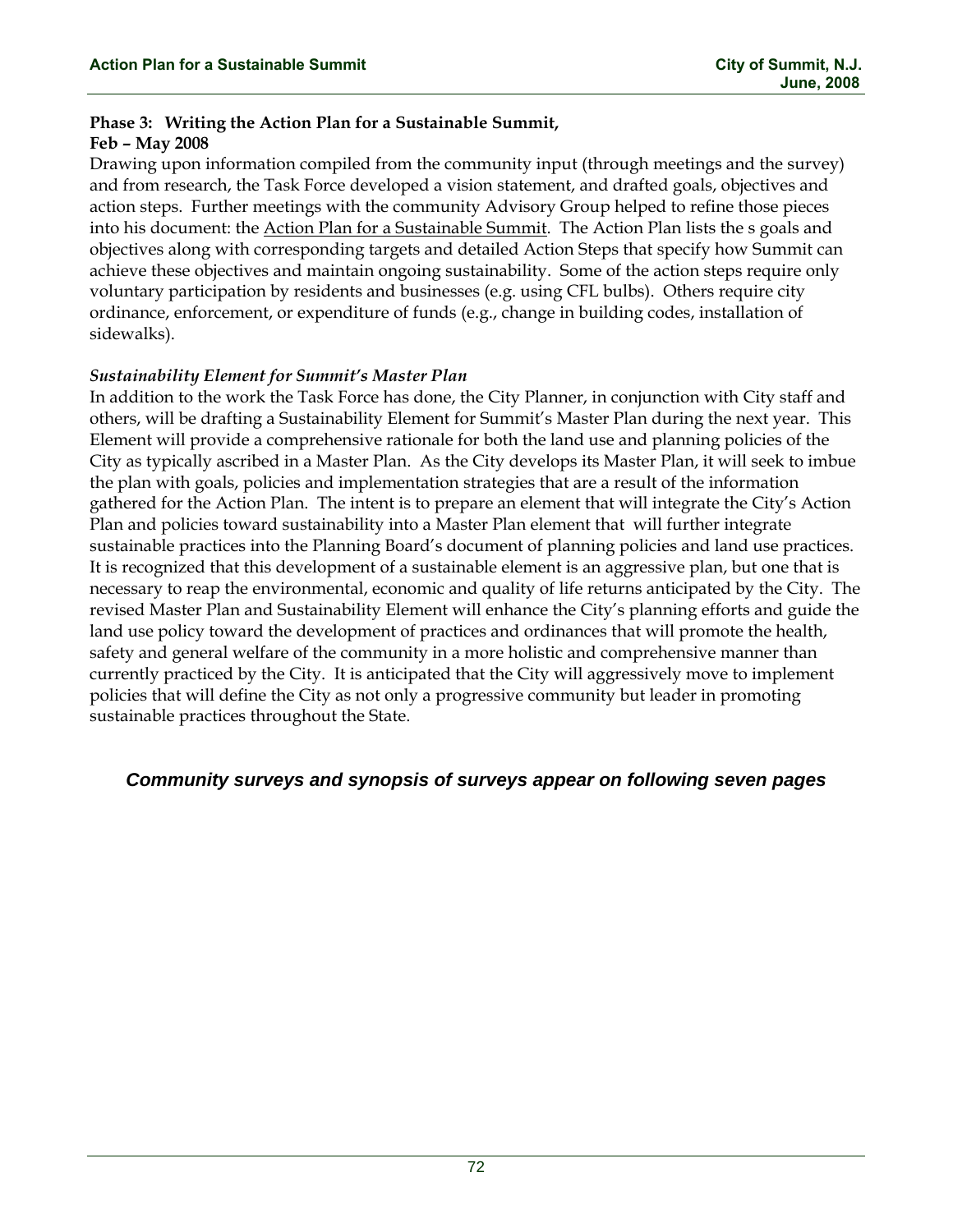**Phase 3: Writing the Action Plan for a Sustainable Summit, Feb – May 2008**

Drawing upon information compiled from the community input (through meetings and the survey) and from research, the Task Force developed a vision statement, and drafted goals, objectives and action steps. Further meetings with the community Advisory Group helped to refine those pieces into his document: the Action Plan for a Sustainable Summit. The Action Plan lists the s goals and objectives along with corresponding targets and detailed Action Steps that specify how Summit can achieve these objectives and maintain ongoing sustainability. Some of the action steps require only voluntary participation by residents and businesses (e.g. using CFL bulbs). Others require city ordinance, enforcement, or expenditure of funds (e.g., change in building codes, installation of sidewalks).

***Sustainability Element for Summit's Master Plan***

In addition to the work the Task Force has done, the City Planner, in conjunction with City staff and others, will be drafting a Sustainability Element for Summit's Master Plan during the next year. This Element will provide a comprehensive rationale for both the land use and planning policies of the City as typically ascribed in a Master Plan. As the City develops its Master Plan, it will seek to imbue the plan with goals, policies and implementation strategies that are a result of the information gathered for the Action Plan. The intent is to prepare an element that will integrate the City's Action Plan and policies toward sustainability into a Master Plan element that will further integrate sustainable practices into the Planning Board's document of planning policies and land use practices. It is recognized that this development of a sustainable element is an aggressive plan, but one that is necessary to reap the environmental, economic and quality of life returns anticipated by the City. The revised Master Plan and Sustainability Element will enhance the City's planning efforts and guide the land use policy toward the development of practices and ordinances that will promote the health, safety and general welfare of the community in a more holistic and comprehensive manner than currently practiced by the City. It is anticipated that the City will aggressively move to implement policies that will define the City as not only a progressive community but leader in promoting sustainable practices throughout the State.

***Community surveys and synopsis of surveys appear on following seven pages***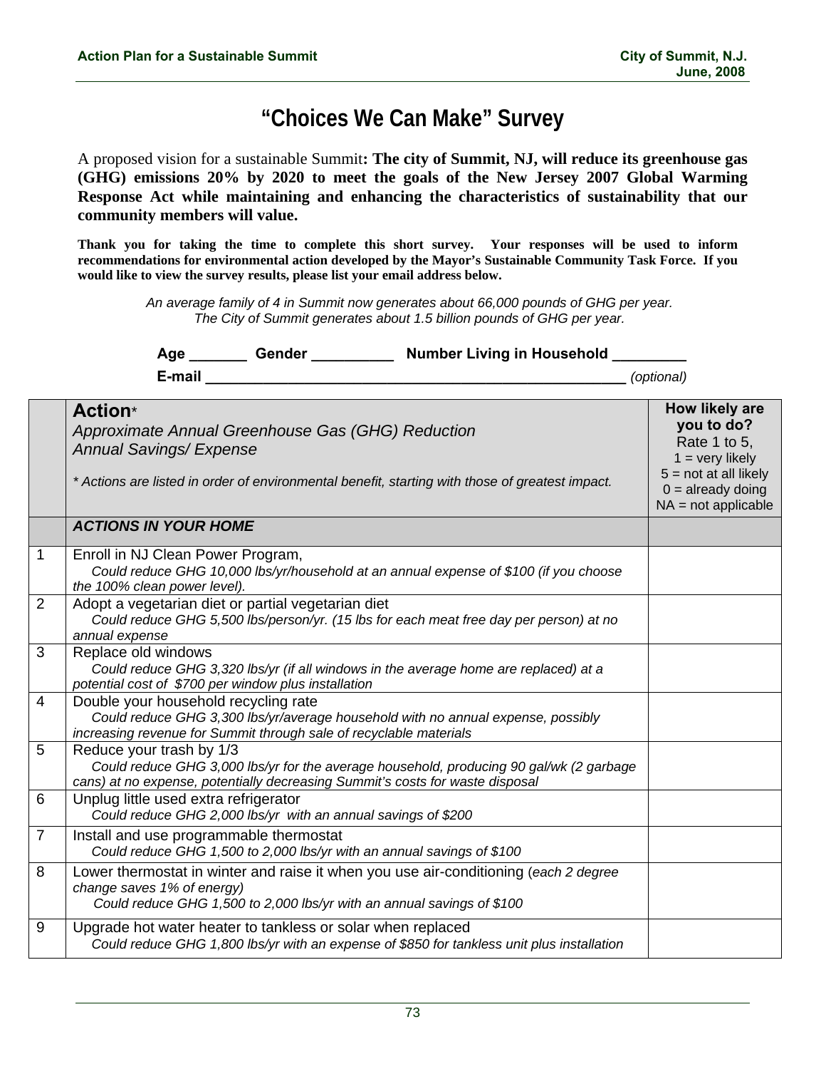# "Choices We Can Make" Survey

A proposed vision for a sustainable Summit**: The city of Summit, NJ, will reduce its greenhouse gas (GHG) emissions 20% by 2020 to meet the goals of the New Jersey 2007 Global Warming Response Act while maintaining and enhancing the characteristics of sustainability that our community members will value.**

**Thank you for taking the time to complete this short survey. Your responses will be used to inform recommendations for environmental action developed by the Mayor's Sustainable Community Task Force. If you would like to view the survey results, please list your email address below.**

*An average family of 4 in Summit now generates about 66,000 pounds of GHG per year.*
*The City of Summit generates about 1.5 billion pounds of GHG per year.*

**Age _______ Gender __________ Number Living in Household _________**

**E-mail ____________________________________________________** *(optional)*

| | **Action*** *Approximate Annual Greenhouse Gas (GHG) Reduction* *Annual Savings/ Expense* *\* Actions are listed in order of environmental benefit, starting with those of greatest impact.* | **How likely are you to do?** Rate 1 to 5, 1 = very likely 5 = not at all likely 0 = already doing NA = not applicable |
|---|---|---|
| | ***ACTIONS IN YOUR HOME*** | |
| 1 | Enroll in NJ Clean Power Program, *Could reduce GHG 10,000 lbs/yr/household at an annual expense of $100 (if you choose the 100% clean power level).* | |
| 2 | Adopt a vegetarian diet or partial vegetarian diet *Could reduce GHG 5,500 lbs/person/yr. (15 lbs for each meat free day per person) at no annual expense* | |
| 3 | Replace old windows *Could reduce GHG 3,320 lbs/yr (if all windows in the average home are replaced) at a potential cost of $700 per window plus installation* | |
| 4 | Double your household recycling rate *Could reduce GHG 3,300 lbs/yr/average household with no annual expense, possibly increasing revenue for Summit through sale of recyclable materials* | |
| 5 | Reduce your trash by 1/3 *Could reduce GHG 3,000 lbs/yr for the average household, producing 90 gal/wk (2 garbage cans) at no expense, potentially decreasing Summit's costs for waste disposal* | |
| 6 | Unplug little used extra refrigerator *Could reduce GHG 2,000 lbs/yr with an annual savings of $200* | |
| 7 | Install and use programmable thermostat *Could reduce GHG 1,500 to 2,000 lbs/yr with an annual savings of $100* | |
| 8 | Lower thermostat in winter and raise it when you use air-conditioning (*each 2 degree change saves 1% of energy)* *Could reduce GHG 1,500 to 2,000 lbs/yr with an annual savings of $100* | |
| 9 | Upgrade hot water heater to tankless or solar when replaced *Could reduce GHG 1,800 lbs/yr with an expense of $850 for tankless unit plus installation* | |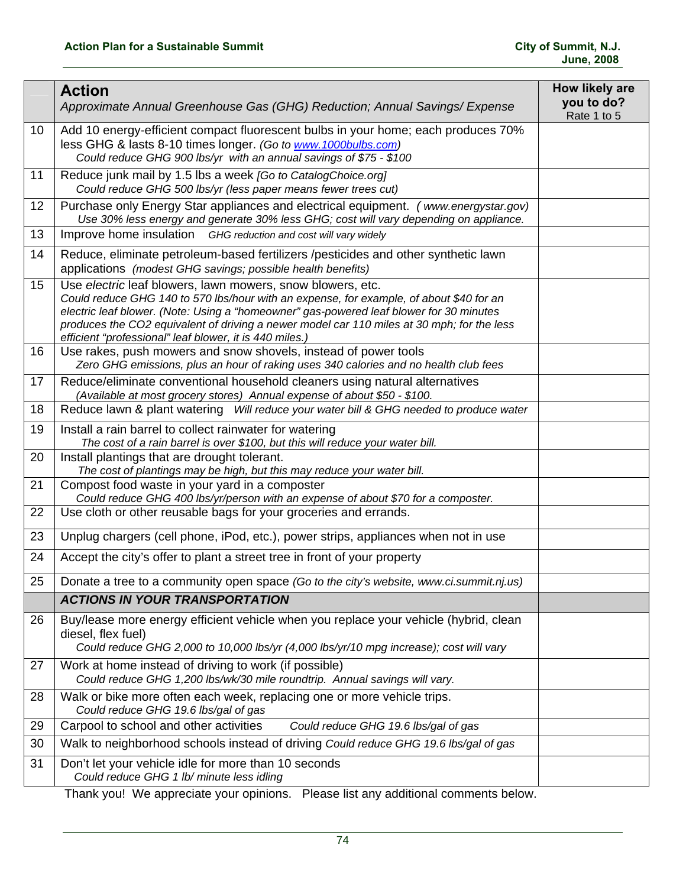| | **Action**<br>*Approximate Annual Greenhouse Gas (GHG) Reduction; Annual Savings/ Expense* | **How likely are you to do?** Rate 1 to 5 |
|---|---|---|
| 10 | Add 10 energy-efficient compact fluorescent bulbs in your home; each produces 70% less GHG & lasts 8-10 times longer. *(Go to www.1000bulbs.com)*<br>*Could reduce GHG 900 lbs/yr with an annual savings of $75 - $100* | |
| 11 | Reduce junk mail by 1.5 lbs a week *[Go to CatalogChoice.org]*<br>*Could reduce GHG 500 lbs/yr (less paper means fewer trees cut)* | |
| 12 | Purchase only Energy Star appliances and electrical equipment. *( www.energystar.gov)*<br>*Use 30% less energy and generate 30% less GHG; cost will vary depending on appliance.* | |
| 13 | Improve home insulation *GHG reduction and cost will vary widely* | |
| 14 | Reduce, eliminate petroleum-based fertilizers /pesticides and other synthetic lawn applications *(modest GHG savings; possible health benefits)* | |
| 15 | Use *electric* leaf blowers, lawn mowers, snow blowers, etc.<br>*Could reduce GHG 140 to 570 lbs/hour with an expense, for example, of about $40 for an electric leaf blower. (Note: Using a "homeowner" gas-powered leaf blower for 30 minutes produces the CO2 equivalent of driving a newer model car 110 miles at 30 mph; for the less efficient "professional" leaf blower, it is 440 miles.)* | |
| 16 | Use rakes, push mowers and snow shovels, instead of power tools<br>*Zero GHG emissions, plus an hour of raking uses 340 calories and no health club fees* | |
| 17 | Reduce/eliminate conventional household cleaners using natural alternatives<br>*(Available at most grocery stores) Annual expense of about $50 - $100.* | |
| 18 | Reduce lawn & plant watering *Will reduce your water bill & GHG needed to produce water* | |
| 19 | Install a rain barrel to collect rainwater for watering<br>*The cost of a rain barrel is over $100, but this will reduce your water bill.* | |
| 20 | Install plantings that are drought tolerant.<br>*The cost of plantings may be high, but this may reduce your water bill.* | |
| 21 | Compost food waste in your yard in a composter<br>*Could reduce GHG 400 lbs/yr/person with an expense of about $70 for a composter.* | |
| 22 | Use cloth or other reusable bags for your groceries and errands. | |
| 23 | Unplug chargers (cell phone, iPod, etc.), power strips, appliances when not in use | |
| 24 | Accept the city's offer to plant a street tree in front of your property | |
| 25 | Donate a tree to a community open space *(Go to the city's website, www.ci.summit.nj.us)* | |
| | ***ACTIONS IN YOUR TRANSPORTATION*** | |
| 26 | Buy/lease more energy efficient vehicle when you replace your vehicle (hybrid, clean diesel, flex fuel)<br>*Could reduce GHG 2,000 to 10,000 lbs/yr (4,000 lbs/yr/10 mpg increase); cost will vary* | |
| 27 | Work at home instead of driving to work (if possible)<br>*Could reduce GHG 1,200 lbs/wk/30 mile roundtrip. Annual savings will vary.* | |
| 28 | Walk or bike more often each week, replacing one or more vehicle trips.<br>*Could reduce GHG 19.6 lbs/gal of gas* | |
| 29 | Carpool to school and other activities *Could reduce GHG 19.6 lbs/gal of gas* | |
| 30 | Walk to neighborhood schools instead of driving *Could reduce GHG 19.6 lbs/gal of gas* | |
| 31 | Don't let your vehicle idle for more than 10 seconds<br>*Could reduce GHG 1 lb/ minute less idling* | |

Thank you! We appreciate your opinions. Please list any additional comments below.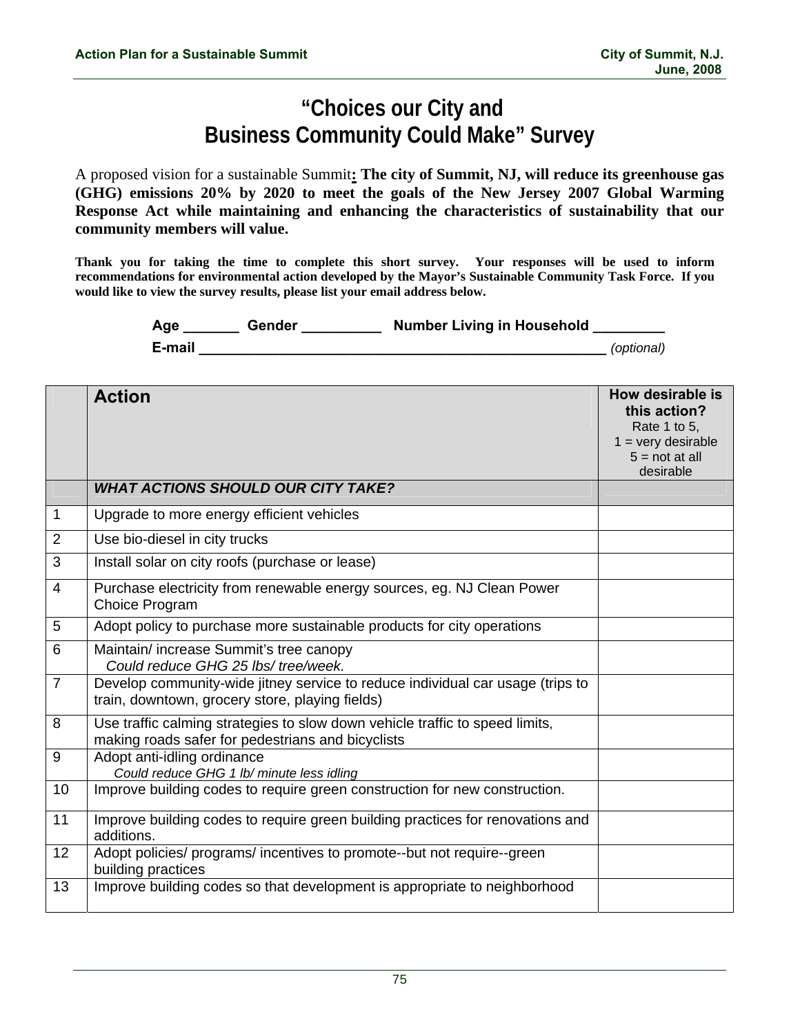# "Choices our City and Business Community Could Make" Survey

A proposed vision for a sustainable Summit**:** **The city of Summit, NJ, will reduce its greenhouse gas (GHG) emissions 20% by 2020 to meet the goals of the New Jersey 2007 Global Warming Response Act while maintaining and enhancing the characteristics of sustainability that our community members will value.**

**Thank you for taking the time to complete this short survey. Your responses will be used to inform recommendations for environmental action developed by the Mayor's Sustainable Community Task Force. If you would like to view the survey results, please list your email address below.**

**Age _______ Gender __________ Number Living in Household _________**

**E-mail ______________________________________________________** *(optional)*

| | **Action** | **How desirable is this action?** Rate 1 to 5, 1 = very desirable 5 = not at all desirable |
|---|---|---|
| | ***WHAT ACTIONS SHOULD OUR CITY TAKE?*** | |
| 1 | Upgrade to more energy efficient vehicles | |
| 2 | Use bio-diesel in city trucks | |
| 3 | Install solar on city roofs (purchase or lease) | |
| 4 | Purchase electricity from renewable energy sources, eg. NJ Clean Power Choice Program | |
| 5 | Adopt policy to purchase more sustainable products for city operations | |
| 6 | Maintain/ increase Summit's tree canopy *Could reduce GHG 25 lbs/ tree/week.* | |
| 7 | Develop community-wide jitney service to reduce individual car usage (trips to train, downtown, grocery store, playing fields) | |
| 8 | Use traffic calming strategies to slow down vehicle traffic to speed limits, making roads safer for pedestrians and bicyclists | |
| 9 | Adopt anti-idling ordinance *Could reduce GHG 1 lb/ minute less idling* | |
| 10 | Improve building codes to require green construction for new construction. | |
| 11 | Improve building codes to require green building practices for renovations and additions. | |
| 12 | Adopt policies/ programs/ incentives to promote--but not require--green building practices | |
| 13 | Improve building codes so that development is appropriate to neighborhood | |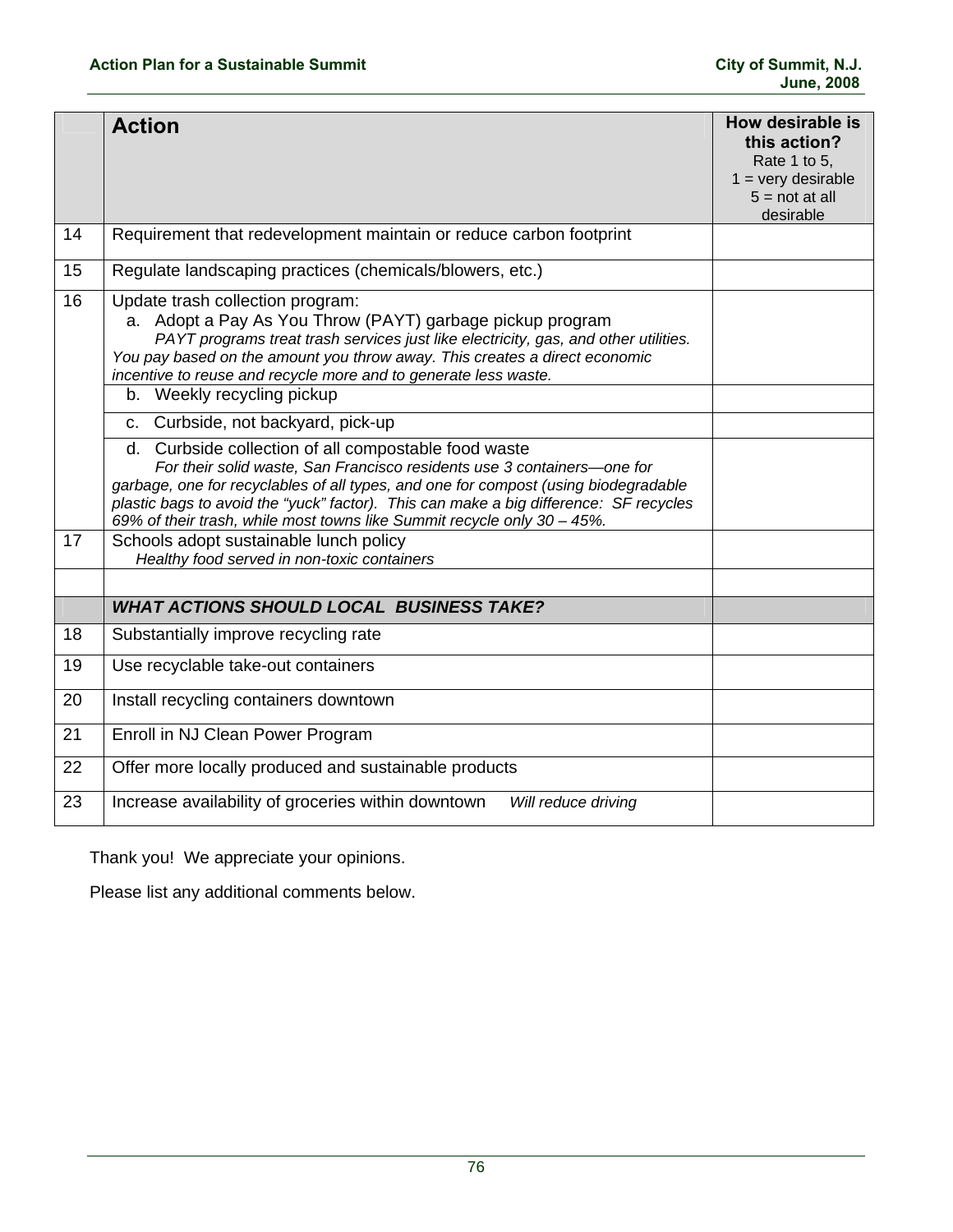| | Action | How desirable is this action? Rate 1 to 5, 1 = very desirable 5 = not at all desirable |
|---|---|---|
| 14 | Requirement that redevelopment maintain or reduce carbon footprint | |
| 15 | Regulate landscaping practices (chemicals/blowers, etc.) | |
| 16 | Update trash collection program: a. Adopt a Pay As You Throw (PAYT) garbage pickup program *PAYT programs treat trash services just like electricity, gas, and other utilities. You pay based on the amount you throw away. This creates a direct economic incentive to reuse and recycle more and to generate less waste.* | |
| | b. Weekly recycling pickup | |
| | c. Curbside, not backyard, pick-up | |
| | d. Curbside collection of all compostable food waste *For their solid waste, San Francisco residents use 3 containers—one for garbage, one for recyclables of all types, and one for compost (using biodegradable plastic bags to avoid the "yuck" factor). This can make a big difference: SF recycles 69% of their trash, while most towns like Summit recycle only 30 – 45%.* | |
| 17 | Schools adopt sustainable lunch policy *Healthy food served in non-toxic containers* | |
| | | |
| | ***WHAT ACTIONS SHOULD LOCAL BUSINESS TAKE?*** | |
| 18 | Substantially improve recycling rate | |
| 19 | Use recyclable take-out containers | |
| 20 | Install recycling containers downtown | |
| 21 | Enroll in NJ Clean Power Program | |
| 22 | Offer more locally produced and sustainable products | |
| 23 | Increase availability of groceries within downtown *Will reduce driving* | |

Thank you! We appreciate your opinions.

Please list any additional comments below.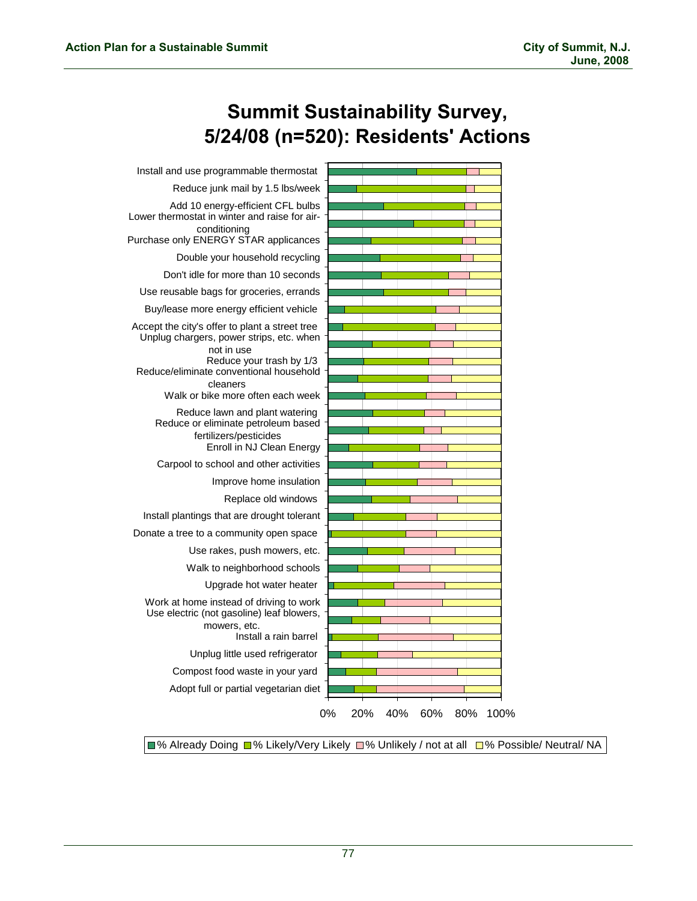# Summit Sustainability Survey, 5/24/08 (n=520): Residents' Actions

- Install and use programmable thermostat
- Reduce junk mail by 1.5 lbs/week
- Add 10 energy-efficient CFL bulbs
- Lower thermostat in winter and raise for air-conditioning
- Purchase only ENERGY STAR applicances
- Double your household recycling
- Don't idle for more than 10 seconds
- Use reusable bags for groceries, errands
- Buy/lease more energy efficient vehicle
- Accept the city's offer to plant a street tree
- Unplug chargers, power strips, etc. when not in use
- Reduce your trash by 1/3
- Reduce/eliminate conventional household cleaners
- Walk or bike more often each week
- Reduce lawn and plant watering
- Reduce or eliminate petroleum based fertilizers/pesticides
- Enroll in NJ Clean Energy
- Carpool to school and other activities
- Improve home insulation
- Replace old windows
- Install plantings that are drought tolerant
- Donate a tree to a community open space
- Use rakes, push mowers, etc.
- Walk to neighborhood schools
- Upgrade hot water heater
- Work at home instead of driving to work
- Use electric (not gasoline) leaf blowers, mowers, etc.
- Install a rain barrel
- Unplug little used refrigerator
- Compost food waste in your yard
- Adopt full or partial vegetarian diet

0% 20% 40% 60% 80% 100%

% Already Doing | % Likely/Very Likely | % Unlikely / not at all | % Possible/ Neutral/ NA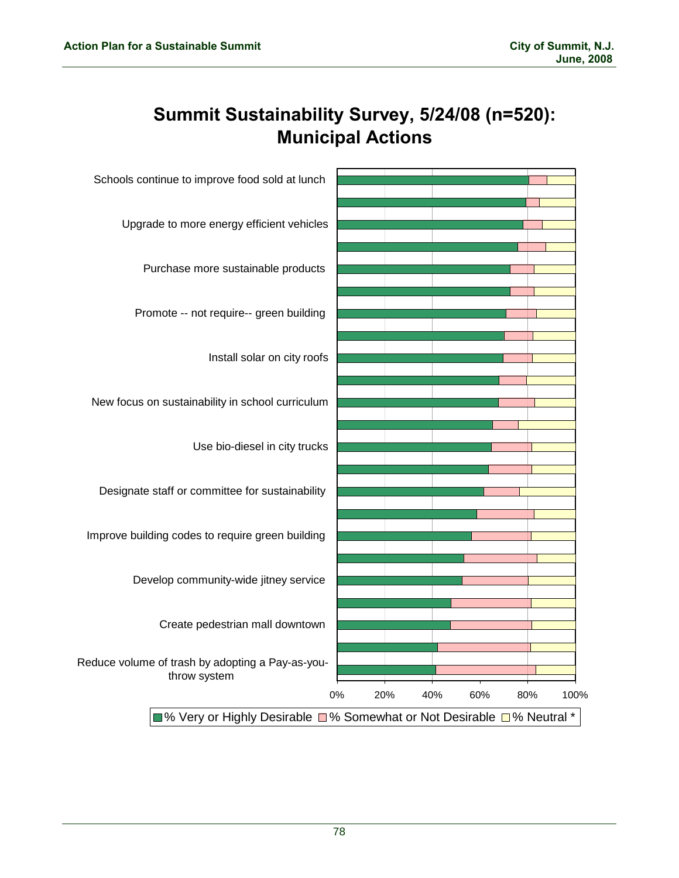# Summit Sustainability Survey, 5/24/08 (n=520): Municipal Actions

Schools continue to improve food sold at lunch

Upgrade to more energy efficient vehicles

Purchase more sustainable products

Promote -- not require-- green building

Install solar on city roofs

New focus on sustainability in school curriculum

Use bio-diesel in city trucks

Designate staff or committee for sustainability

Improve building codes to require green building

Develop community-wide jitney service

Create pedestrian mall downtown

Reduce volume of trash by adopting a Pay-as-you-throw system

0% 20% 40% 60% 80% 100%

% Very or Highly Desirable | % Somewhat or Not Desirable | % Neutral *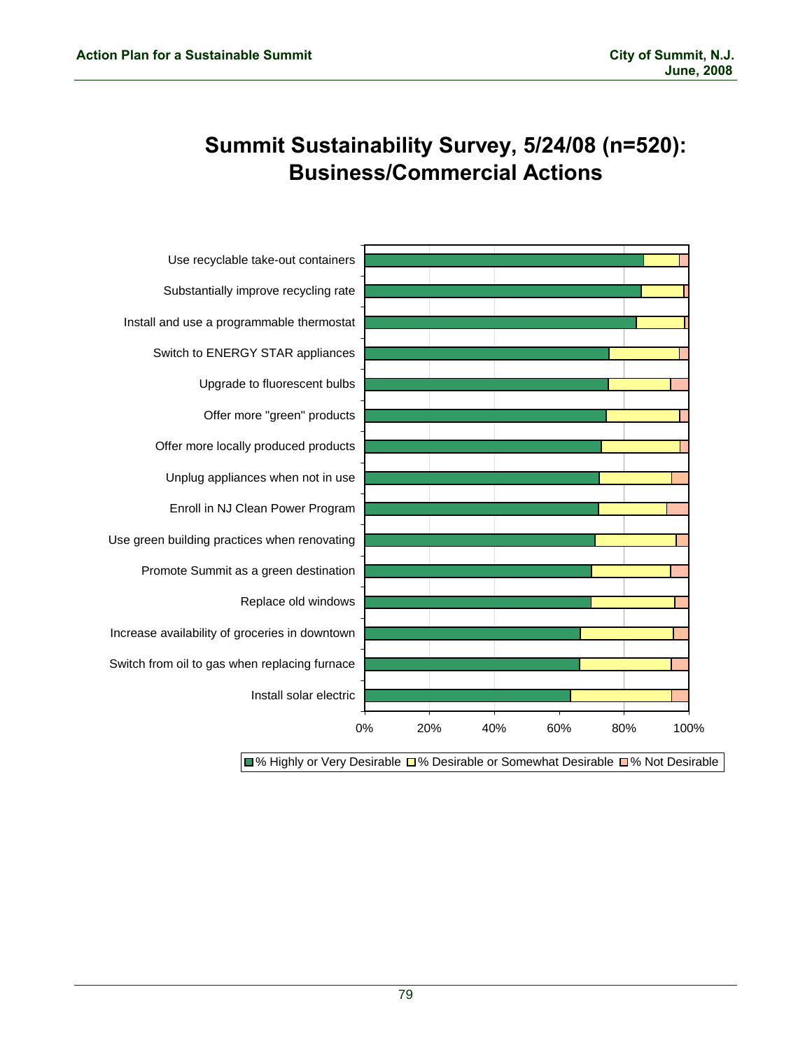# Summit Sustainability Survey, 5/24/08 (n=520): Business/Commercial Actions

Use recyclable take-out containers

Substantially improve recycling rate

Install and use a programmable thermostat

Switch to ENERGY STAR appliances

Upgrade to fluorescent bulbs

Offer more "green" products

Offer more locally produced products

Unplug appliances when not in use

Enroll in NJ Clean Power Program

Use green building practices when renovating

Promote Summit as a green destination

Replace old windows

Increase availability of groceries in downtown

Switch from oil to gas when replacing furnace

Install solar electric

0% 20% 40% 60% 80% 100%

% Highly or Very Desirable | % Desirable or Somewhat Desirable | % Not Desirable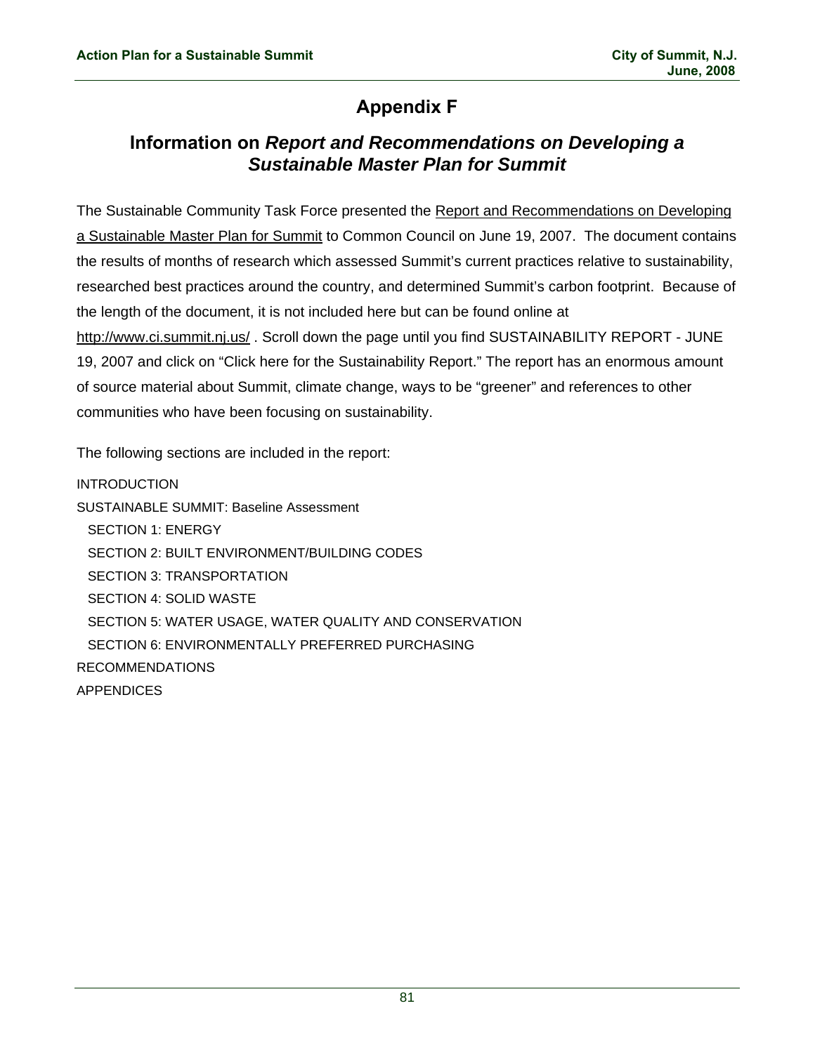# Appendix F

## Information on *Report and Recommendations on Developing a Sustainable Master Plan for Summit*

The Sustainable Community Task Force presented the Report and Recommendations on Developing a Sustainable Master Plan for Summit to Common Council on June 19, 2007. The document contains the results of months of research which assessed Summit's current practices relative to sustainability, researched best practices around the country, and determined Summit's carbon footprint. Because of the length of the document, it is not included here but can be found online at http://www.ci.summit.nj.us/ . Scroll down the page until you find SUSTAINABILITY REPORT - JUNE 19, 2007 and click on "Click here for the Sustainability Report." The report has an enormous amount of source material about Summit, climate change, ways to be "greener" and references to other communities who have been focusing on sustainability.

The following sections are included in the report:

INTRODUCTION

SUSTAINABLE SUMMIT: Baseline Assessment

- SECTION 1: ENERGY
- SECTION 2: BUILT ENVIRONMENT/BUILDING CODES
- SECTION 3: TRANSPORTATION
- SECTION 4: SOLID WASTE
- SECTION 5: WATER USAGE, WATER QUALITY AND CONSERVATION
- SECTION 6: ENVIRONMENTALLY PREFERRED PURCHASING

RECOMMENDATIONS

APPENDICES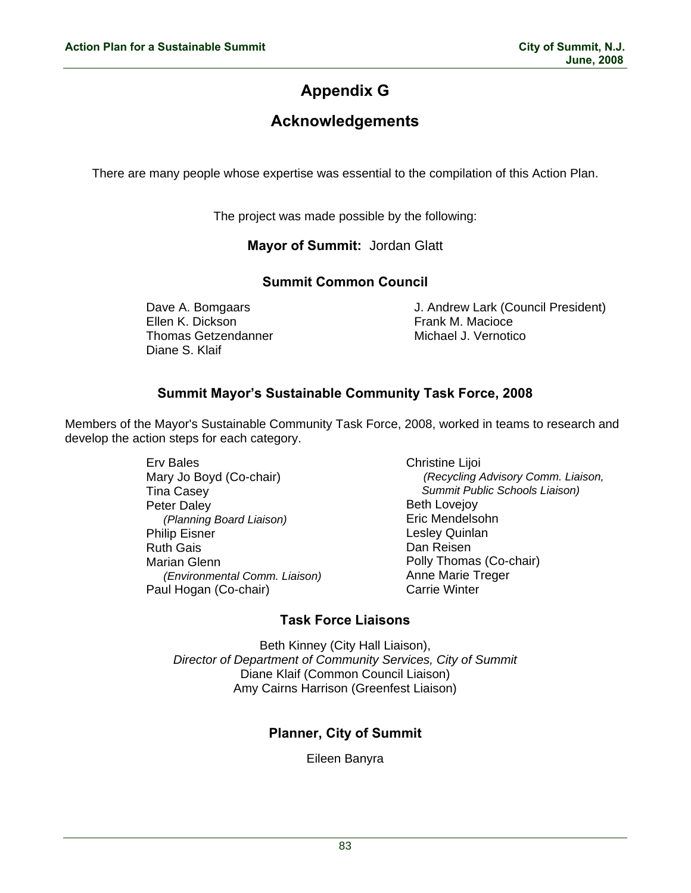# Appendix G

## Acknowledgements

There are many people whose expertise was essential to the compilation of this Action Plan.

The project was made possible by the following:

**Mayor of Summit:** Jordan Glatt

### Summit Common Council

Dave A. Bomgaars
Ellen K. Dickson
Thomas Getzendanner
Diane S. Klaif
J. Andrew Lark (Council President)
Frank M. Macioce
Michael J. Vernotico

### Summit Mayor's Sustainable Community Task Force, 2008

Members of the Mayor's Sustainable Community Task Force, 2008, worked in teams to research and develop the action steps for each category.

Erv Bales
Mary Jo Boyd (Co-chair)
Tina Casey
Peter Daley
*(Planning Board Liaison)*
Philip Eisner
Ruth Gais
Marian Glenn
*(Environmental Comm. Liaison)*
Paul Hogan (Co-chair)
Christine Lijoi
*(Recycling Advisory Comm. Liaison, Summit Public Schools Liaison)*
Beth Lovejoy
Eric Mendelsohn
Lesley Quinlan
Dan Reisen
Polly Thomas (Co-chair)
Anne Marie Treger
Carrie Winter

### Task Force Liaisons

Beth Kinney (City Hall Liaison),
*Director of Department of Community Services, City of Summit*
Diane Klaif (Common Council Liaison)
Amy Cairns Harrison (Greenfest Liaison)

### Planner, City of Summit

Eileen Banyra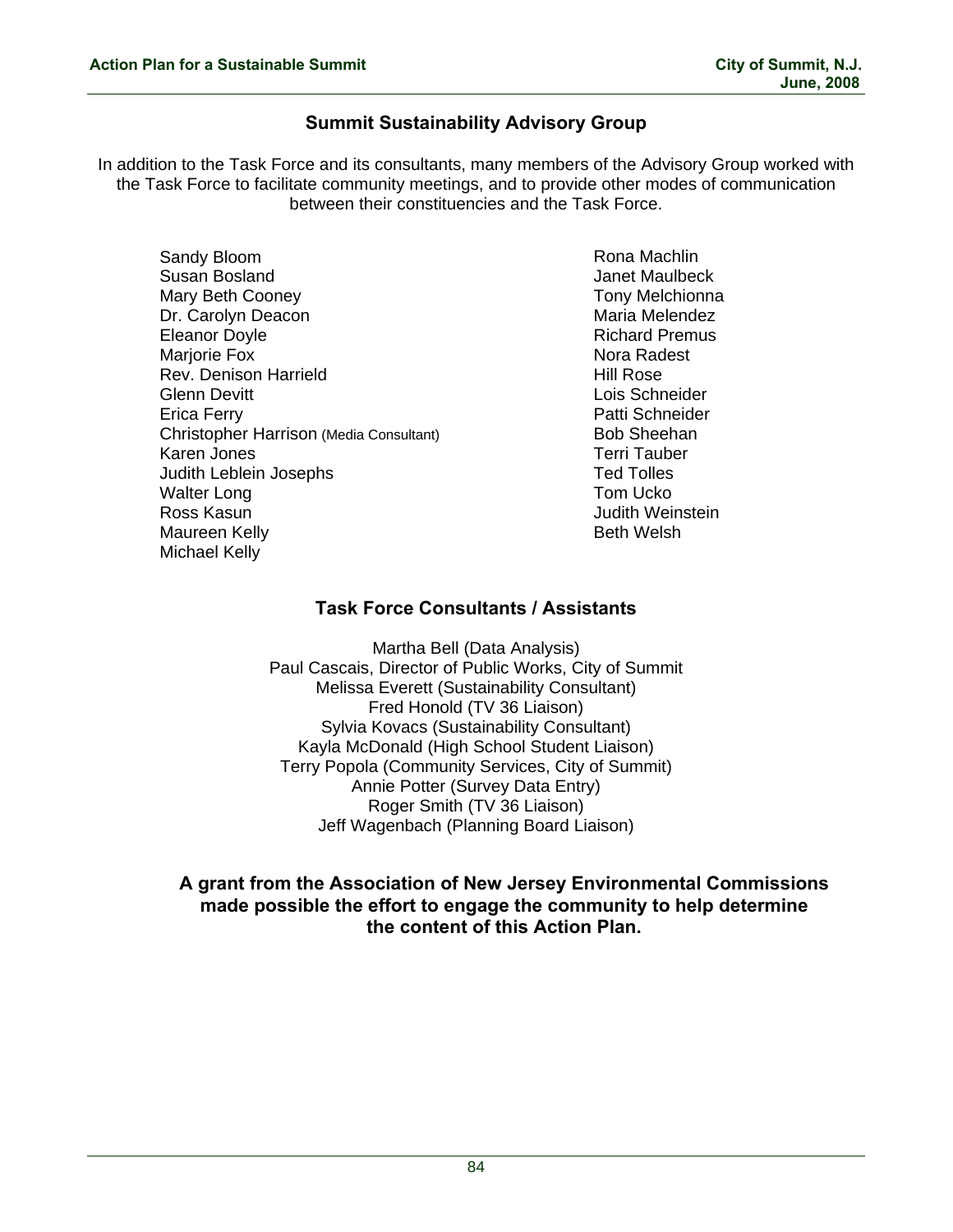## Summit Sustainability Advisory Group

In addition to the Task Force and its consultants, many members of the Advisory Group worked with the Task Force to facilitate community meetings, and to provide other modes of communication between their constituencies and the Task Force.

Sandy Bloom
Susan Bosland
Mary Beth Cooney
Dr. Carolyn Deacon
Eleanor Doyle
Marjorie Fox
Rev. Denison Harrield
Glenn Devitt
Erica Ferry
Christopher Harrison (Media Consultant)
Karen Jones
Judith Leblein Josephs
Walter Long
Ross Kasun
Maureen Kelly
Michael Kelly

Rona Machlin
Janet Maulbeck
Tony Melchionna
Maria Melendez
Richard Premus
Nora Radest
Hill Rose
Lois Schneider
Patti Schneider
Bob Sheehan
Terri Tauber
Ted Tolles
Tom Ucko
Judith Weinstein
Beth Welsh

## Task Force Consultants / Assistants

Martha Bell (Data Analysis)
Paul Cascais, Director of Public Works, City of Summit
Melissa Everett (Sustainability Consultant)
Fred Honold (TV 36 Liaison)
Sylvia Kovacs (Sustainability Consultant)
Kayla McDonald (High School Student Liaison)
Terry Popola (Community Services, City of Summit)
Annie Potter (Survey Data Entry)
Roger Smith (TV 36 Liaison)
Jeff Wagenbach (Planning Board Liaison)

**A grant from the Association of New Jersey Environmental Commissions made possible the effort to engage the community to help determine the content of this Action Plan.**